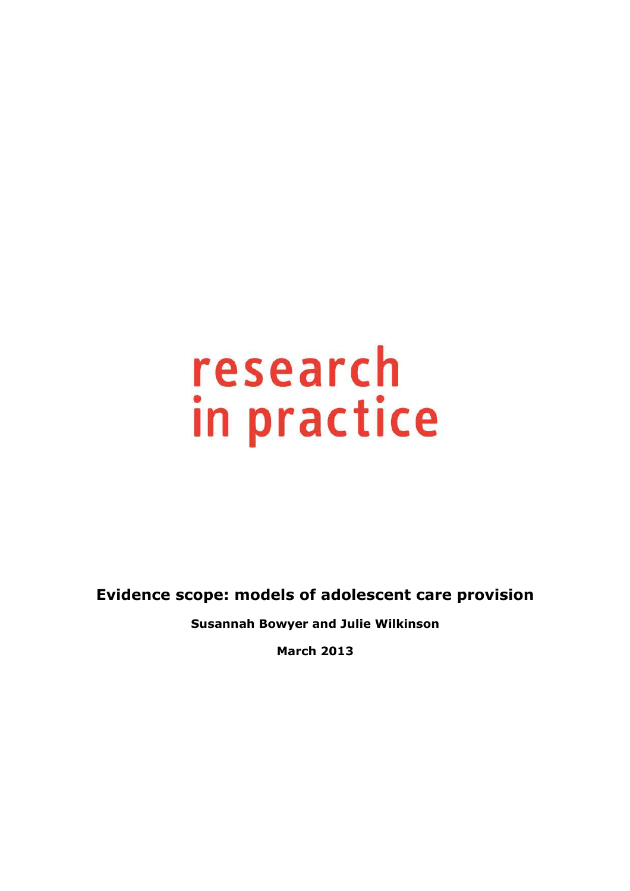research in practice

# Evidence scope: models of adolescent care provision

**Susannah Bowyer and Julie Wilkinson**

**March 2013**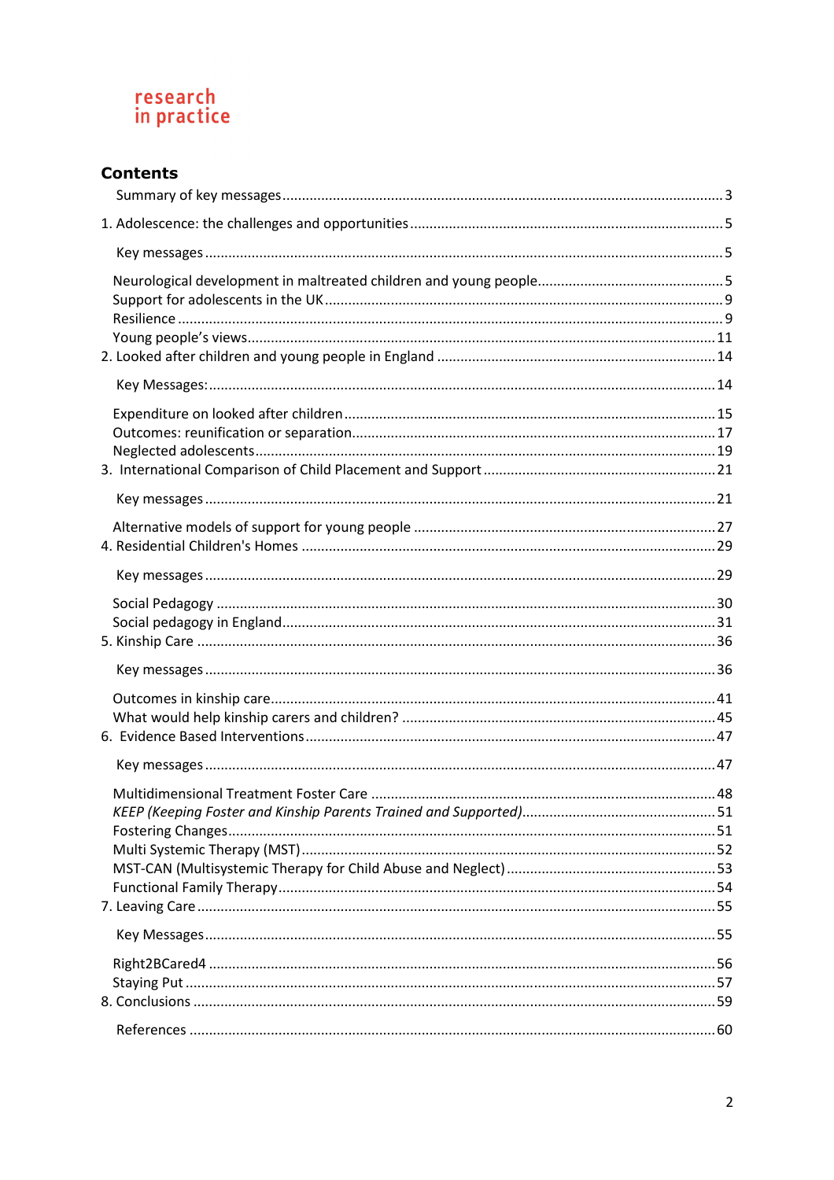research
in practice

## Contents

Summary of key messages ... 3

1. Adolescence: the challenges and opportunities ... 5

Key messages ... 5

Neurological development in maltreated children and young people ... 5
Support for adolescents in the UK ... 9
Resilience ... 9
Young people's views ... 11

2. Looked after children and young people in England ... 14

Key Messages: ... 14

Expenditure on looked after children ... 15
Outcomes: reunification or separation ... 17
Neglected adolescents ... 19

3. International Comparison of Child Placement and Support ... 21

Key messages ... 21

Alternative models of support for young people ... 27

4. Residential Children's Homes ... 29

Key messages ... 29

Social Pedagogy ... 30
Social pedagogy in England ... 31

5. Kinship Care ... 36

Key messages ... 36

Outcomes in kinship care ... 41
What would help kinship carers and children? ... 45

6. Evidence Based Interventions ... 47

Key messages ... 47

Multidimensional Treatment Foster Care ... 48
*KEEP (Keeping Foster and Kinship Parents Trained and Supported)* ... 51
Fostering Changes ... 51
Multi Systemic Therapy (MST) ... 52
MST-CAN (Multisystemic Therapy for Child Abuse and Neglect) ... 53
Functional Family Therapy ... 54

7. Leaving Care ... 55

Key Messages ... 55

Right2BCared4 ... 56
Staying Put ... 57

8. Conclusions ... 59

References ... 60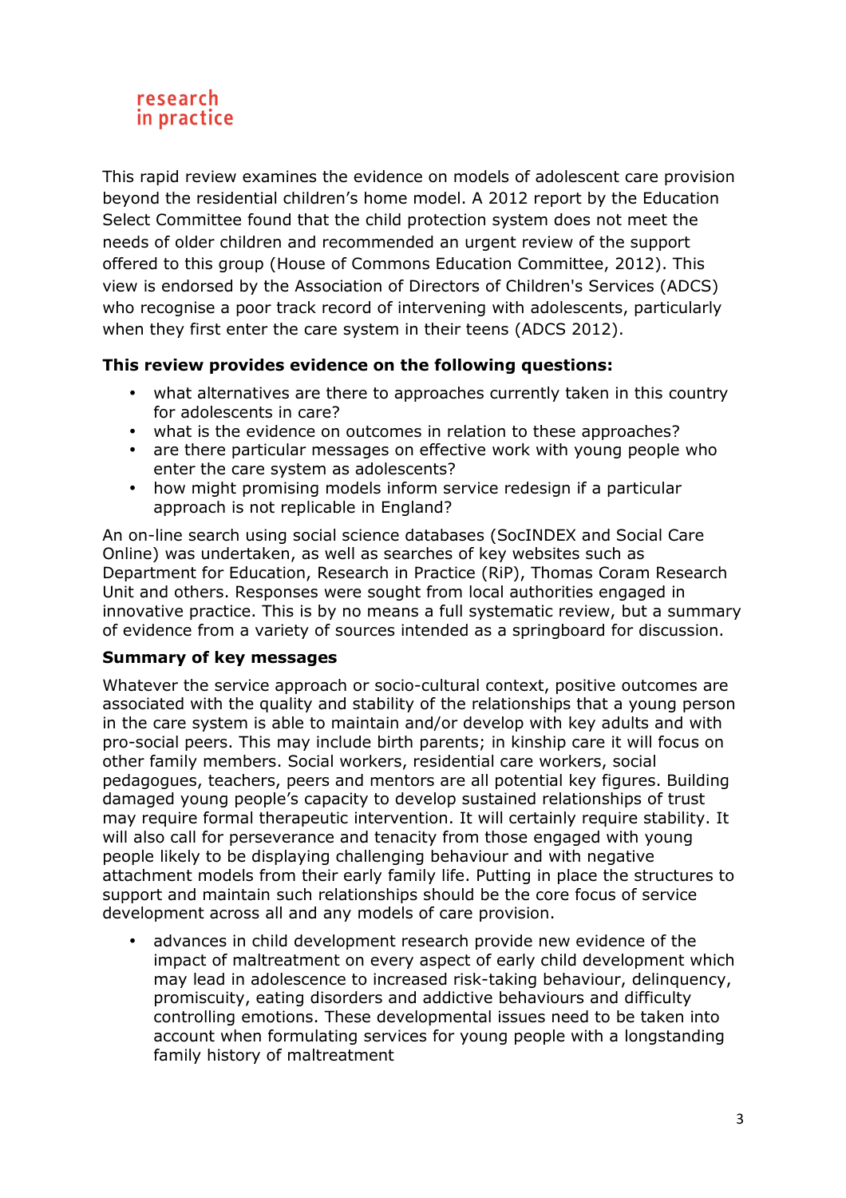research in practice

This rapid review examines the evidence on models of adolescent care provision beyond the residential children's home model. A 2012 report by the Education Select Committee found that the child protection system does not meet the needs of older children and recommended an urgent review of the support offered to this group (House of Commons Education Committee, 2012). This view is endorsed by the Association of Directors of Children's Services (ADCS) who recognise a poor track record of intervening with adolescents, particularly when they first enter the care system in their teens (ADCS 2012).

**This review provides evidence on the following questions:**

- what alternatives are there to approaches currently taken in this country for adolescents in care?
- what is the evidence on outcomes in relation to these approaches?
- are there particular messages on effective work with young people who enter the care system as adolescents?
- how might promising models inform service redesign if a particular approach is not replicable in England?

An on-line search using social science databases (SocINDEX and Social Care Online) was undertaken, as well as searches of key websites such as Department for Education, Research in Practice (RiP), Thomas Coram Research Unit and others. Responses were sought from local authorities engaged in innovative practice. This is by no means a full systematic review, but a summary of evidence from a variety of sources intended as a springboard for discussion.

**Summary of key messages**

Whatever the service approach or socio-cultural context, positive outcomes are associated with the quality and stability of the relationships that a young person in the care system is able to maintain and/or develop with key adults and with pro-social peers. This may include birth parents; in kinship care it will focus on other family members. Social workers, residential care workers, social pedagogues, teachers, peers and mentors are all potential key figures. Building damaged young people's capacity to develop sustained relationships of trust may require formal therapeutic intervention. It will certainly require stability. It will also call for perseverance and tenacity from those engaged with young people likely to be displaying challenging behaviour and with negative attachment models from their early family life. Putting in place the structures to support and maintain such relationships should be the core focus of service development across all and any models of care provision.

- advances in child development research provide new evidence of the impact of maltreatment on every aspect of early child development which may lead in adolescence to increased risk-taking behaviour, delinquency, promiscuity, eating disorders and addictive behaviours and difficulty controlling emotions. These developmental issues need to be taken into account when formulating services for young people with a longstanding family history of maltreatment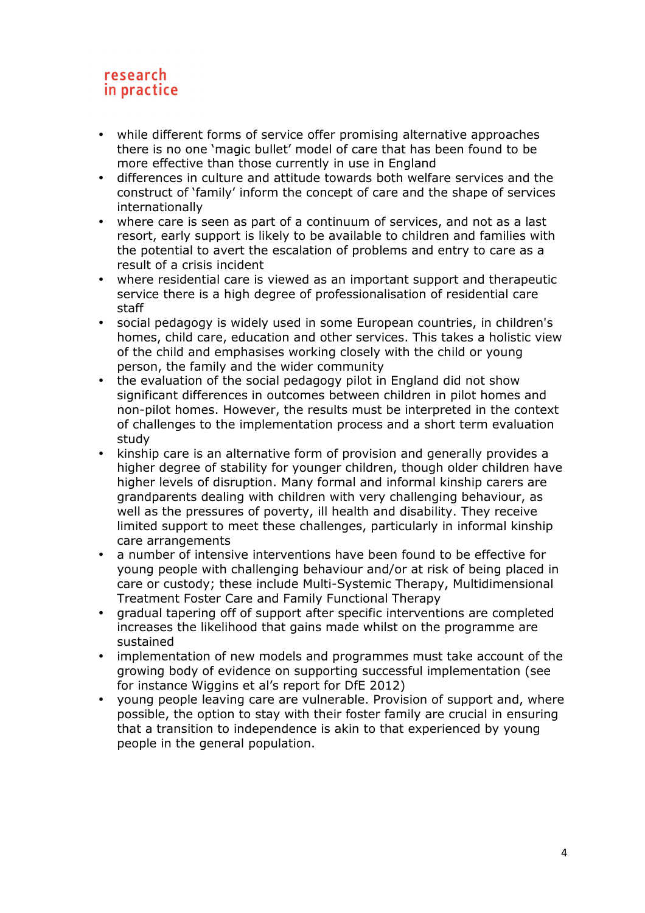- while different forms of service offer promising alternative approaches there is no one 'magic bullet' model of care that has been found to be more effective than those currently in use in England
- differences in culture and attitude towards both welfare services and the construct of 'family' inform the concept of care and the shape of services internationally
- where care is seen as part of a continuum of services, and not as a last resort, early support is likely to be available to children and families with the potential to avert the escalation of problems and entry to care as a result of a crisis incident
- where residential care is viewed as an important support and therapeutic service there is a high degree of professionalisation of residential care staff
- social pedagogy is widely used in some European countries, in children's homes, child care, education and other services. This takes a holistic view of the child and emphasises working closely with the child or young person, the family and the wider community
- the evaluation of the social pedagogy pilot in England did not show significant differences in outcomes between children in pilot homes and non-pilot homes. However, the results must be interpreted in the context of challenges to the implementation process and a short term evaluation study
- kinship care is an alternative form of provision and generally provides a higher degree of stability for younger children, though older children have higher levels of disruption. Many formal and informal kinship carers are grandparents dealing with children with very challenging behaviour, as well as the pressures of poverty, ill health and disability. They receive limited support to meet these challenges, particularly in informal kinship care arrangements
- a number of intensive interventions have been found to be effective for young people with challenging behaviour and/or at risk of being placed in care or custody; these include Multi-Systemic Therapy, Multidimensional Treatment Foster Care and Family Functional Therapy
- gradual tapering off of support after specific interventions are completed increases the likelihood that gains made whilst on the programme are sustained
- implementation of new models and programmes must take account of the growing body of evidence on supporting successful implementation (see for instance Wiggins et al's report for DfE 2012)
- young people leaving care are vulnerable. Provision of support and, where possible, the option to stay with their foster family are crucial in ensuring that a transition to independence is akin to that experienced by young people in the general population.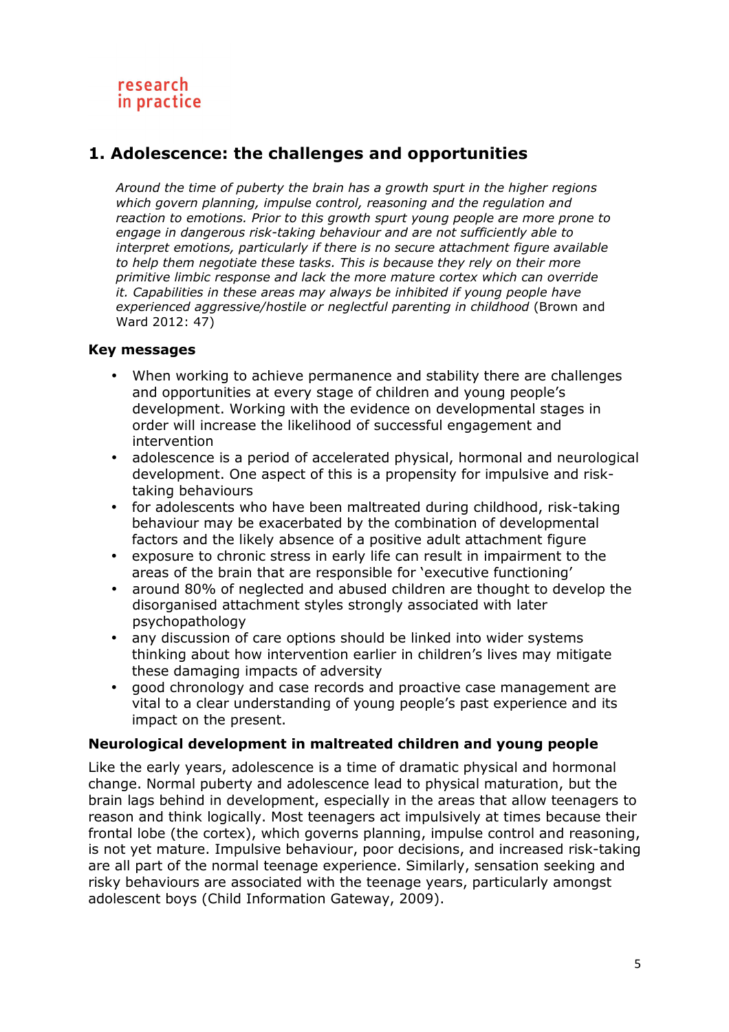# 1. Adolescence: the challenges and opportunities

> *Around the time of puberty the brain has a growth spurt in the higher regions which govern planning, impulse control, reasoning and the regulation and reaction to emotions. Prior to this growth spurt young people are more prone to engage in dangerous risk-taking behaviour and are not sufficiently able to interpret emotions, particularly if there is no secure attachment figure available to help them negotiate these tasks. This is because they rely on their more primitive limbic response and lack the more mature cortex which can override it. Capabilities in these areas may always be inhibited if young people have experienced aggressive/hostile or neglectful parenting in childhood* (Brown and Ward 2012: 47)

**Key messages**

- When working to achieve permanence and stability there are challenges and opportunities at every stage of children and young people's development. Working with the evidence on developmental stages in order will increase the likelihood of successful engagement and intervention
- adolescence is a period of accelerated physical, hormonal and neurological development. One aspect of this is a propensity for impulsive and risk-taking behaviours
- for adolescents who have been maltreated during childhood, risk-taking behaviour may be exacerbated by the combination of developmental factors and the likely absence of a positive adult attachment figure
- exposure to chronic stress in early life can result in impairment to the areas of the brain that are responsible for 'executive functioning'
- around 80% of neglected and abused children are thought to develop the disorganised attachment styles strongly associated with later psychopathology
- any discussion of care options should be linked into wider systems thinking about how intervention earlier in children's lives may mitigate these damaging impacts of adversity
- good chronology and case records and proactive case management are vital to a clear understanding of young people's past experience and its impact on the present.

**Neurological development in maltreated children and young people**

Like the early years, adolescence is a time of dramatic physical and hormonal change. Normal puberty and adolescence lead to physical maturation, but the brain lags behind in development, especially in the areas that allow teenagers to reason and think logically. Most teenagers act impulsively at times because their frontal lobe (the cortex), which governs planning, impulse control and reasoning, is not yet mature. Impulsive behaviour, poor decisions, and increased risk-taking are all part of the normal teenage experience. Similarly, sensation seeking and risky behaviours are associated with the teenage years, particularly amongst adolescent boys (Child Information Gateway, 2009).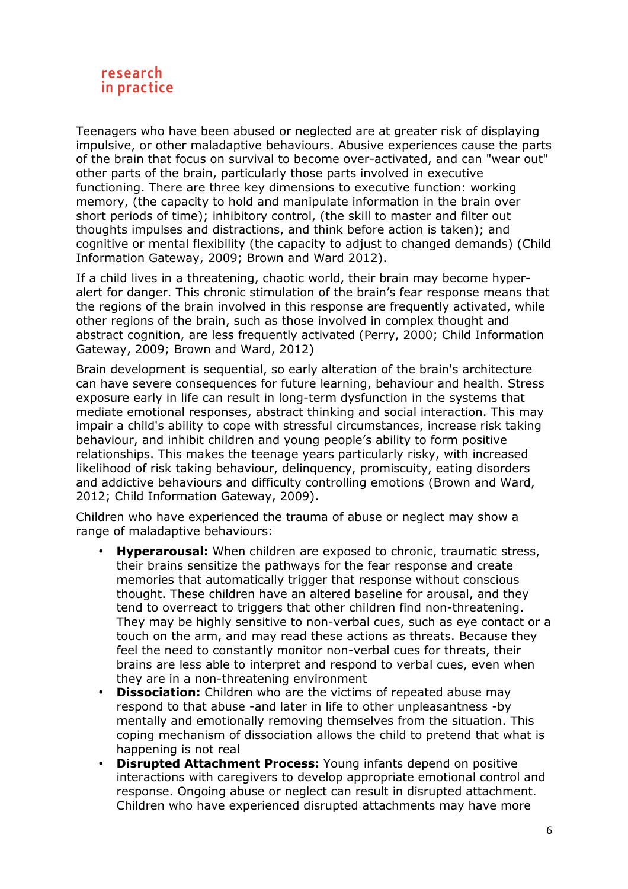Teenagers who have been abused or neglected are at greater risk of displaying impulsive, or other maladaptive behaviours. Abusive experiences cause the parts of the brain that focus on survival to become over-activated, and can "wear out" other parts of the brain, particularly those parts involved in executive functioning. There are three key dimensions to executive function: working memory, (the capacity to hold and manipulate information in the brain over short periods of time); inhibitory control, (the skill to master and filter out thoughts impulses and distractions, and think before action is taken); and cognitive or mental flexibility (the capacity to adjust to changed demands) (Child Information Gateway, 2009; Brown and Ward 2012).

If a child lives in a threatening, chaotic world, their brain may become hyper-alert for danger. This chronic stimulation of the brain's fear response means that the regions of the brain involved in this response are frequently activated, while other regions of the brain, such as those involved in complex thought and abstract cognition, are less frequently activated (Perry, 2000; Child Information Gateway, 2009; Brown and Ward, 2012)

Brain development is sequential, so early alteration of the brain's architecture can have severe consequences for future learning, behaviour and health. Stress exposure early in life can result in long-term dysfunction in the systems that mediate emotional responses, abstract thinking and social interaction. This may impair a child's ability to cope with stressful circumstances, increase risk taking behaviour, and inhibit children and young people's ability to form positive relationships. This makes the teenage years particularly risky, with increased likelihood of risk taking behaviour, delinquency, promiscuity, eating disorders and addictive behaviours and difficulty controlling emotions (Brown and Ward, 2012; Child Information Gateway, 2009).

Children who have experienced the trauma of abuse or neglect may show a range of maladaptive behaviours:

- **Hyperarousal:** When children are exposed to chronic, traumatic stress, their brains sensitize the pathways for the fear response and create memories that automatically trigger that response without conscious thought. These children have an altered baseline for arousal, and they tend to overreact to triggers that other children find non-threatening. They may be highly sensitive to non-verbal cues, such as eye contact or a touch on the arm, and may read these actions as threats. Because they feel the need to constantly monitor non-verbal cues for threats, their brains are less able to interpret and respond to verbal cues, even when they are in a non-threatening environment
- **Dissociation:** Children who are the victims of repeated abuse may respond to that abuse -and later in life to other unpleasantness -by mentally and emotionally removing themselves from the situation. This coping mechanism of dissociation allows the child to pretend that what is happening is not real
- **Disrupted Attachment Process:** Young infants depend on positive interactions with caregivers to develop appropriate emotional control and response. Ongoing abuse or neglect can result in disrupted attachment. Children who have experienced disrupted attachments may have more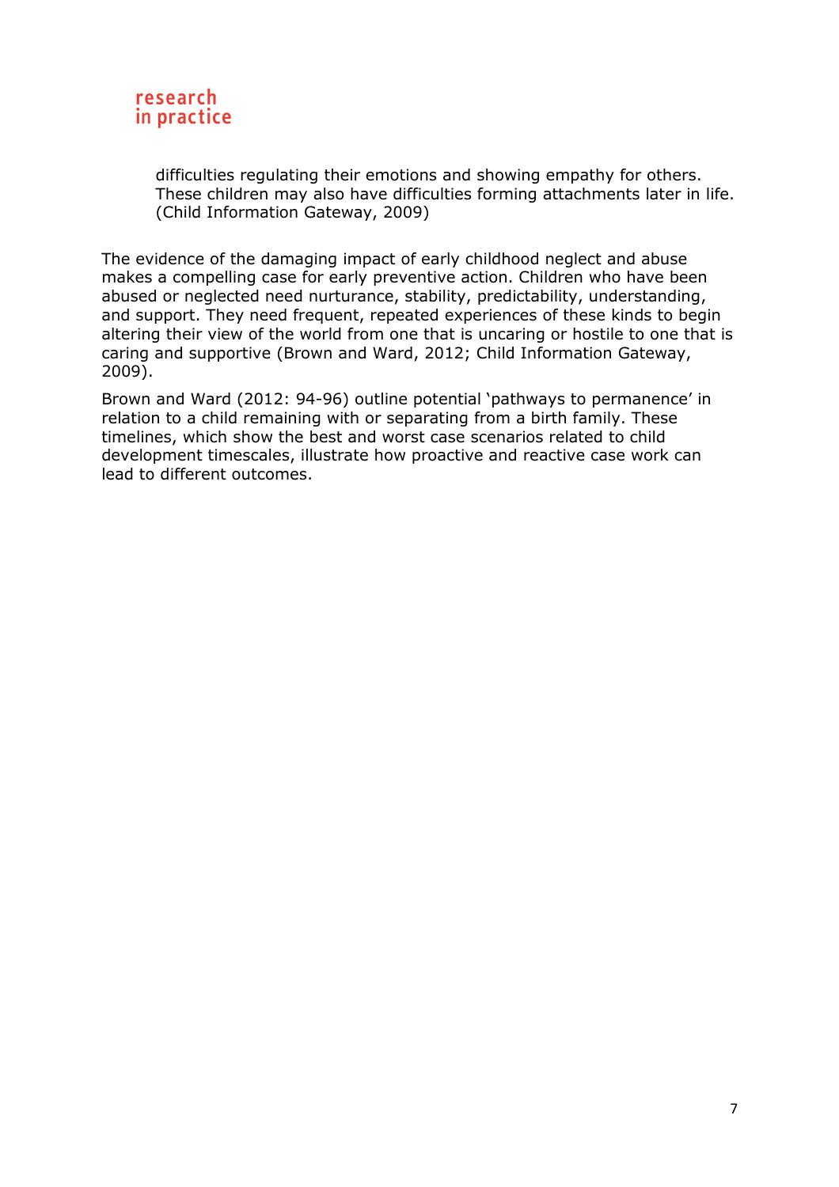> difficulties regulating their emotions and showing empathy for others. These children may also have difficulties forming attachments later in life. (Child Information Gateway, 2009)

The evidence of the damaging impact of early childhood neglect and abuse makes a compelling case for early preventive action. Children who have been abused or neglected need nurturance, stability, predictability, understanding, and support. They need frequent, repeated experiences of these kinds to begin altering their view of the world from one that is uncaring or hostile to one that is caring and supportive (Brown and Ward, 2012; Child Information Gateway, 2009).

Brown and Ward (2012: 94-96) outline potential 'pathways to permanence' in relation to a child remaining with or separating from a birth family. These timelines, which show the best and worst case scenarios related to child development timescales, illustrate how proactive and reactive case work can lead to different outcomes.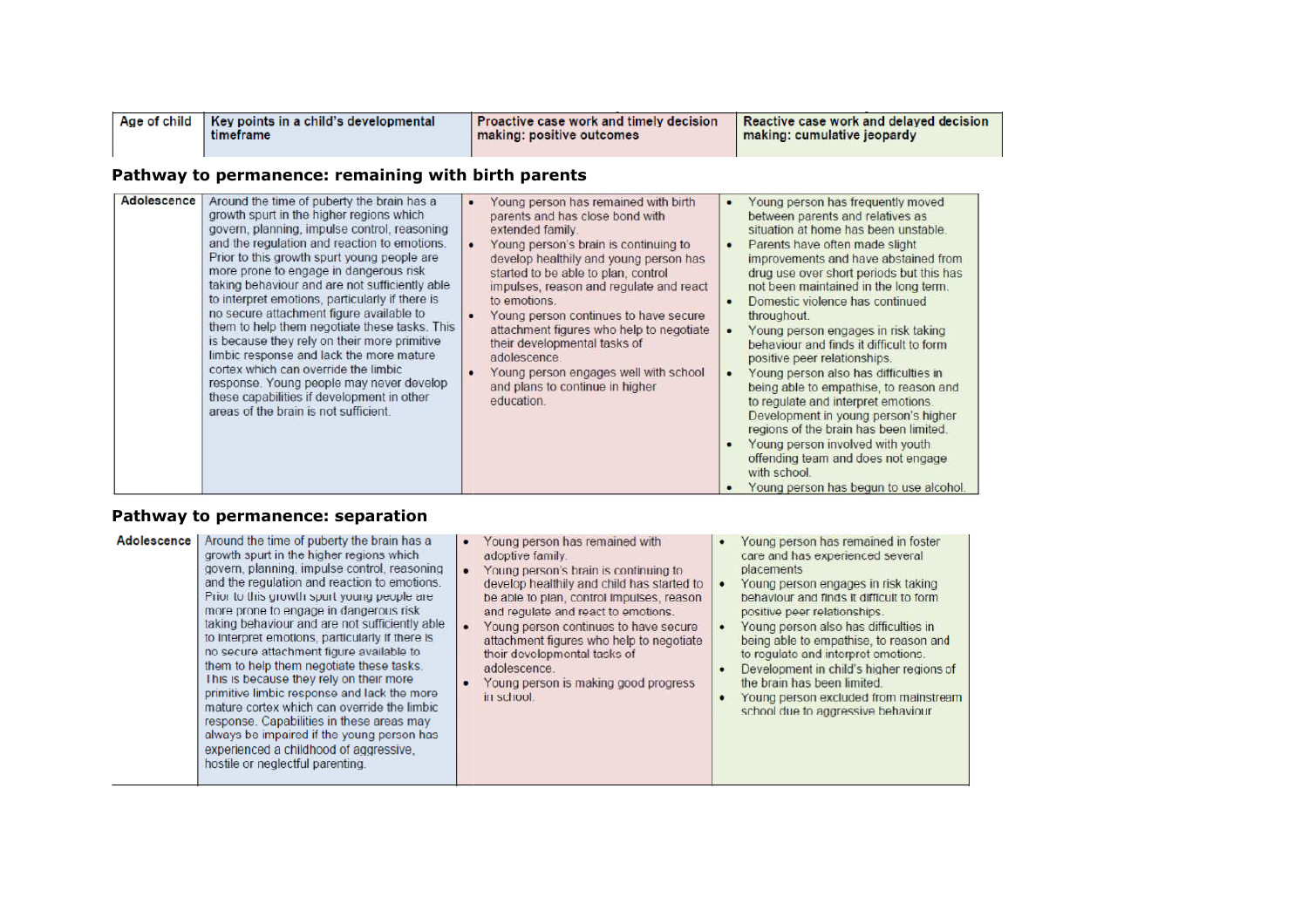| Age of child | Key points in a child's developmental timeframe | Proactive case work and timely decision making: positive outcomes | Reactive case work and delayed decision making: cumulative jeopardy |
|---|---|---|---|

**Pathway to permanence: remaining with birth parents**

| Adolescence | Around the time of puberty the brain has a growth spurt in the higher regions which govern, planning, impulse control, reasoning and the regulation and reaction to emotions. Prior to this growth spurt young people are more prone to engage in dangerous risk taking behaviour and are not sufficiently able to interpret emotions, particularly if there is no secure attachment figure available to them to help them negotiate these tasks. This is because they rely on their more primitive limbic response and lack the more mature cortex which can override the limbic response. Young people may never develop these capabilities if development in other areas of the brain is not sufficient. | • Young person has remained with birth parents and has close bond with extended family.<br>• Young person's brain is continuing to develop healthily and young person has started to be able to plan, control impulses, reason and regulate and react to emotions.<br>• Young person continues to have secure attachment figures who help to negotiate their developmental tasks of adolescence.<br>• Young person engages well with school and plans to continue in higher education. | • Young person has frequently moved between parents and relatives as situation at home has been unstable.<br>• Parents have often made slight improvements and have abstained from drug use over short periods but this has not been maintained in the long term.<br>• Domestic violence has continued throughout.<br>• Young person engages in risk taking behaviour and finds it difficult to form positive peer relationships.<br>• Young person also has difficulties in being able to empathise, to reason and to regulate and interpret emotions. Development in young person's higher regions of the brain has been limited.<br>• Young person involved with youth offending team and does not engage with school.<br>• Young person has begun to use alcohol. |
|---|---|---|---|

**Pathway to permanence: separation**

| Adolescence | Around the time of puberty the brain has a growth spurt in the higher regions which govern, planning, impulse control, reasoning and the regulation and reaction to emotions. Prior to this growth spurt young people are more prone to engage in dangerous risk taking behaviour and are not sufficiently able to interpret emotions, particularly if there is no secure attachment figure available to them to help them negotiate these tasks. This is because they rely on their more primitive limbic response and lack the more mature cortex which can override the limbic response. Capabilities in these areas may always be impaired if the young person has experienced a childhood of aggressive, hostile or neglectful parenting. | • Young person has remained with adoptive family.<br>• Young person's brain is continuing to develop healthily and child has started to be able to plan, control impulses, reason and regulate and react to emotions.<br>• Young person continues to have secure attachment figures who help to negotiate their developmental tasks of adolescence.<br>• Young person is making good progress in school. | • Young person has remained in foster care and has experienced several placements<br>• Young person engages in risk taking behaviour and finds it difficult to form positive peer relationships.<br>• Young person also has difficulties in being able to empathise, to reason and to regulate and interpret emotions.<br>• Development in child's higher regions of the brain has been limited.<br>• Young person excluded from mainstream school due to aggressive behaviour |
|---|---|---|---|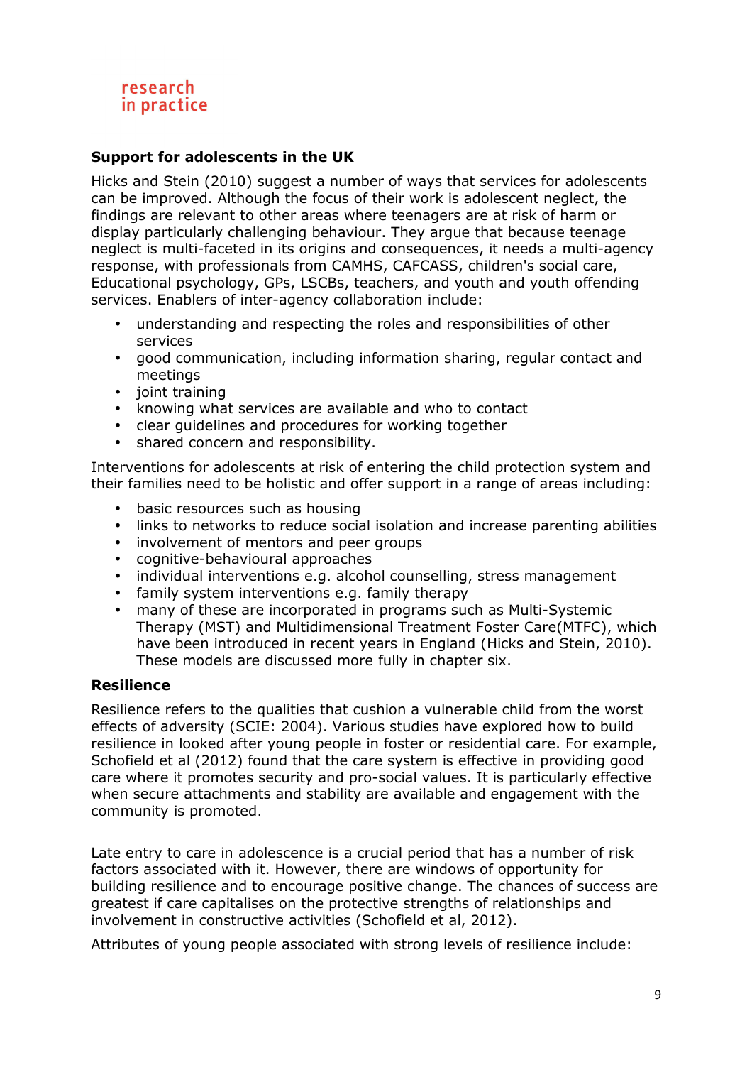## Support for adolescents in the UK

Hicks and Stein (2010) suggest a number of ways that services for adolescents can be improved. Although the focus of their work is adolescent neglect, the findings are relevant to other areas where teenagers are at risk of harm or display particularly challenging behaviour. They argue that because teenage neglect is multi-faceted in its origins and consequences, it needs a multi-agency response, with professionals from CAMHS, CAFCASS, children's social care, Educational psychology, GPs, LSCBs, teachers, and youth and youth offending services. Enablers of inter-agency collaboration include:

- understanding and respecting the roles and responsibilities of other services
- good communication, including information sharing, regular contact and meetings
- joint training
- knowing what services are available and who to contact
- clear guidelines and procedures for working together
- shared concern and responsibility.

Interventions for adolescents at risk of entering the child protection system and their families need to be holistic and offer support in a range of areas including:

- basic resources such as housing
- links to networks to reduce social isolation and increase parenting abilities
- involvement of mentors and peer groups
- cognitive-behavioural approaches
- individual interventions e.g. alcohol counselling, stress management
- family system interventions e.g. family therapy
- many of these are incorporated in programs such as Multi-Systemic Therapy (MST) and Multidimensional Treatment Foster Care(MTFC), which have been introduced in recent years in England (Hicks and Stein, 2010). These models are discussed more fully in chapter six.

## Resilience

Resilience refers to the qualities that cushion a vulnerable child from the worst effects of adversity (SCIE: 2004). Various studies have explored how to build resilience in looked after young people in foster or residential care. For example, Schofield et al (2012) found that the care system is effective in providing good care where it promotes security and pro-social values. It is particularly effective when secure attachments and stability are available and engagement with the community is promoted.

Late entry to care in adolescence is a crucial period that has a number of risk factors associated with it. However, there are windows of opportunity for building resilience and to encourage positive change. The chances of success are greatest if care capitalises on the protective strengths of relationships and involvement in constructive activities (Schofield et al, 2012).

Attributes of young people associated with strong levels of resilience include: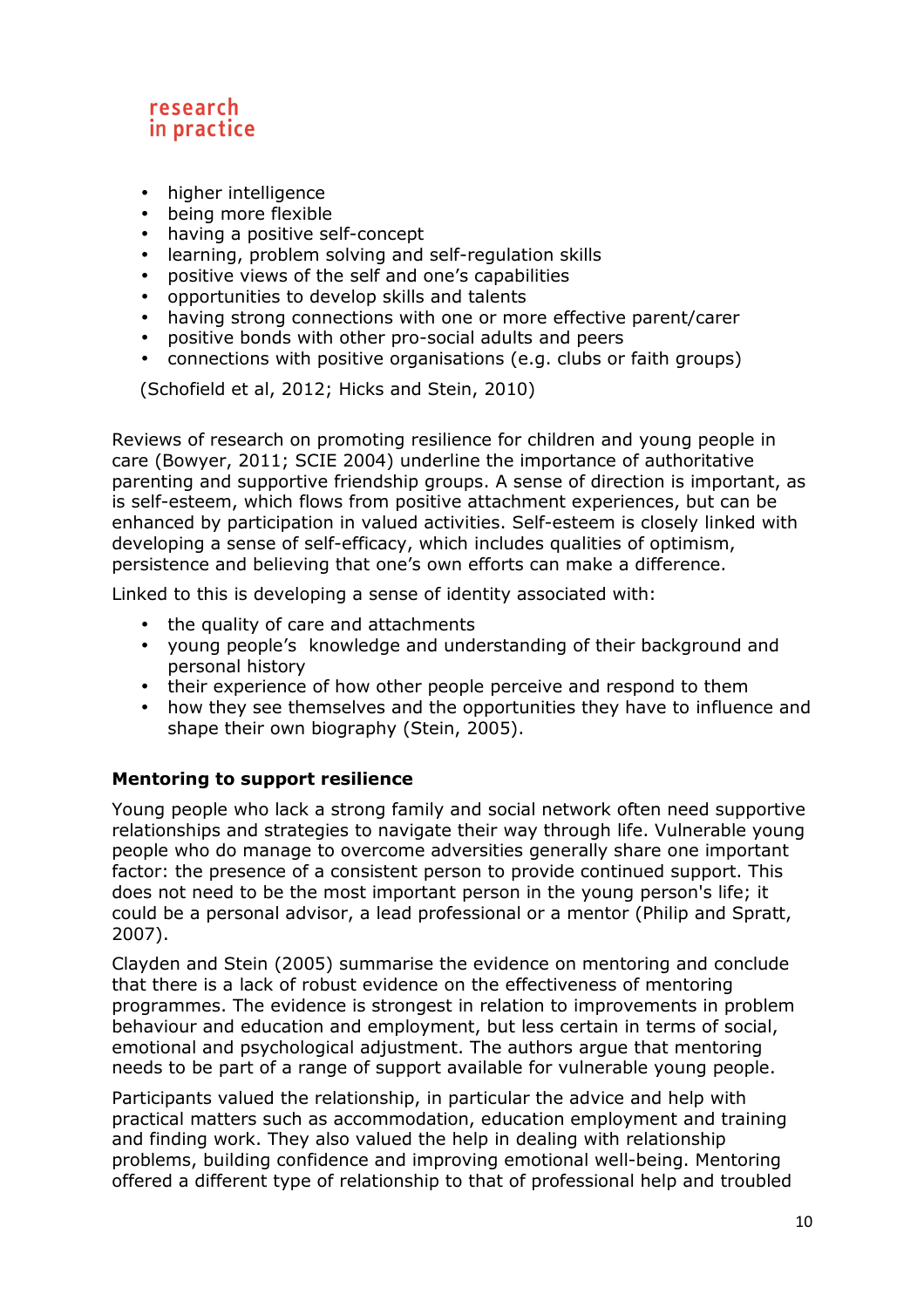- higher intelligence
- being more flexible
- having a positive self-concept
- learning, problem solving and self-regulation skills
- positive views of the self and one's capabilities
- opportunities to develop skills and talents
- having strong connections with one or more effective parent/carer
- positive bonds with other pro-social adults and peers
- connections with positive organisations (e.g. clubs or faith groups)

(Schofield et al, 2012; Hicks and Stein, 2010)

Reviews of research on promoting resilience for children and young people in care (Bowyer, 2011; SCIE 2004) underline the importance of authoritative parenting and supportive friendship groups. A sense of direction is important, as is self-esteem, which flows from positive attachment experiences, but can be enhanced by participation in valued activities. Self-esteem is closely linked with developing a sense of self-efficacy, which includes qualities of optimism, persistence and believing that one's own efforts can make a difference.

Linked to this is developing a sense of identity associated with:

- the quality of care and attachments
- young people's knowledge and understanding of their background and personal history
- their experience of how other people perceive and respond to them
- how they see themselves and the opportunities they have to influence and shape their own biography (Stein, 2005).

**Mentoring to support resilience**

Young people who lack a strong family and social network often need supportive relationships and strategies to navigate their way through life. Vulnerable young people who do manage to overcome adversities generally share one important factor: the presence of a consistent person to provide continued support. This does not need to be the most important person in the young person's life; it could be a personal advisor, a lead professional or a mentor (Philip and Spratt, 2007).

Clayden and Stein (2005) summarise the evidence on mentoring and conclude that there is a lack of robust evidence on the effectiveness of mentoring programmes. The evidence is strongest in relation to improvements in problem behaviour and education and employment, but less certain in terms of social, emotional and psychological adjustment. The authors argue that mentoring needs to be part of a range of support available for vulnerable young people.

Participants valued the relationship, in particular the advice and help with practical matters such as accommodation, education employment and training and finding work. They also valued the help in dealing with relationship problems, building confidence and improving emotional well-being. Mentoring offered a different type of relationship to that of professional help and troubled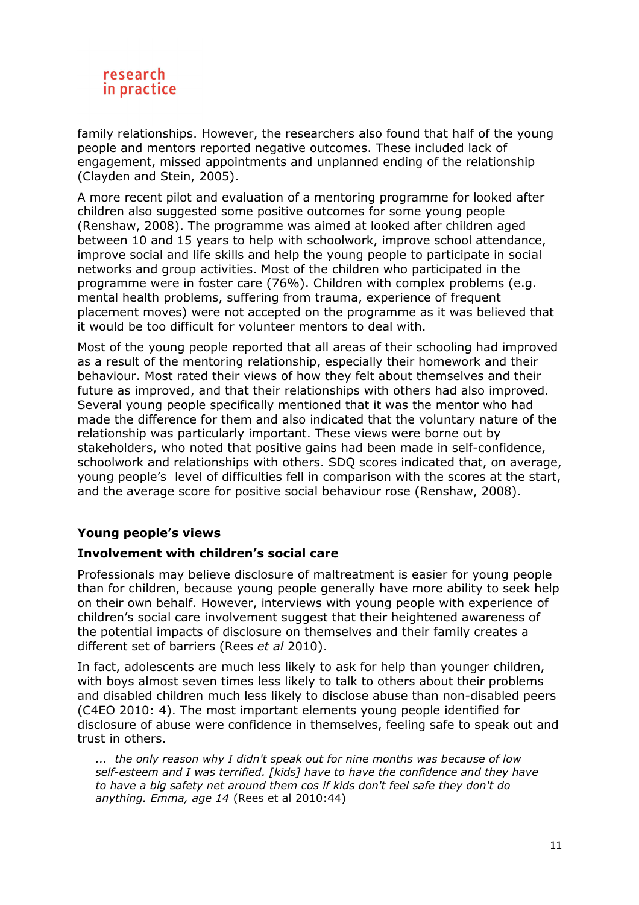family relationships. However, the researchers also found that half of the young people and mentors reported negative outcomes. These included lack of engagement, missed appointments and unplanned ending of the relationship (Clayden and Stein, 2005).

A more recent pilot and evaluation of a mentoring programme for looked after children also suggested some positive outcomes for some young people (Renshaw, 2008). The programme was aimed at looked after children aged between 10 and 15 years to help with schoolwork, improve school attendance, improve social and life skills and help the young people to participate in social networks and group activities. Most of the children who participated in the programme were in foster care (76%). Children with complex problems (e.g. mental health problems, suffering from trauma, experience of frequent placement moves) were not accepted on the programme as it was believed that it would be too difficult for volunteer mentors to deal with.

Most of the young people reported that all areas of their schooling had improved as a result of the mentoring relationship, especially their homework and their behaviour. Most rated their views of how they felt about themselves and their future as improved, and that their relationships with others had also improved. Several young people specifically mentioned that it was the mentor who had made the difference for them and also indicated that the voluntary nature of the relationship was particularly important. These views were borne out by stakeholders, who noted that positive gains had been made in self-confidence, schoolwork and relationships with others. SDQ scores indicated that, on average, young people's level of difficulties fell in comparison with the scores at the start, and the average score for positive social behaviour rose (Renshaw, 2008).

### Young people's views

#### Involvement with children's social care

Professionals may believe disclosure of maltreatment is easier for young people than for children, because young people generally have more ability to seek help on their own behalf. However, interviews with young people with experience of children's social care involvement suggest that their heightened awareness of the potential impacts of disclosure on themselves and their family creates a different set of barriers (Rees *et al* 2010).

In fact, adolescents are much less likely to ask for help than younger children, with boys almost seven times less likely to talk to others about their problems and disabled children much less likely to disclose abuse than non-disabled peers (C4EO 2010: 4). The most important elements young people identified for disclosure of abuse were confidence in themselves, feeling safe to speak out and trust in others.

> *... the only reason why I didn't speak out for nine months was because of low self-esteem and I was terrified. [kids] have to have the confidence and they have to have a big safety net around them cos if kids don't feel safe they don't do anything. Emma, age 14* (Rees et al 2010:44)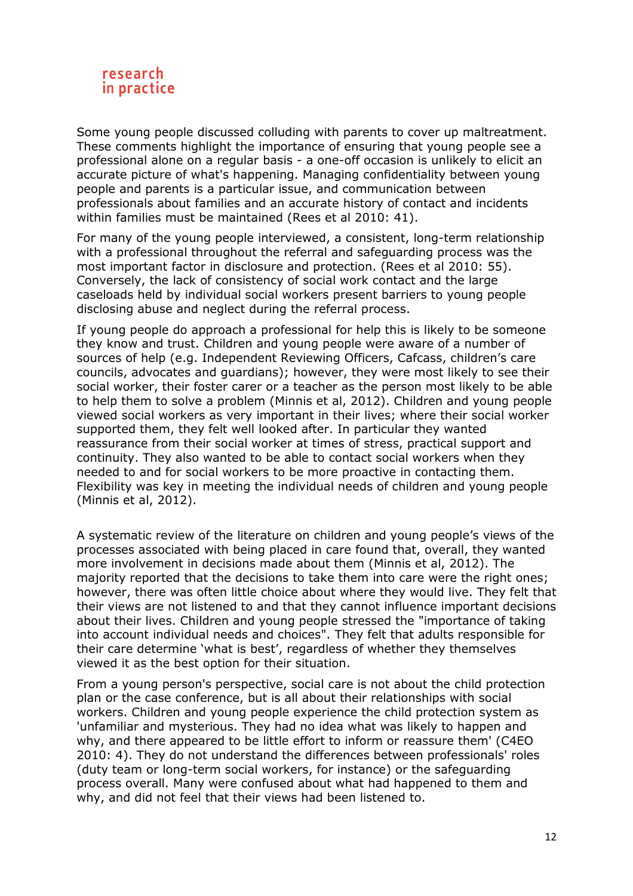Some young people discussed colluding with parents to cover up maltreatment. These comments highlight the importance of ensuring that young people see a professional alone on a regular basis - a one-off occasion is unlikely to elicit an accurate picture of what's happening. Managing confidentiality between young people and parents is a particular issue, and communication between professionals about families and an accurate history of contact and incidents within families must be maintained (Rees et al 2010: 41).

For many of the young people interviewed, a consistent, long-term relationship with a professional throughout the referral and safeguarding process was the most important factor in disclosure and protection. (Rees et al 2010: 55). Conversely, the lack of consistency of social work contact and the large caseloads held by individual social workers present barriers to young people disclosing abuse and neglect during the referral process.

If young people do approach a professional for help this is likely to be someone they know and trust. Children and young people were aware of a number of sources of help (e.g. Independent Reviewing Officers, Cafcass, children's care councils, advocates and guardians); however, they were most likely to see their social worker, their foster carer or a teacher as the person most likely to be able to help them to solve a problem (Minnis et al, 2012). Children and young people viewed social workers as very important in their lives; where their social worker supported them, they felt well looked after. In particular they wanted reassurance from their social worker at times of stress, practical support and continuity. They also wanted to be able to contact social workers when they needed to and for social workers to be more proactive in contacting them. Flexibility was key in meeting the individual needs of children and young people (Minnis et al, 2012).

A systematic review of the literature on children and young people's views of the processes associated with being placed in care found that, overall, they wanted more involvement in decisions made about them (Minnis et al, 2012). The majority reported that the decisions to take them into care were the right ones; however, there was often little choice about where they would live. They felt that their views are not listened to and that they cannot influence important decisions about their lives. Children and young people stressed the "importance of taking into account individual needs and choices". They felt that adults responsible for their care determine 'what is best', regardless of whether they themselves viewed it as the best option for their situation.

From a young person's perspective, social care is not about the child protection plan or the case conference, but is all about their relationships with social workers. Children and young people experience the child protection system as 'unfamiliar and mysterious. They had no idea what was likely to happen and why, and there appeared to be little effort to inform or reassure them' (C4EO 2010: 4). They do not understand the differences between professionals' roles (duty team or long-term social workers, for instance) or the safeguarding process overall. Many were confused about what had happened to them and why, and did not feel that their views had been listened to.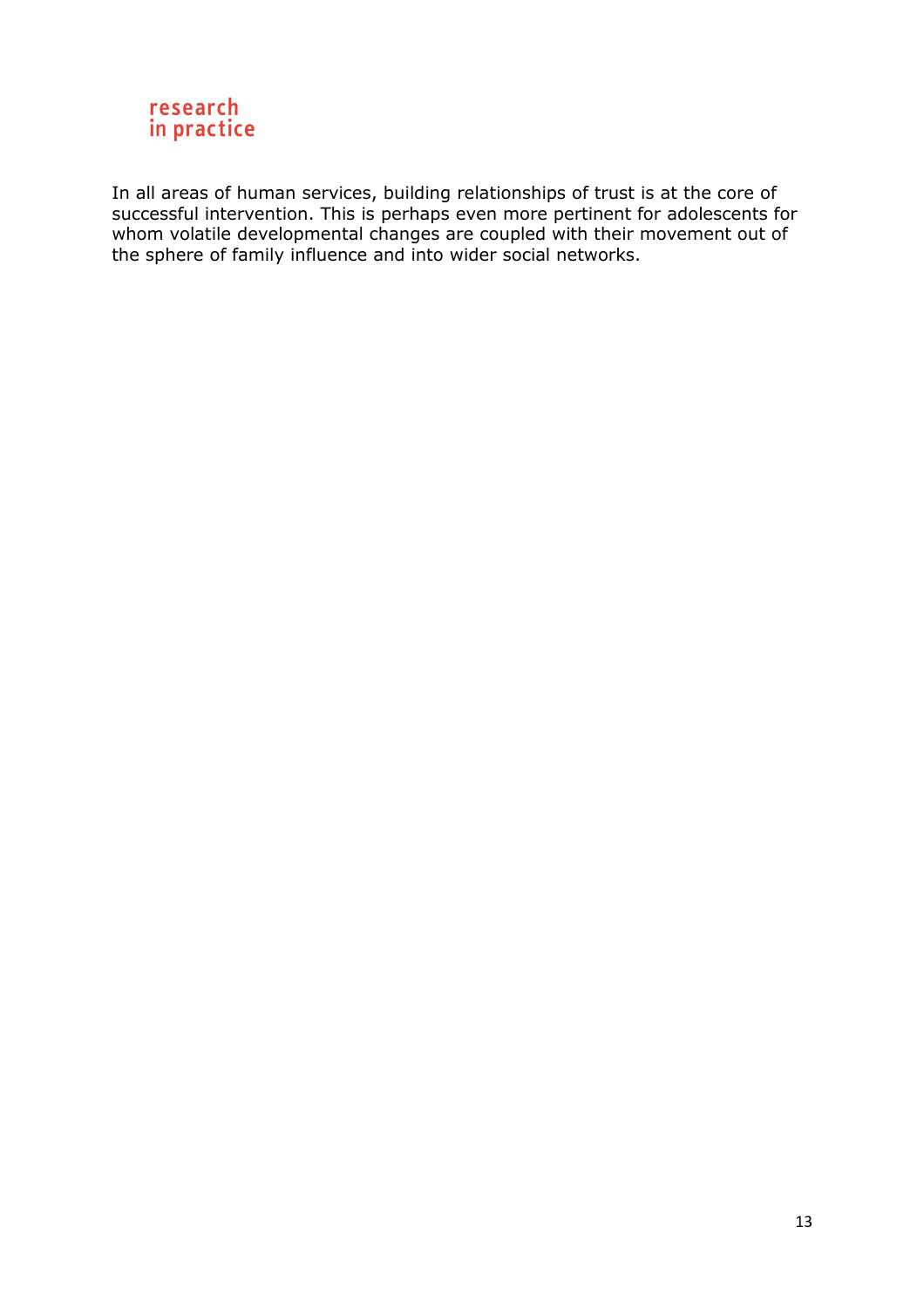In all areas of human services, building relationships of trust is at the core of successful intervention. This is perhaps even more pertinent for adolescents for whom volatile developmental changes are coupled with their movement out of the sphere of family influence and into wider social networks.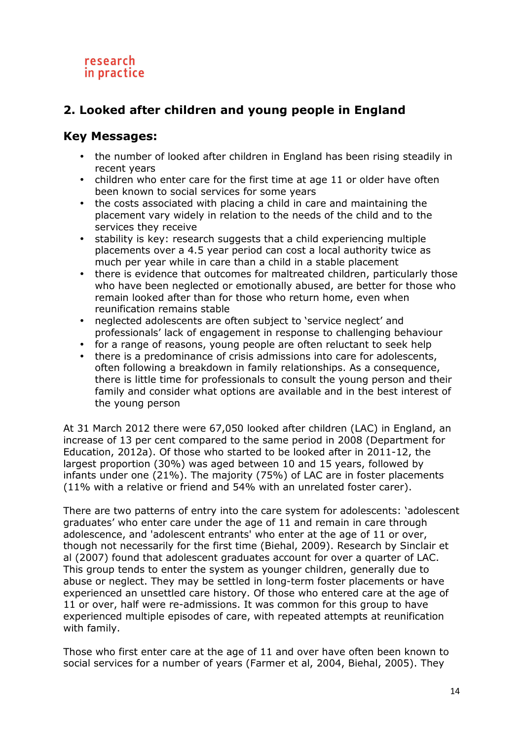## 2. Looked after children and young people in England

### Key Messages:

- the number of looked after children in England has been rising steadily in recent years
- children who enter care for the first time at age 11 or older have often been known to social services for some years
- the costs associated with placing a child in care and maintaining the placement vary widely in relation to the needs of the child and to the services they receive
- stability is key: research suggests that a child experiencing multiple placements over a 4.5 year period can cost a local authority twice as much per year while in care than a child in a stable placement
- there is evidence that outcomes for maltreated children, particularly those who have been neglected or emotionally abused, are better for those who remain looked after than for those who return home, even when reunification remains stable
- neglected adolescents are often subject to 'service neglect' and professionals' lack of engagement in response to challenging behaviour
- for a range of reasons, young people are often reluctant to seek help
- there is a predominance of crisis admissions into care for adolescents, often following a breakdown in family relationships. As a consequence, there is little time for professionals to consult the young person and their family and consider what options are available and in the best interest of the young person

At 31 March 2012 there were 67,050 looked after children (LAC) in England, an increase of 13 per cent compared to the same period in 2008 (Department for Education, 2012a). Of those who started to be looked after in 2011-12, the largest proportion (30%) was aged between 10 and 15 years, followed by infants under one (21%). The majority (75%) of LAC are in foster placements (11% with a relative or friend and 54% with an unrelated foster carer).

There are two patterns of entry into the care system for adolescents: 'adolescent graduates' who enter care under the age of 11 and remain in care through adolescence, and 'adolescent entrants' who enter at the age of 11 or over, though not necessarily for the first time (Biehal, 2009). Research by Sinclair et al (2007) found that adolescent graduates account for over a quarter of LAC. This group tends to enter the system as younger children, generally due to abuse or neglect. They may be settled in long-term foster placements or have experienced an unsettled care history. Of those who entered care at the age of 11 or over, half were re-admissions. It was common for this group to have experienced multiple episodes of care, with repeated attempts at reunification with family.

Those who first enter care at the age of 11 and over have often been known to social services for a number of years (Farmer et al, 2004, Biehal, 2005). They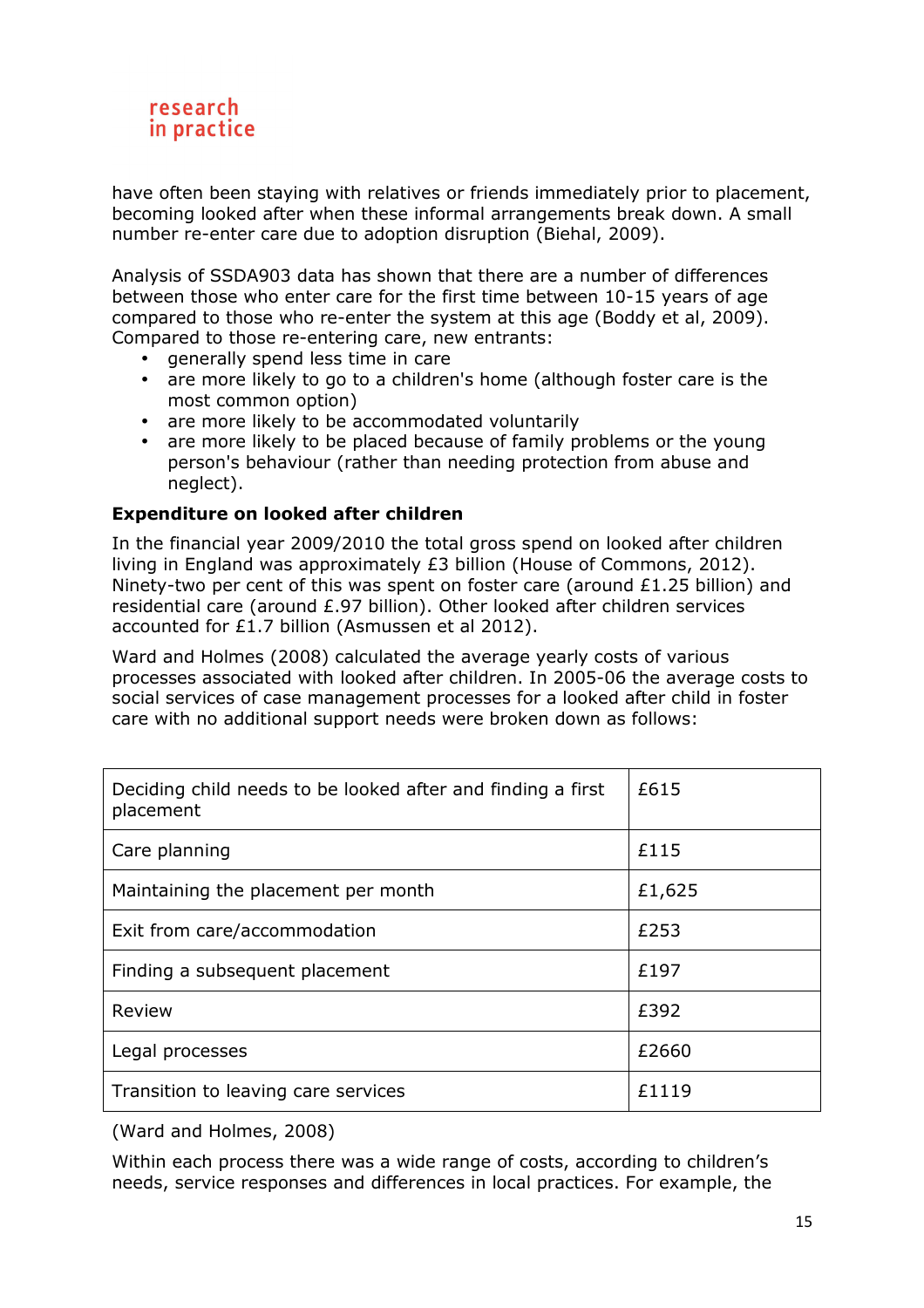have often been staying with relatives or friends immediately prior to placement, becoming looked after when these informal arrangements break down. A small number re-enter care due to adoption disruption (Biehal, 2009).

Analysis of SSDA903 data has shown that there are a number of differences between those who enter care for the first time between 10-15 years of age compared to those who re-enter the system at this age (Boddy et al, 2009). Compared to those re-entering care, new entrants:

- generally spend less time in care
- are more likely to go to a children's home (although foster care is the most common option)
- are more likely to be accommodated voluntarily
- are more likely to be placed because of family problems or the young person's behaviour (rather than needing protection from abuse and neglect).

**Expenditure on looked after children**

In the financial year 2009/2010 the total gross spend on looked after children living in England was approximately £3 billion (House of Commons, 2012). Ninety-two per cent of this was spent on foster care (around £1.25 billion) and residential care (around £.97 billion). Other looked after children services accounted for £1.7 billion (Asmussen et al 2012).

Ward and Holmes (2008) calculated the average yearly costs of various processes associated with looked after children. In 2005-06 the average costs to social services of case management processes for a looked after child in foster care with no additional support needs were broken down as follows:

| | |
|---|---|
| Deciding child needs to be looked after and finding a first placement | £615 |
| Care planning | £115 |
| Maintaining the placement per month | £1,625 |
| Exit from care/accommodation | £253 |
| Finding a subsequent placement | £197 |
| Review | £392 |
| Legal processes | £2660 |
| Transition to leaving care services | £1119 |

(Ward and Holmes, 2008)

Within each process there was a wide range of costs, according to children's needs, service responses and differences in local practices. For example, the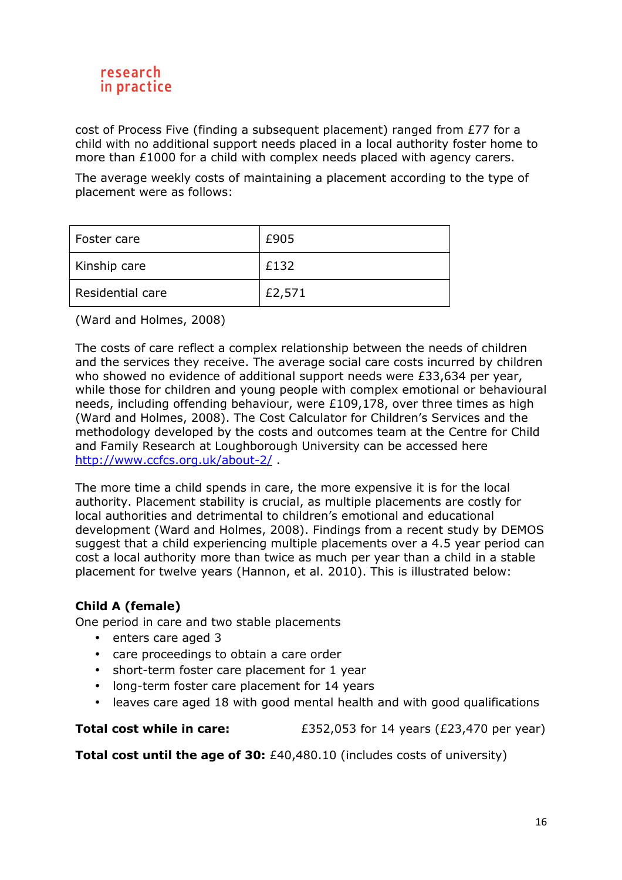cost of Process Five (finding a subsequent placement) ranged from £77 for a child with no additional support needs placed in a local authority foster home to more than £1000 for a child with complex needs placed with agency carers.

The average weekly costs of maintaining a placement according to the type of placement were as follows:

| Foster care | £905 |
|---|---|
| Kinship care | £132 |
| Residential care | £2,571 |

(Ward and Holmes, 2008)

The costs of care reflect a complex relationship between the needs of children and the services they receive. The average social care costs incurred by children who showed no evidence of additional support needs were £33,634 per year, while those for children and young people with complex emotional or behavioural needs, including offending behaviour, were £109,178, over three times as high (Ward and Holmes, 2008). The Cost Calculator for Children's Services and the methodology developed by the costs and outcomes team at the Centre for Child and Family Research at Loughborough University can be accessed here http://www.ccfcs.org.uk/about-2/ .

The more time a child spends in care, the more expensive it is for the local authority. Placement stability is crucial, as multiple placements are costly for local authorities and detrimental to children's emotional and educational development (Ward and Holmes, 2008). Findings from a recent study by DEMOS suggest that a child experiencing multiple placements over a 4.5 year period can cost a local authority more than twice as much per year than a child in a stable placement for twelve years (Hannon, et al. 2010). This is illustrated below:

**Child A (female)**

One period in care and two stable placements

- enters care aged 3
- care proceedings to obtain a care order
- short-term foster care placement for 1 year
- long-term foster care placement for 14 years
- leaves care aged 18 with good mental health and with good qualifications

**Total cost while in care:** £352,053 for 14 years (£23,470 per year)

**Total cost until the age of 30:** £40,480.10 (includes costs of university)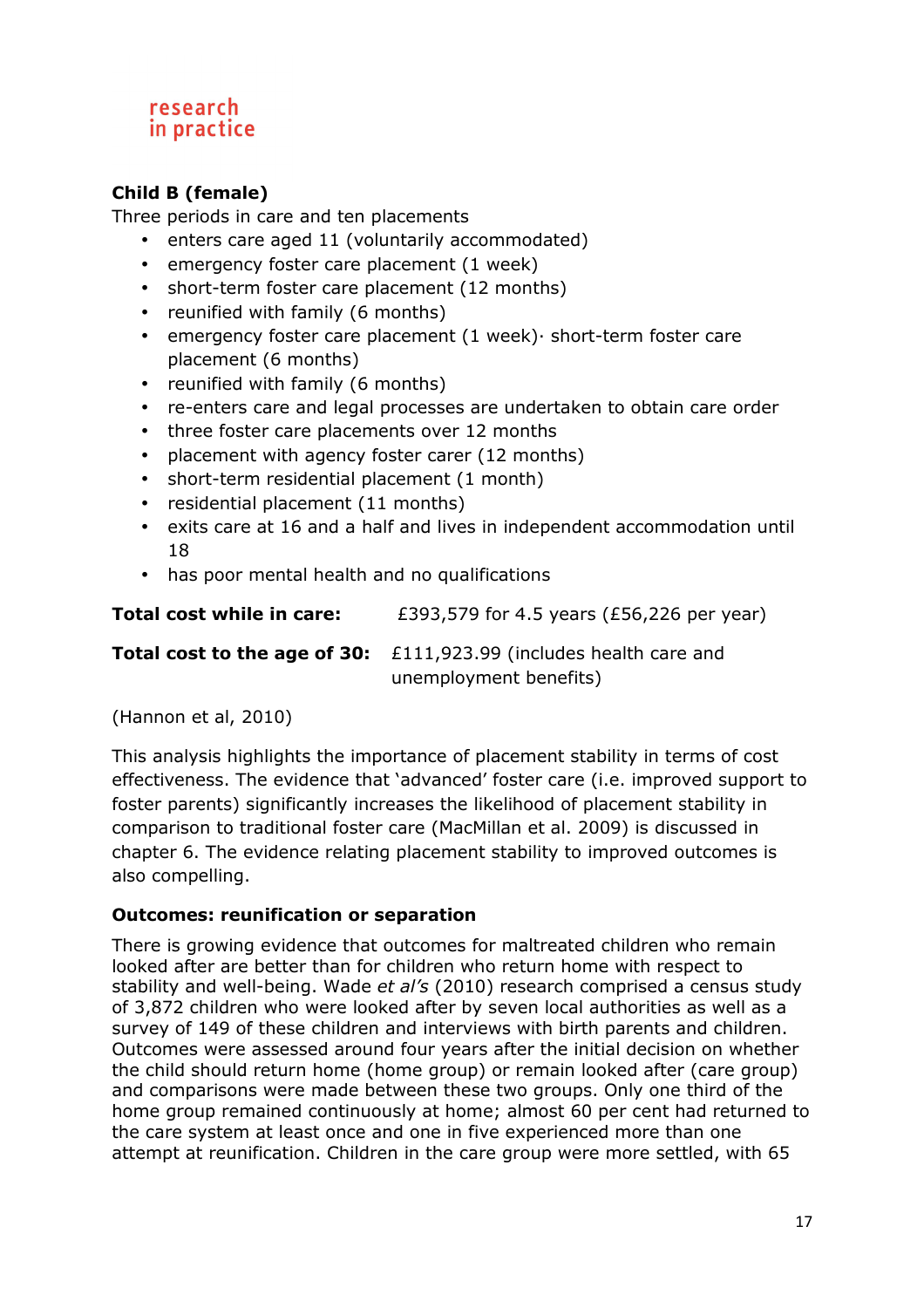**Child B (female)**

Three periods in care and ten placements

- enters care aged 11 (voluntarily accommodated)
- emergency foster care placement (1 week)
- short-term foster care placement (12 months)
- reunified with family (6 months)
- emergency foster care placement (1 week)· short-term foster care placement (6 months)
- reunified with family (6 months)
- re-enters care and legal processes are undertaken to obtain care order
- three foster care placements over 12 months
- placement with agency foster carer (12 months)
- short-term residential placement (1 month)
- residential placement (11 months)
- exits care at 16 and a half and lives in independent accommodation until 18
- has poor mental health and no qualifications

**Total cost while in care:** £393,579 for 4.5 years (£56,226 per year)

**Total cost to the age of 30:** £111,923.99 (includes health care and unemployment benefits)

(Hannon et al, 2010)

This analysis highlights the importance of placement stability in terms of cost effectiveness. The evidence that 'advanced' foster care (i.e. improved support to foster parents) significantly increases the likelihood of placement stability in comparison to traditional foster care (MacMillan et al. 2009) is discussed in chapter 6. The evidence relating placement stability to improved outcomes is also compelling.

**Outcomes: reunification or separation**

There is growing evidence that outcomes for maltreated children who remain looked after are better than for children who return home with respect to stability and well-being. Wade *et al's* (2010) research comprised a census study of 3,872 children who were looked after by seven local authorities as well as a survey of 149 of these children and interviews with birth parents and children. Outcomes were assessed around four years after the initial decision on whether the child should return home (home group) or remain looked after (care group) and comparisons were made between these two groups. Only one third of the home group remained continuously at home; almost 60 per cent had returned to the care system at least once and one in five experienced more than one attempt at reunification. Children in the care group were more settled, with 65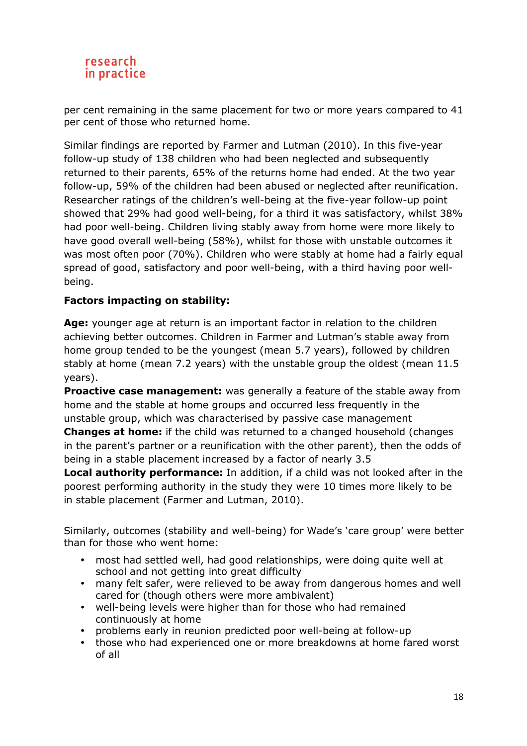per cent remaining in the same placement for two or more years compared to 41 per cent of those who returned home.

Similar findings are reported by Farmer and Lutman (2010). In this five-year follow-up study of 138 children who had been neglected and subsequently returned to their parents, 65% of the returns home had ended. At the two year follow-up, 59% of the children had been abused or neglected after reunification. Researcher ratings of the children's well-being at the five-year follow-up point showed that 29% had good well-being, for a third it was satisfactory, whilst 38% had poor well-being. Children living stably away from home were more likely to have good overall well-being (58%), whilst for those with unstable outcomes it was most often poor (70%). Children who were stably at home had a fairly equal spread of good, satisfactory and poor well-being, with a third having poor well-being.

**Factors impacting on stability:**

**Age:** younger age at return is an important factor in relation to the children achieving better outcomes. Children in Farmer and Lutman's stable away from home group tended to be the youngest (mean 5.7 years), followed by children stably at home (mean 7.2 years) with the unstable group the oldest (mean 11.5 years).

**Proactive case management:** was generally a feature of the stable away from home and the stable at home groups and occurred less frequently in the unstable group, which was characterised by passive case management

**Changes at home:** if the child was returned to a changed household (changes in the parent's partner or a reunification with the other parent), then the odds of being in a stable placement increased by a factor of nearly 3.5

**Local authority performance:** In addition, if a child was not looked after in the poorest performing authority in the study they were 10 times more likely to be in stable placement (Farmer and Lutman, 2010).

Similarly, outcomes (stability and well-being) for Wade's 'care group' were better than for those who went home:

- most had settled well, had good relationships, were doing quite well at school and not getting into great difficulty
- many felt safer, were relieved to be away from dangerous homes and well cared for (though others were more ambivalent)
- well-being levels were higher than for those who had remained continuously at home
- problems early in reunion predicted poor well-being at follow-up
- those who had experienced one or more breakdowns at home fared worst of all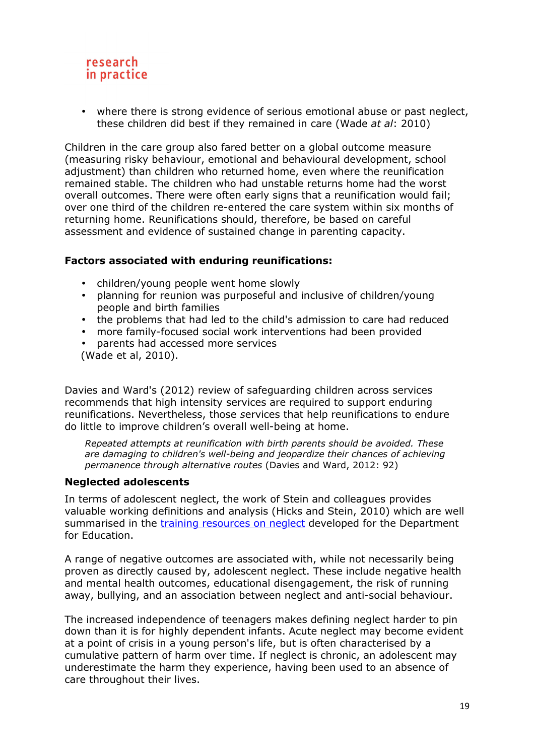- where there is strong evidence of serious emotional abuse or past neglect, these children did best if they remained in care (Wade *at al*: 2010)

Children in the care group also fared better on a global outcome measure (measuring risky behaviour, emotional and behavioural development, school adjustment) than children who returned home, even where the reunification remained stable. The children who had unstable returns home had the worst overall outcomes. There were often early signs that a reunification would fail; over one third of the children re-entered the care system within six months of returning home. Reunifications should, therefore, be based on careful assessment and evidence of sustained change in parenting capacity.

**Factors associated with enduring reunifications:**

- children/young people went home slowly
- planning for reunion was purposeful and inclusive of children/young people and birth families
- the problems that had led to the child's admission to care had reduced
- more family-focused social work interventions had been provided
- parents had accessed more services

(Wade et al, 2010).

Davies and Ward's (2012) review of safeguarding children across services recommends that high intensity services are required to support enduring reunifications. Nevertheless, those services that help reunifications to endure do little to improve children's overall well-being at home.

> *Repeated attempts at reunification with birth parents should be avoided. These are damaging to children's well-being and jeopardize their chances of achieving permanence through alternative routes* (Davies and Ward, 2012: 92)

### Neglected adolescents

In terms of adolescent neglect, the work of Stein and colleagues provides valuable working definitions and analysis (Hicks and Stein, 2010) which are well summarised in the training resources on neglect developed for the Department for Education.

A range of negative outcomes are associated with, while not necessarily being proven as directly caused by, adolescent neglect. These include negative health and mental health outcomes, educational disengagement, the risk of running away, bullying, and an association between neglect and anti-social behaviour.

The increased independence of teenagers makes defining neglect harder to pin down than it is for highly dependent infants. Acute neglect may become evident at a point of crisis in a young person's life, but is often characterised by a cumulative pattern of harm over time. If neglect is chronic, an adolescent may underestimate the harm they experience, having been used to an absence of care throughout their lives.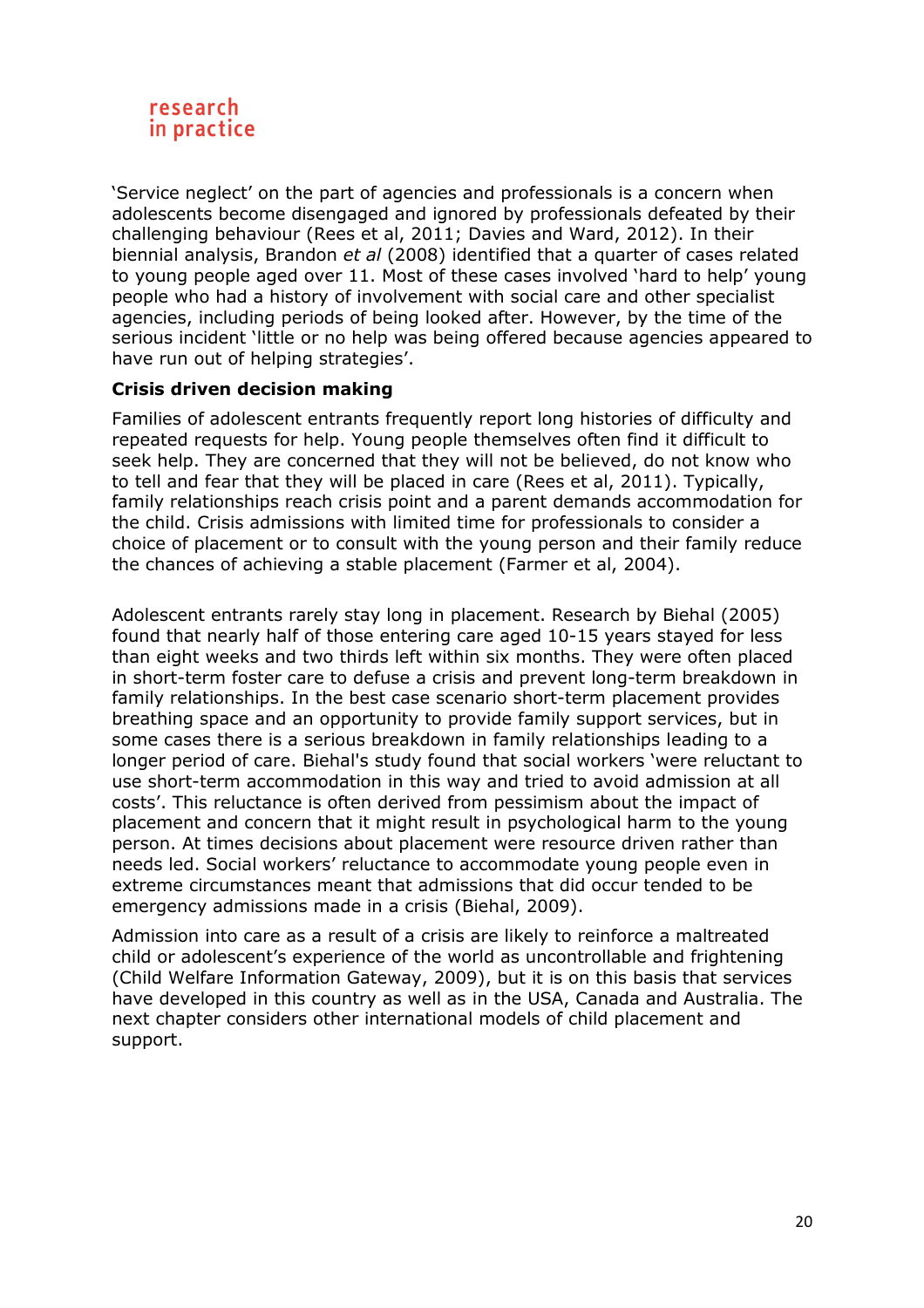'Service neglect' on the part of agencies and professionals is a concern when adolescents become disengaged and ignored by professionals defeated by their challenging behaviour (Rees et al, 2011; Davies and Ward, 2012). In their biennial analysis, Brandon *et al* (2008) identified that a quarter of cases related to young people aged over 11. Most of these cases involved 'hard to help' young people who had a history of involvement with social care and other specialist agencies, including periods of being looked after. However, by the time of the serious incident 'little or no help was being offered because agencies appeared to have run out of helping strategies'.

**Crisis driven decision making**

Families of adolescent entrants frequently report long histories of difficulty and repeated requests for help. Young people themselves often find it difficult to seek help. They are concerned that they will not be believed, do not know who to tell and fear that they will be placed in care (Rees et al, 2011). Typically, family relationships reach crisis point and a parent demands accommodation for the child. Crisis admissions with limited time for professionals to consider a choice of placement or to consult with the young person and their family reduce the chances of achieving a stable placement (Farmer et al, 2004).

Adolescent entrants rarely stay long in placement. Research by Biehal (2005) found that nearly half of those entering care aged 10-15 years stayed for less than eight weeks and two thirds left within six months. They were often placed in short-term foster care to defuse a crisis and prevent long-term breakdown in family relationships. In the best case scenario short-term placement provides breathing space and an opportunity to provide family support services, but in some cases there is a serious breakdown in family relationships leading to a longer period of care. Biehal's study found that social workers 'were reluctant to use short-term accommodation in this way and tried to avoid admission at all costs'. This reluctance is often derived from pessimism about the impact of placement and concern that it might result in psychological harm to the young person. At times decisions about placement were resource driven rather than needs led. Social workers' reluctance to accommodate young people even in extreme circumstances meant that admissions that did occur tended to be emergency admissions made in a crisis (Biehal, 2009).

Admission into care as a result of a crisis are likely to reinforce a maltreated child or adolescent's experience of the world as uncontrollable and frightening (Child Welfare Information Gateway, 2009), but it is on this basis that services have developed in this country as well as in the USA, Canada and Australia. The next chapter considers other international models of child placement and support.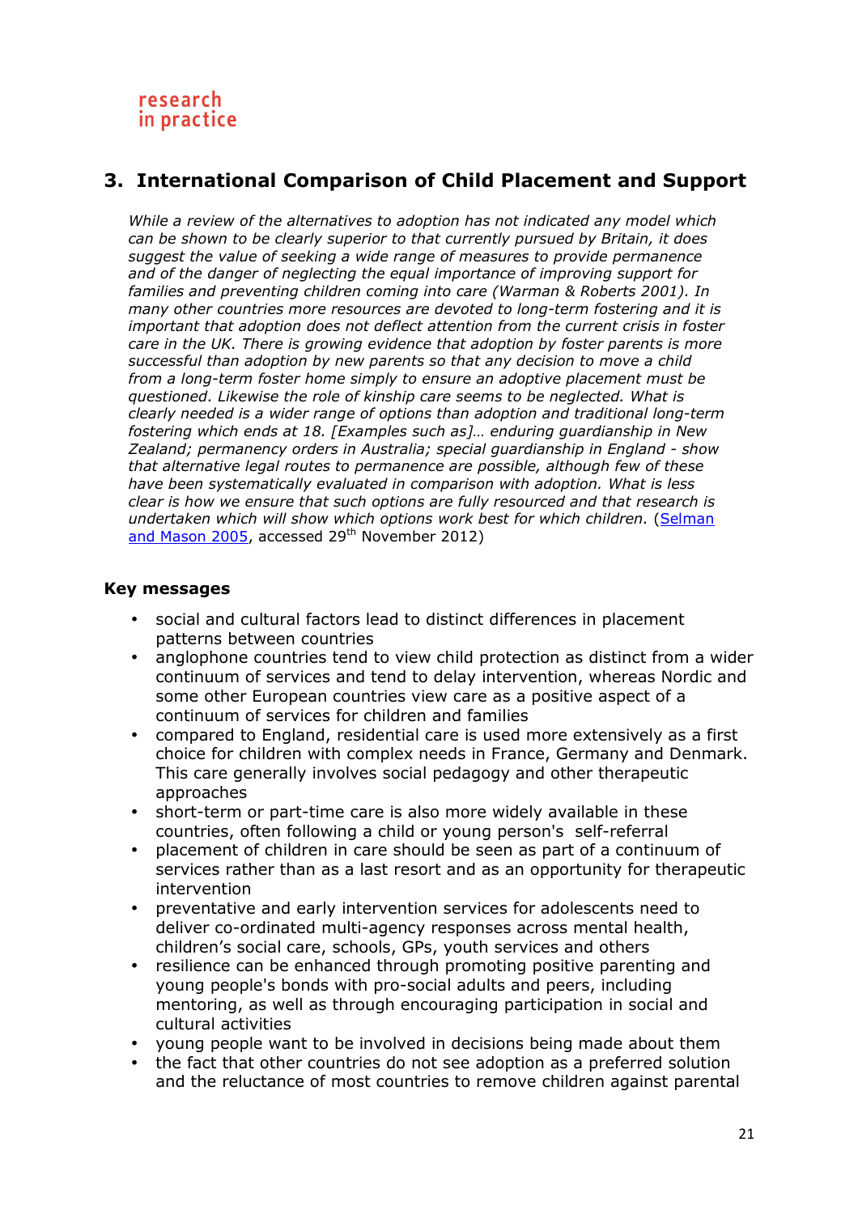## 3. International Comparison of Child Placement and Support

*While a review of the alternatives to adoption has not indicated any model which can be shown to be clearly superior to that currently pursued by Britain, it does suggest the value of seeking a wide range of measures to provide permanence and of the danger of neglecting the equal importance of improving support for families and preventing children coming into care (Warman & Roberts 2001). In many other countries more resources are devoted to long-term fostering and it is important that adoption does not deflect attention from the current crisis in foster care in the UK. There is growing evidence that adoption by foster parents is more successful than adoption by new parents so that any decision to move a child from a long-term foster home simply to ensure an adoptive placement must be questioned. Likewise the role of kinship care seems to be neglected. What is clearly needed is a wider range of options than adoption and traditional long-term fostering which ends at 18. [Examples such as]… enduring guardianship in New Zealand; permanency orders in Australia; special guardianship in England - show that alternative legal routes to permanence are possible, although few of these have been systematically evaluated in comparison with adoption. What is less clear is how we ensure that such options are fully resourced and that research is undertaken which will show which options work best for which children.* (Selman and Mason 2005, accessed 29th November 2012)

**Key messages**

- social and cultural factors lead to distinct differences in placement patterns between countries
- anglophone countries tend to view child protection as distinct from a wider continuum of services and tend to delay intervention, whereas Nordic and some other European countries view care as a positive aspect of a continuum of services for children and families
- compared to England, residential care is used more extensively as a first choice for children with complex needs in France, Germany and Denmark. This care generally involves social pedagogy and other therapeutic approaches
- short-term or part-time care is also more widely available in these countries, often following a child or young person's self-referral
- placement of children in care should be seen as part of a continuum of services rather than as a last resort and as an opportunity for therapeutic intervention
- preventative and early intervention services for adolescents need to deliver co-ordinated multi-agency responses across mental health, children's social care, schools, GPs, youth services and others
- resilience can be enhanced through promoting positive parenting and young people's bonds with pro-social adults and peers, including mentoring, as well as through encouraging participation in social and cultural activities
- young people want to be involved in decisions being made about them
- the fact that other countries do not see adoption as a preferred solution and the reluctance of most countries to remove children against parental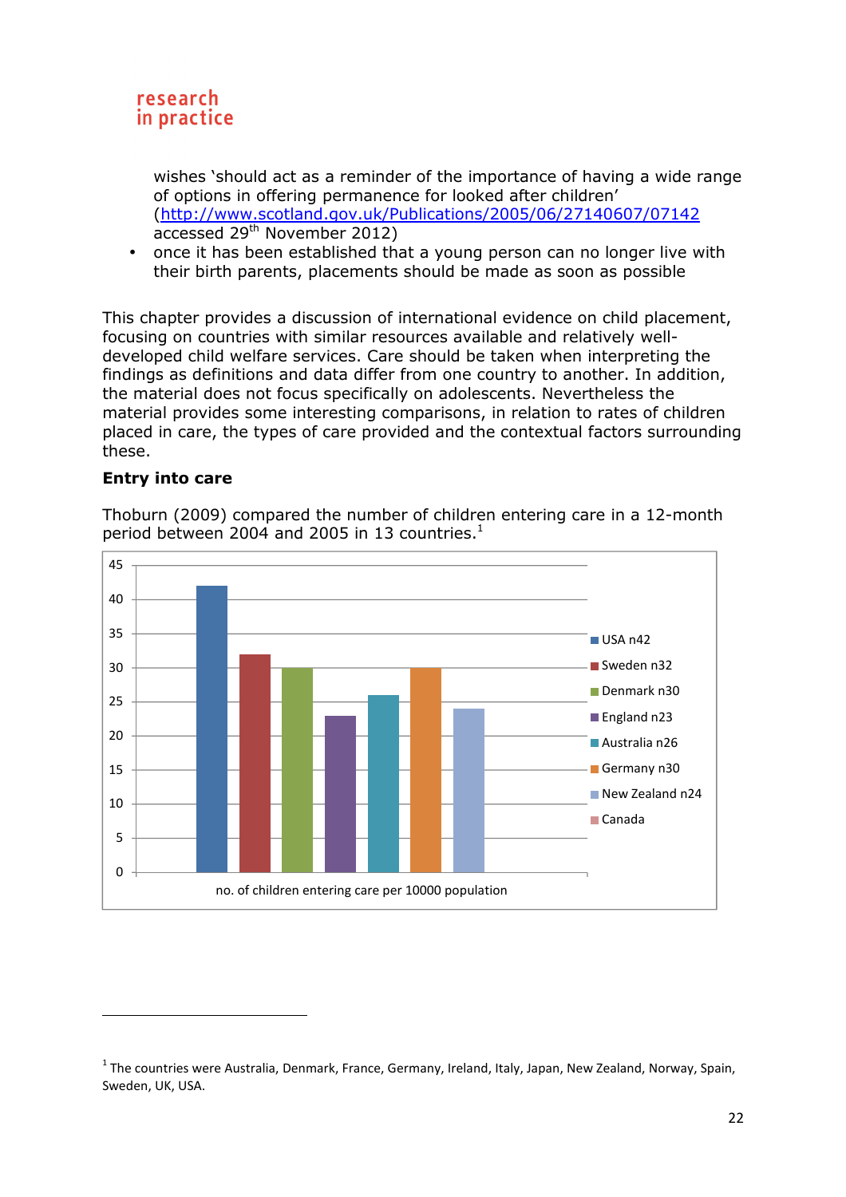wishes 'should act as a reminder of the importance of having a wide range of options in offering permanence for looked after children' (http://www.scotland.gov.uk/Publications/2005/06/27140607/07142 accessed 29th November 2012)

- once it has been established that a young person can no longer live with their birth parents, placements should be made as soon as possible

This chapter provides a discussion of international evidence on child placement, focusing on countries with similar resources available and relatively well-developed child welfare services. Care should be taken when interpreting the findings as definitions and data differ from one country to another. In addition, the material does not focus specifically on adolescents. Nevertheless the material provides some interesting comparisons, in relation to rates of children placed in care, the types of care provided and the contextual factors surrounding these.

**Entry into care**

Thoburn (2009) compared the number of children entering care in a 12-month period between 2004 and 2005 in 13 countries.[1]

| Country | no. of children entering care per 10000 population |
|---|---|
| USA n42 | 42 |
| Sweden n32 | 32 |
| Denmark n30 | 30 |
| England n23 | 23 |
| Australia n26 | 26 |
| Germany n30 | 30 |
| New Zealand n24 | 24 |
| Canada | |

[1] The countries were Australia, Denmark, France, Germany, Ireland, Italy, Japan, New Zealand, Norway, Spain, Sweden, UK, USA.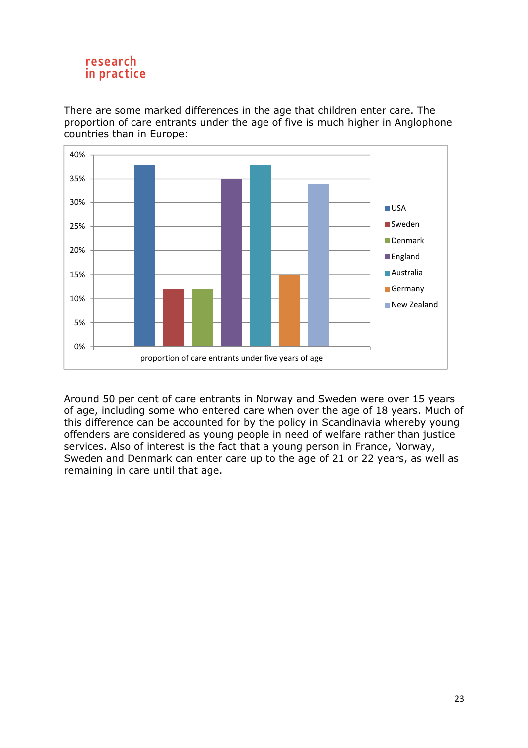There are some marked differences in the age that children enter care. The proportion of care entrants under the age of five is much higher in Anglophone countries than in Europe:

| | USA | Sweden | Denmark | England | Australia | Germany | New Zealand |
|---|---|---|---|---|---|---|---|
| proportion of care entrants under five years of age | 38% | 12% | 12% | 35% | 38% | 15% | 34% |

Around 50 per cent of care entrants in Norway and Sweden were over 15 years of age, including some who entered care when over the age of 18 years. Much of this difference can be accounted for by the policy in Scandinavia whereby young offenders are considered as young people in need of welfare rather than justice services. Also of interest is the fact that a young person in France, Norway, Sweden and Denmark can enter care up to the age of 21 or 22 years, as well as remaining in care until that age.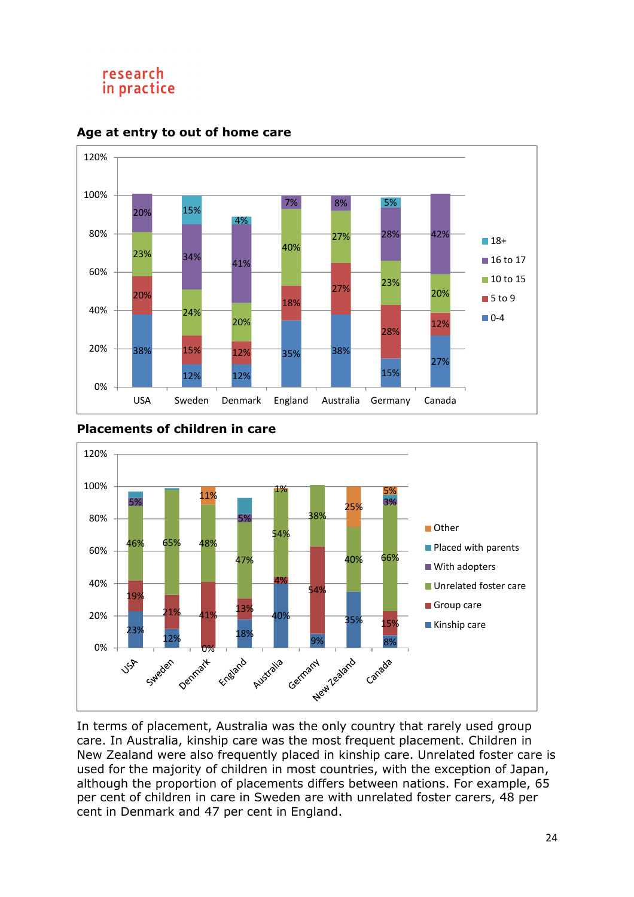### Age at entry to out of home care

| Country | 0-4 | 5 to 9 | 10 to 15 | 16 to 17 | 18+ |
|---|---|---|---|---|---|
| USA | 38% | 20% | 23% | 20% | |
| Sweden | 12% | 15% | 24% | 34% | 15% |
| Denmark | 12% | 12% | 20% | 41% | 4% |
| England | 35% | 18% | 40% | 7% | |
| Australia | 38% | 27% | 27% | 8% | |
| Germany | 15% | 28% | 23% | 28% | 5% |
| Canada | 27% | 12% | 20% | 42% | |

### Placements of children in care

| Country | Kinship care | Group care | Unrelated foster care | With adopters | Placed with parents | Other |
|---|---|---|---|---|---|---|
| USA | 23% | 19% | 46% | 5% | | |
| Sweden | 12% | 21% | 65% | | | |
| Denmark | 0% | 41% | 48% | | | 11% |
| England | 18% | 13% | 47% | 5% | | |
| Australia | 40% | 4% | 54% | | | 1% |
| Germany | 9% | 54% | 38% | | | |
| New Zealand | 35% | | 40% | | | 25% |
| Canada | 8% | 15% | 66% | 3% | | 5% |

In terms of placement, Australia was the only country that rarely used group care. In Australia, kinship care was the most frequent placement. Children in New Zealand were also frequently placed in kinship care. Unrelated foster care is used for the majority of children in most countries, with the exception of Japan, although the proportion of placements differs between nations. For example, 65 per cent of children in care in Sweden are with unrelated foster carers, 48 per cent in Denmark and 47 per cent in England.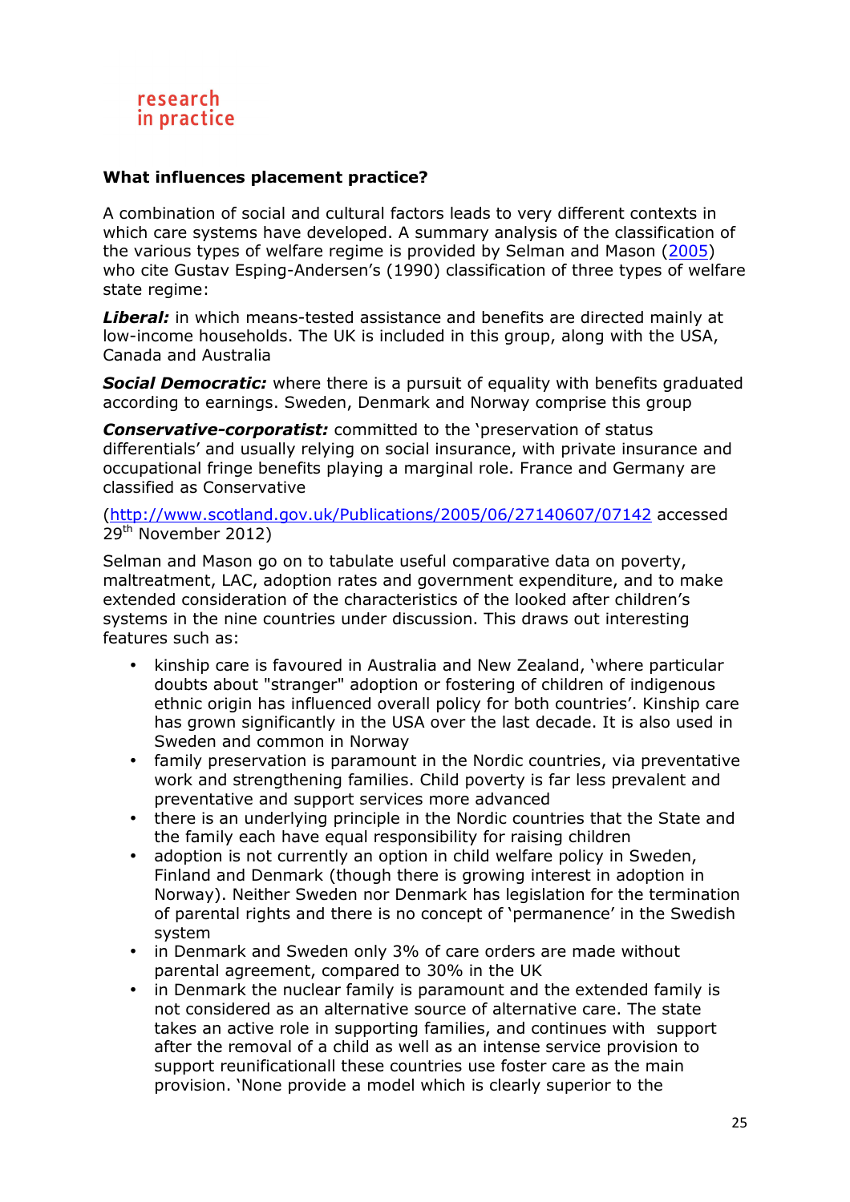## What influences placement practice?

A combination of social and cultural factors leads to very different contexts in which care systems have developed. A summary analysis of the classification of the various types of welfare regime is provided by Selman and Mason (2005) who cite Gustav Esping-Andersen's (1990) classification of three types of welfare state regime:

***Liberal:*** in which means-tested assistance and benefits are directed mainly at low-income households. The UK is included in this group, along with the USA, Canada and Australia

***Social Democratic:*** where there is a pursuit of equality with benefits graduated according to earnings. Sweden, Denmark and Norway comprise this group

***Conservative-corporatist:*** committed to the 'preservation of status differentials' and usually relying on social insurance, with private insurance and occupational fringe benefits playing a marginal role. France and Germany are classified as Conservative

(http://www.scotland.gov.uk/Publications/2005/06/27140607/07142 accessed 29th November 2012)

Selman and Mason go on to tabulate useful comparative data on poverty, maltreatment, LAC, adoption rates and government expenditure, and to make extended consideration of the characteristics of the looked after children's systems in the nine countries under discussion. This draws out interesting features such as:

- kinship care is favoured in Australia and New Zealand, 'where particular doubts about "stranger" adoption or fostering of children of indigenous ethnic origin has influenced overall policy for both countries'. Kinship care has grown significantly in the USA over the last decade. It is also used in Sweden and common in Norway
- family preservation is paramount in the Nordic countries, via preventative work and strengthening families. Child poverty is far less prevalent and preventative and support services more advanced
- there is an underlying principle in the Nordic countries that the State and the family each have equal responsibility for raising children
- adoption is not currently an option in child welfare policy in Sweden, Finland and Denmark (though there is growing interest in adoption in Norway). Neither Sweden nor Denmark has legislation for the termination of parental rights and there is no concept of 'permanence' in the Swedish system
- in Denmark and Sweden only 3% of care orders are made without parental agreement, compared to 30% in the UK
- in Denmark the nuclear family is paramount and the extended family is not considered as an alternative source of alternative care. The state takes an active role in supporting families, and continues with support after the removal of a child as well as an intense service provision to support reunificationall these countries use foster care as the main provision. 'None provide a model which is clearly superior to the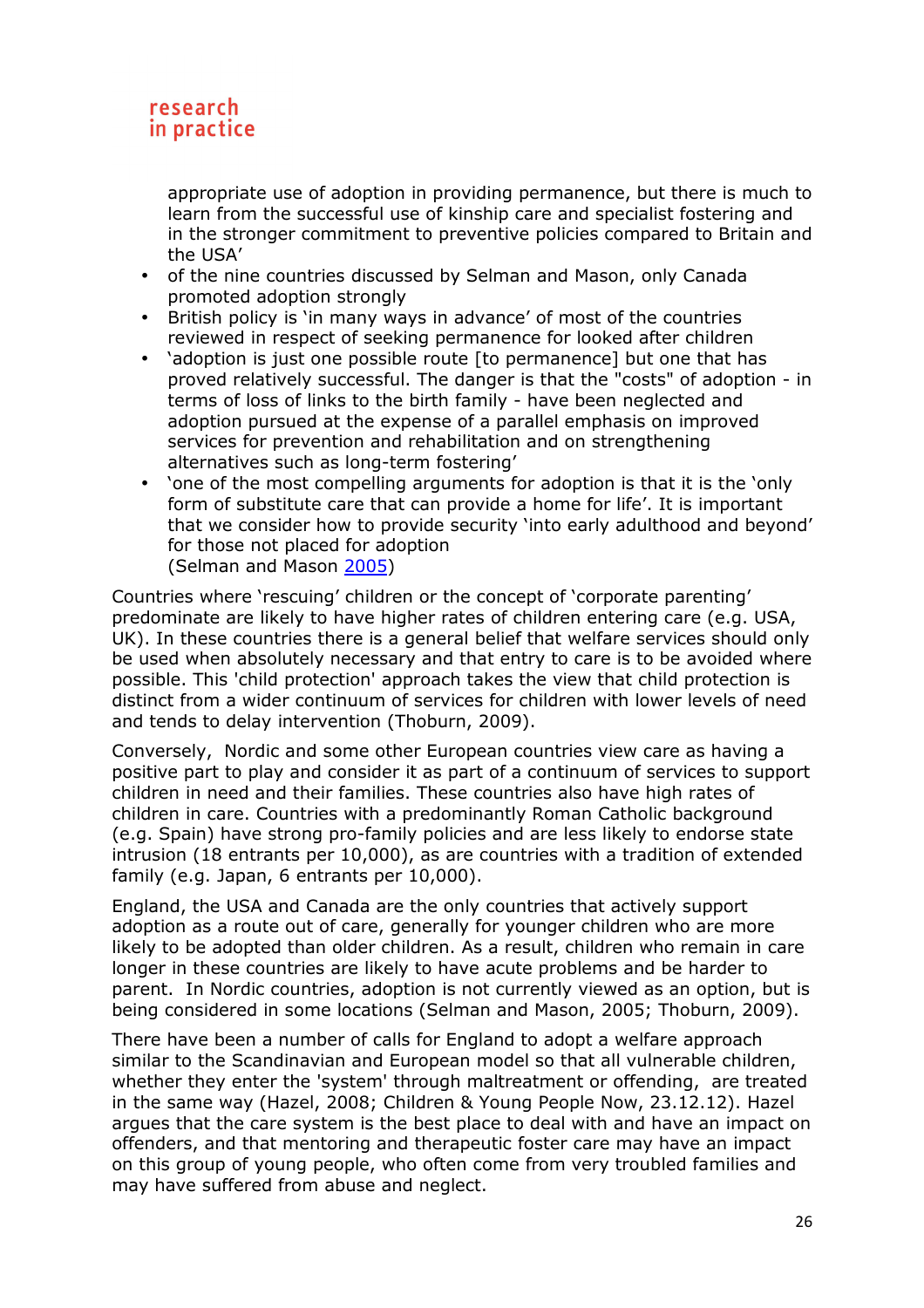appropriate use of adoption in providing permanence, but there is much to learn from the successful use of kinship care and specialist fostering and in the stronger commitment to preventive policies compared to Britain and the USA'

- of the nine countries discussed by Selman and Mason, only Canada promoted adoption strongly
- British policy is 'in many ways in advance' of most of the countries reviewed in respect of seeking permanence for looked after children
- 'adoption is just one possible route [to permanence] but one that has proved relatively successful. The danger is that the "costs" of adoption - in terms of loss of links to the birth family - have been neglected and adoption pursued at the expense of a parallel emphasis on improved services for prevention and rehabilitation and on strengthening alternatives such as long-term fostering'
- 'one of the most compelling arguments for adoption is that it is the 'only form of substitute care that can provide a home for life'. It is important that we consider how to provide security 'into early adulthood and beyond' for those not placed for adoption
(Selman and Mason 2005)

Countries where 'rescuing' children or the concept of 'corporate parenting' predominate are likely to have higher rates of children entering care (e.g. USA, UK). In these countries there is a general belief that welfare services should only be used when absolutely necessary and that entry to care is to be avoided where possible. This 'child protection' approach takes the view that child protection is distinct from a wider continuum of services for children with lower levels of need and tends to delay intervention (Thoburn, 2009).

Conversely, Nordic and some other European countries view care as having a positive part to play and consider it as part of a continuum of services to support children in need and their families. These countries also have high rates of children in care. Countries with a predominantly Roman Catholic background (e.g. Spain) have strong pro-family policies and are less likely to endorse state intrusion (18 entrants per 10,000), as are countries with a tradition of extended family (e.g. Japan, 6 entrants per 10,000).

England, the USA and Canada are the only countries that actively support adoption as a route out of care, generally for younger children who are more likely to be adopted than older children. As a result, children who remain in care longer in these countries are likely to have acute problems and be harder to parent. In Nordic countries, adoption is not currently viewed as an option, but is being considered in some locations (Selman and Mason, 2005; Thoburn, 2009).

There have been a number of calls for England to adopt a welfare approach similar to the Scandinavian and European model so that all vulnerable children, whether they enter the 'system' through maltreatment or offending, are treated in the same way (Hazel, 2008; Children & Young People Now, 23.12.12). Hazel argues that the care system is the best place to deal with and have an impact on offenders, and that mentoring and therapeutic foster care may have an impact on this group of young people, who often come from very troubled families and may have suffered from abuse and neglect.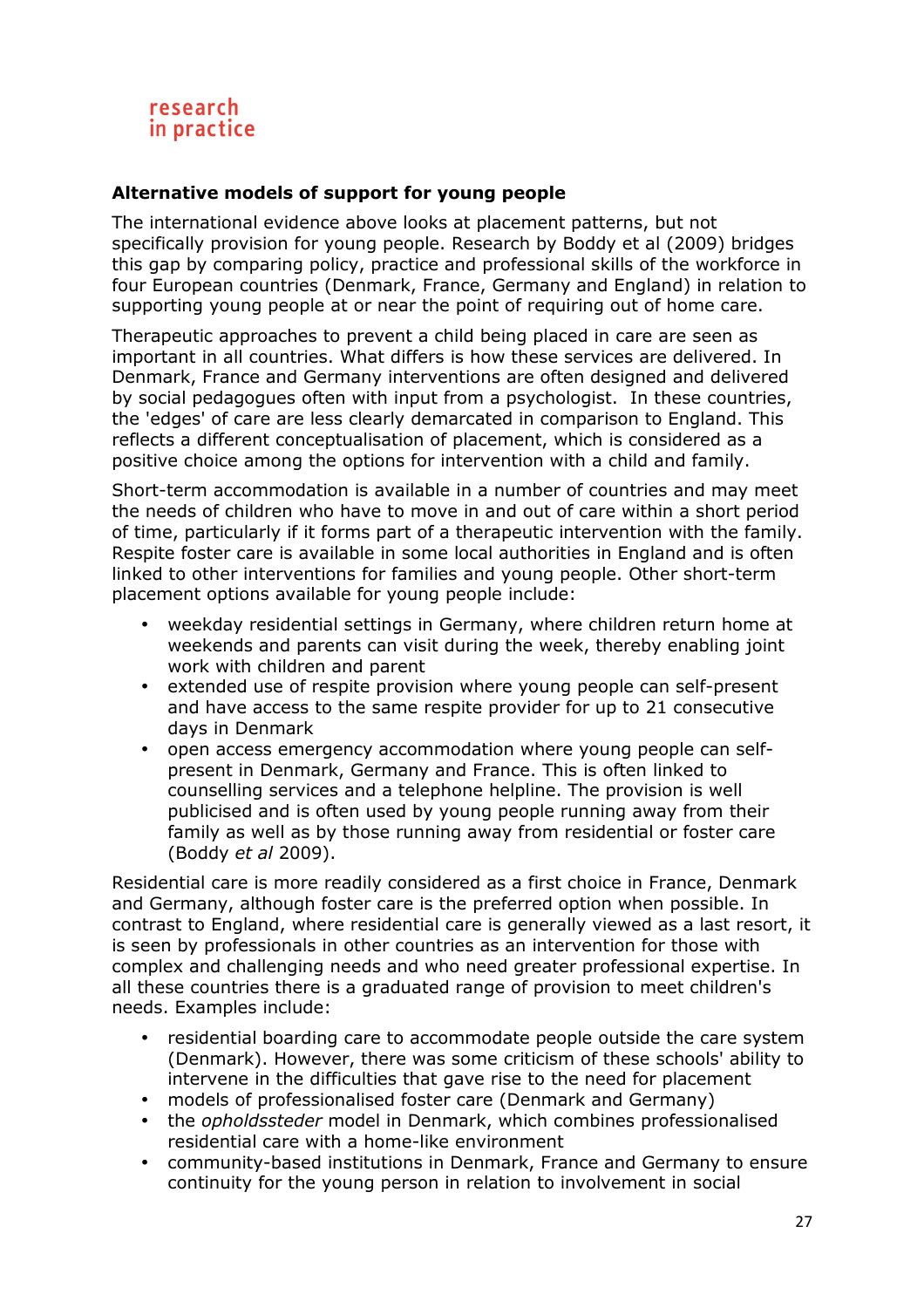## Alternative models of support for young people

The international evidence above looks at placement patterns, but not specifically provision for young people. Research by Boddy et al (2009) bridges this gap by comparing policy, practice and professional skills of the workforce in four European countries (Denmark, France, Germany and England) in relation to supporting young people at or near the point of requiring out of home care.

Therapeutic approaches to prevent a child being placed in care are seen as important in all countries. What differs is how these services are delivered. In Denmark, France and Germany interventions are often designed and delivered by social pedagogues often with input from a psychologist. In these countries, the 'edges' of care are less clearly demarcated in comparison to England. This reflects a different conceptualisation of placement, which is considered as a positive choice among the options for intervention with a child and family.

Short-term accommodation is available in a number of countries and may meet the needs of children who have to move in and out of care within a short period of time, particularly if it forms part of a therapeutic intervention with the family. Respite foster care is available in some local authorities in England and is often linked to other interventions for families and young people. Other short-term placement options available for young people include:

- weekday residential settings in Germany, where children return home at weekends and parents can visit during the week, thereby enabling joint work with children and parent
- extended use of respite provision where young people can self-present and have access to the same respite provider for up to 21 consecutive days in Denmark
- open access emergency accommodation where young people can self-present in Denmark, Germany and France. This is often linked to counselling services and a telephone helpline. The provision is well publicised and is often used by young people running away from their family as well as by those running away from residential or foster care (Boddy *et al* 2009).

Residential care is more readily considered as a first choice in France, Denmark and Germany, although foster care is the preferred option when possible. In contrast to England, where residential care is generally viewed as a last resort, it is seen by professionals in other countries as an intervention for those with complex and challenging needs and who need greater professional expertise. In all these countries there is a graduated range of provision to meet children's needs. Examples include:

- residential boarding care to accommodate people outside the care system (Denmark). However, there was some criticism of these schools' ability to intervene in the difficulties that gave rise to the need for placement
- models of professionalised foster care (Denmark and Germany)
- the *opholdssteder* model in Denmark, which combines professionalised residential care with a home-like environment
- community-based institutions in Denmark, France and Germany to ensure continuity for the young person in relation to involvement in social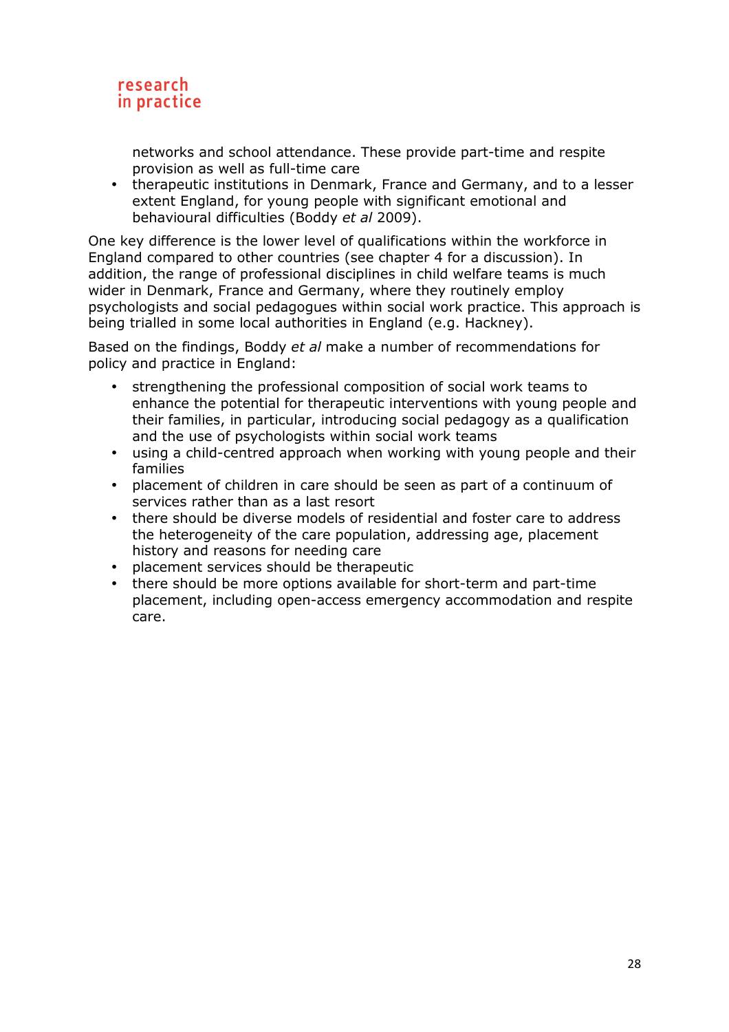networks and school attendance. These provide part-time and respite provision as well as full-time care
- therapeutic institutions in Denmark, France and Germany, and to a lesser extent England, for young people with significant emotional and behavioural difficulties (Boddy *et al* 2009).

One key difference is the lower level of qualifications within the workforce in England compared to other countries (see chapter 4 for a discussion). In addition, the range of professional disciplines in child welfare teams is much wider in Denmark, France and Germany, where they routinely employ psychologists and social pedagogues within social work practice. This approach is being trialled in some local authorities in England (e.g. Hackney).

Based on the findings, Boddy *et al* make a number of recommendations for policy and practice in England:

- strengthening the professional composition of social work teams to enhance the potential for therapeutic interventions with young people and their families, in particular, introducing social pedagogy as a qualification and the use of psychologists within social work teams
- using a child-centred approach when working with young people and their families
- placement of children in care should be seen as part of a continuum of services rather than as a last resort
- there should be diverse models of residential and foster care to address the heterogeneity of the care population, addressing age, placement history and reasons for needing care
- placement services should be therapeutic
- there should be more options available for short-term and part-time placement, including open-access emergency accommodation and respite care.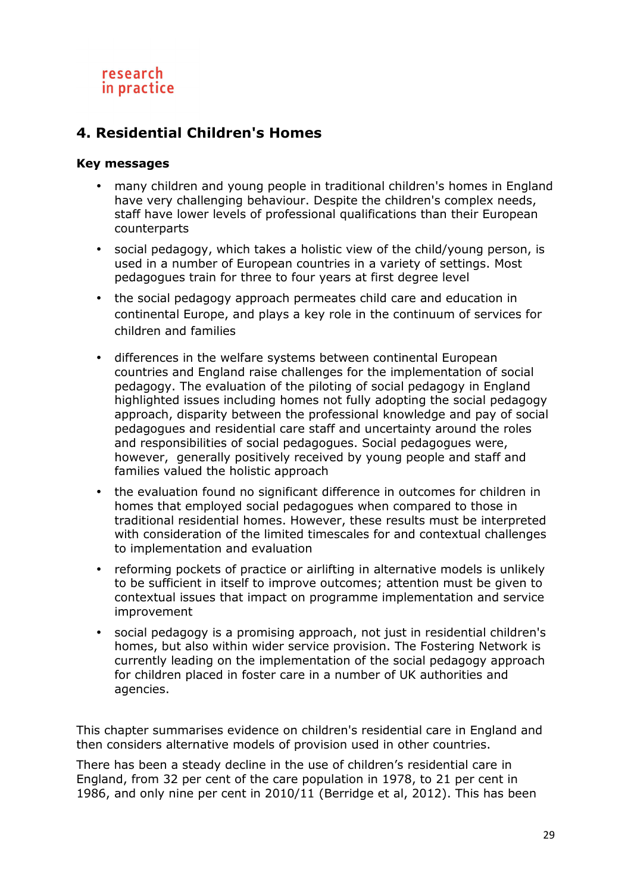## 4. Residential Children's Homes

### Key messages

- many children and young people in traditional children's homes in England have very challenging behaviour. Despite the children's complex needs, staff have lower levels of professional qualifications than their European counterparts
- social pedagogy, which takes a holistic view of the child/young person, is used in a number of European countries in a variety of settings. Most pedagogues train for three to four years at first degree level
- the social pedagogy approach permeates child care and education in continental Europe, and plays a key role in the continuum of services for children and families
- differences in the welfare systems between continental European countries and England raise challenges for the implementation of social pedagogy. The evaluation of the piloting of social pedagogy in England highlighted issues including homes not fully adopting the social pedagogy approach, disparity between the professional knowledge and pay of social pedagogues and residential care staff and uncertainty around the roles and responsibilities of social pedagogues. Social pedagogues were, however, generally positively received by young people and staff and families valued the holistic approach
- the evaluation found no significant difference in outcomes for children in homes that employed social pedagogues when compared to those in traditional residential homes. However, these results must be interpreted with consideration of the limited timescales for and contextual challenges to implementation and evaluation
- reforming pockets of practice or airlifting in alternative models is unlikely to be sufficient in itself to improve outcomes; attention must be given to contextual issues that impact on programme implementation and service improvement
- social pedagogy is a promising approach, not just in residential children's homes, but also within wider service provision. The Fostering Network is currently leading on the implementation of the social pedagogy approach for children placed in foster care in a number of UK authorities and agencies.

This chapter summarises evidence on children's residential care in England and then considers alternative models of provision used in other countries.

There has been a steady decline in the use of children's residential care in England, from 32 per cent of the care population in 1978, to 21 per cent in 1986, and only nine per cent in 2010/11 (Berridge et al, 2012). This has been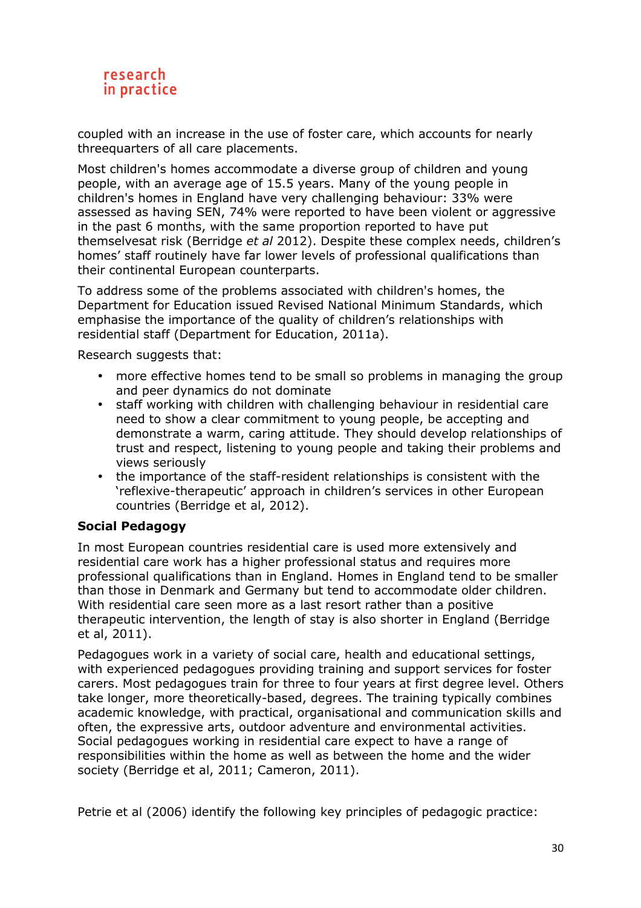coupled with an increase in the use of foster care, which accounts for nearly threequarters of all care placements.

Most children's homes accommodate a diverse group of children and young people, with an average age of 15.5 years. Many of the young people in children's homes in England have very challenging behaviour: 33% were assessed as having SEN, 74% were reported to have been violent or aggressive in the past 6 months, with the same proportion reported to have put themselvesat risk (Berridge *et al* 2012). Despite these complex needs, children's homes' staff routinely have far lower levels of professional qualifications than their continental European counterparts.

To address some of the problems associated with children's homes, the Department for Education issued Revised National Minimum Standards, which emphasise the importance of the quality of children's relationships with residential staff (Department for Education, 2011a).

Research suggests that:

- more effective homes tend to be small so problems in managing the group and peer dynamics do not dominate
- staff working with children with challenging behaviour in residential care need to show a clear commitment to young people, be accepting and demonstrate a warm, caring attitude. They should develop relationships of trust and respect, listening to young people and taking their problems and views seriously
- the importance of the staff-resident relationships is consistent with the 'reflexive-therapeutic' approach in children's services in other European countries (Berridge et al, 2012).

**Social Pedagogy**

In most European countries residential care is used more extensively and residential care work has a higher professional status and requires more professional qualifications than in England. Homes in England tend to be smaller than those in Denmark and Germany but tend to accommodate older children. With residential care seen more as a last resort rather than a positive therapeutic intervention, the length of stay is also shorter in England (Berridge et al, 2011).

Pedagogues work in a variety of social care, health and educational settings, with experienced pedagogues providing training and support services for foster carers. Most pedagogues train for three to four years at first degree level. Others take longer, more theoretically-based, degrees. The training typically combines academic knowledge, with practical, organisational and communication skills and often, the expressive arts, outdoor adventure and environmental activities. Social pedagogues working in residential care expect to have a range of responsibilities within the home as well as between the home and the wider society (Berridge et al, 2011; Cameron, 2011).

Petrie et al (2006) identify the following key principles of pedagogic practice: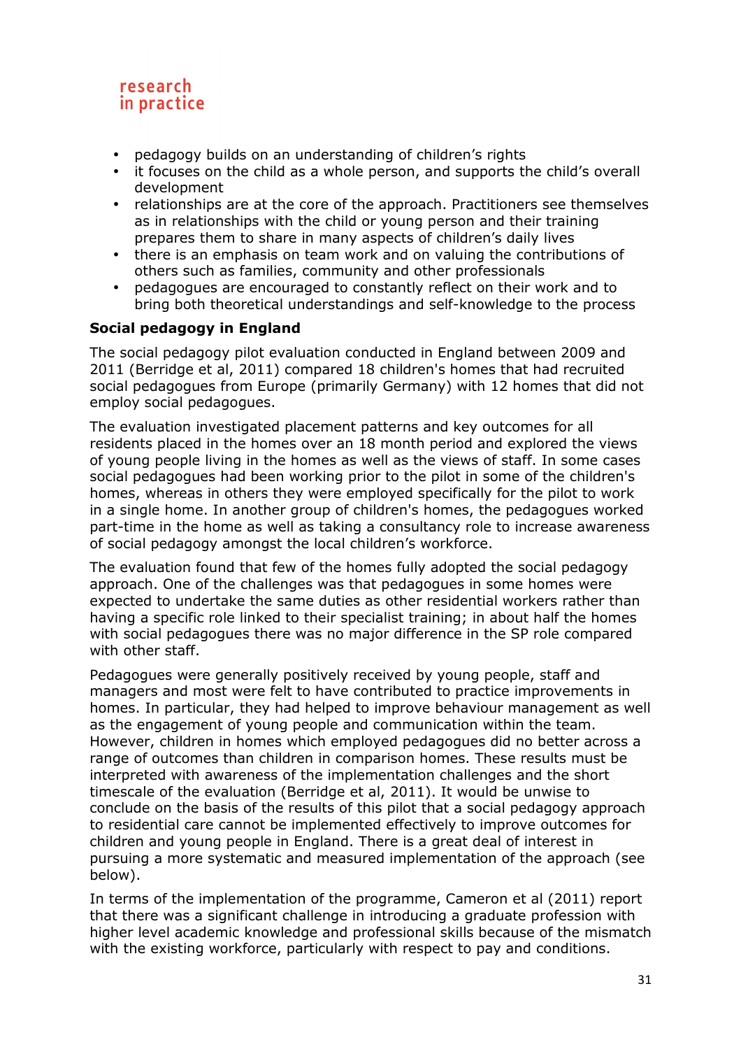- pedagogy builds on an understanding of children's rights
- it focuses on the child as a whole person, and supports the child's overall development
- relationships are at the core of the approach. Practitioners see themselves as in relationships with the child or young person and their training prepares them to share in many aspects of children's daily lives
- there is an emphasis on team work and on valuing the contributions of others such as families, community and other professionals
- pedagogues are encouraged to constantly reflect on their work and to bring both theoretical understandings and self-knowledge to the process

**Social pedagogy in England**

The social pedagogy pilot evaluation conducted in England between 2009 and 2011 (Berridge et al, 2011) compared 18 children's homes that had recruited social pedagogues from Europe (primarily Germany) with 12 homes that did not employ social pedagogues.

The evaluation investigated placement patterns and key outcomes for all residents placed in the homes over an 18 month period and explored the views of young people living in the homes as well as the views of staff. In some cases social pedagogues had been working prior to the pilot in some of the children's homes, whereas in others they were employed specifically for the pilot to work in a single home. In another group of children's homes, the pedagogues worked part-time in the home as well as taking a consultancy role to increase awareness of social pedagogy amongst the local children's workforce.

The evaluation found that few of the homes fully adopted the social pedagogy approach. One of the challenges was that pedagogues in some homes were expected to undertake the same duties as other residential workers rather than having a specific role linked to their specialist training; in about half the homes with social pedagogues there was no major difference in the SP role compared with other staff.

Pedagogues were generally positively received by young people, staff and managers and most were felt to have contributed to practice improvements in homes. In particular, they had helped to improve behaviour management as well as the engagement of young people and communication within the team. However, children in homes which employed pedagogues did no better across a range of outcomes than children in comparison homes. These results must be interpreted with awareness of the implementation challenges and the short timescale of the evaluation (Berridge et al, 2011). It would be unwise to conclude on the basis of the results of this pilot that a social pedagogy approach to residential care cannot be implemented effectively to improve outcomes for children and young people in England. There is a great deal of interest in pursuing a more systematic and measured implementation of the approach (see below).

In terms of the implementation of the programme, Cameron et al (2011) report that there was a significant challenge in introducing a graduate profession with higher level academic knowledge and professional skills because of the mismatch with the existing workforce, particularly with respect to pay and conditions.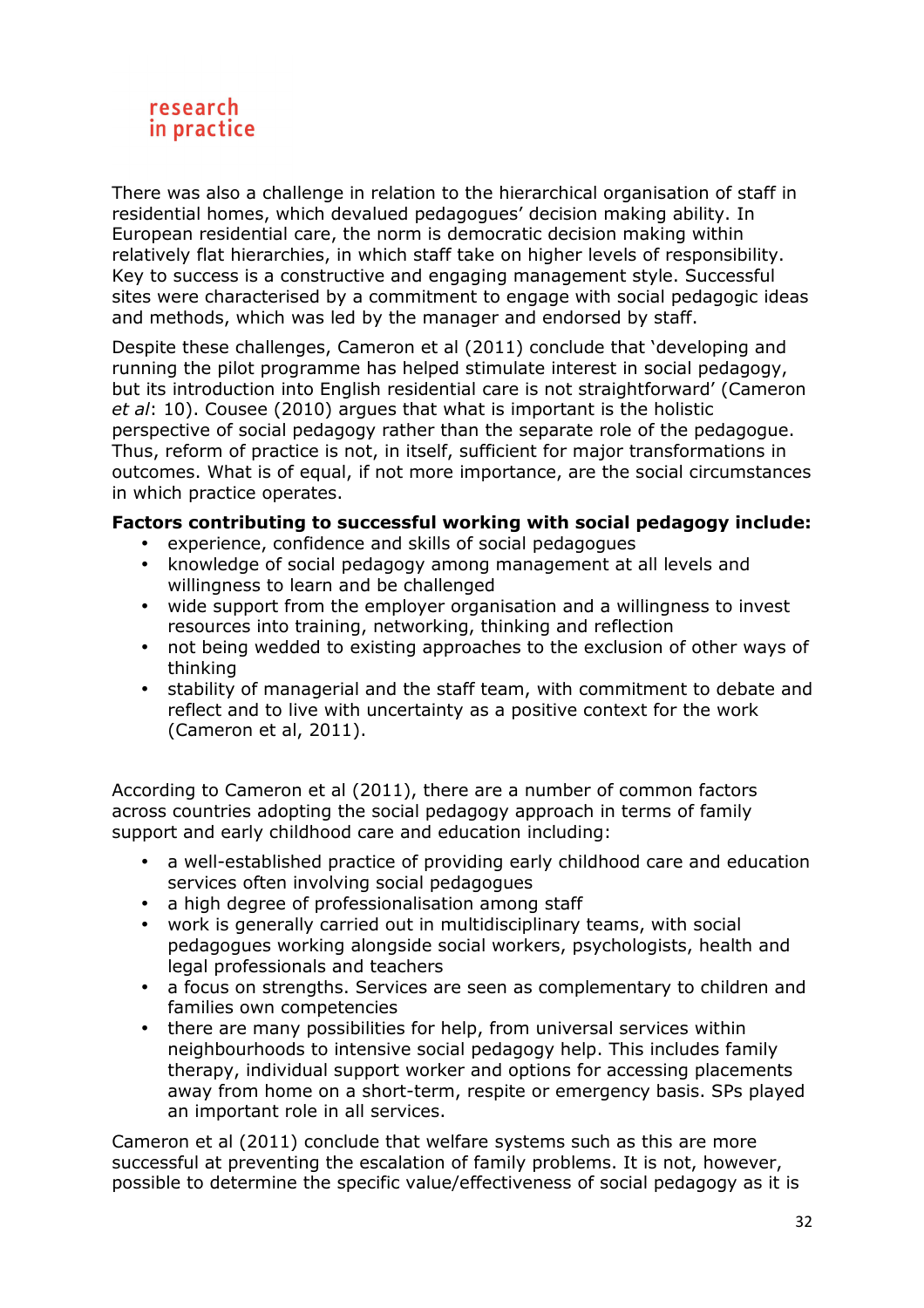There was also a challenge in relation to the hierarchical organisation of staff in residential homes, which devalued pedagogues' decision making ability. In European residential care, the norm is democratic decision making within relatively flat hierarchies, in which staff take on higher levels of responsibility. Key to success is a constructive and engaging management style. Successful sites were characterised by a commitment to engage with social pedagogic ideas and methods, which was led by the manager and endorsed by staff.

Despite these challenges, Cameron et al (2011) conclude that 'developing and running the pilot programme has helped stimulate interest in social pedagogy, but its introduction into English residential care is not straightforward' (Cameron *et al*: 10). Cousee (2010) argues that what is important is the holistic perspective of social pedagogy rather than the separate role of the pedagogue. Thus, reform of practice is not, in itself, sufficient for major transformations in outcomes. What is of equal, if not more importance, are the social circumstances in which practice operates.

**Factors contributing to successful working with social pedagogy include:**

- experience, confidence and skills of social pedagogues
- knowledge of social pedagogy among management at all levels and willingness to learn and be challenged
- wide support from the employer organisation and a willingness to invest resources into training, networking, thinking and reflection
- not being wedded to existing approaches to the exclusion of other ways of thinking
- stability of managerial and the staff team, with commitment to debate and reflect and to live with uncertainty as a positive context for the work (Cameron et al, 2011).

According to Cameron et al (2011), there are a number of common factors across countries adopting the social pedagogy approach in terms of family support and early childhood care and education including:

- a well-established practice of providing early childhood care and education services often involving social pedagogues
- a high degree of professionalisation among staff
- work is generally carried out in multidisciplinary teams, with social pedagogues working alongside social workers, psychologists, health and legal professionals and teachers
- a focus on strengths. Services are seen as complementary to children and families own competencies
- there are many possibilities for help, from universal services within neighbourhoods to intensive social pedagogy help. This includes family therapy, individual support worker and options for accessing placements away from home on a short-term, respite or emergency basis. SPs played an important role in all services.

Cameron et al (2011) conclude that welfare systems such as this are more successful at preventing the escalation of family problems. It is not, however, possible to determine the specific value/effectiveness of social pedagogy as it is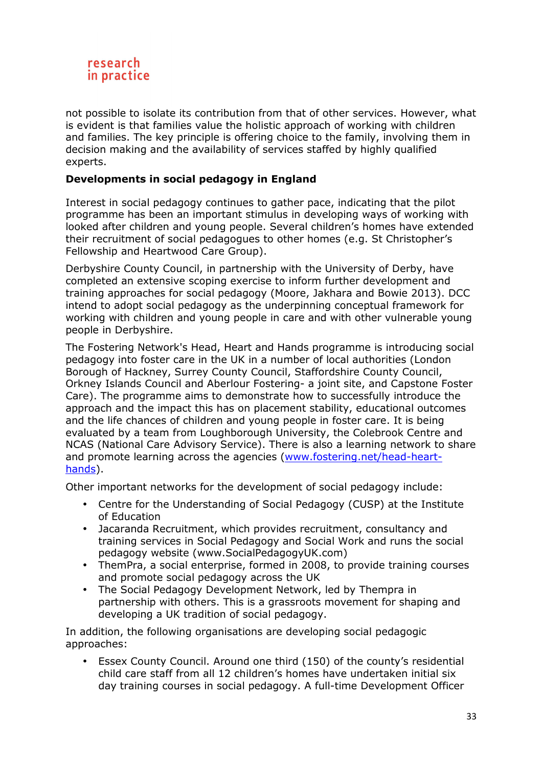not possible to isolate its contribution from that of other services. However, what is evident is that families value the holistic approach of working with children and families. The key principle is offering choice to the family, involving them in decision making and the availability of services staffed by highly qualified experts.

**Developments in social pedagogy in England**

Interest in social pedagogy continues to gather pace, indicating that the pilot programme has been an important stimulus in developing ways of working with looked after children and young people. Several children's homes have extended their recruitment of social pedagogues to other homes (e.g. St Christopher's Fellowship and Heartwood Care Group).

Derbyshire County Council, in partnership with the University of Derby, have completed an extensive scoping exercise to inform further development and training approaches for social pedagogy (Moore, Jakhara and Bowie 2013). DCC intend to adopt social pedagogy as the underpinning conceptual framework for working with children and young people in care and with other vulnerable young people in Derbyshire.

The Fostering Network's Head, Heart and Hands programme is introducing social pedagogy into foster care in the UK in a number of local authorities (London Borough of Hackney, Surrey County Council, Staffordshire County Council, Orkney Islands Council and Aberlour Fostering- a joint site, and Capstone Foster Care). The programme aims to demonstrate how to successfully introduce the approach and the impact this has on placement stability, educational outcomes and the life chances of children and young people in foster care. It is being evaluated by a team from Loughborough University, the Colebrook Centre and NCAS (National Care Advisory Service). There is also a learning network to share and promote learning across the agencies ([www.fostering.net/head-heart-hands](www.fostering.net/head-heart-hands)).

Other important networks for the development of social pedagogy include:

- Centre for the Understanding of Social Pedagogy (CUSP) at the Institute of Education
- Jacaranda Recruitment, which provides recruitment, consultancy and training services in Social Pedagogy and Social Work and runs the social pedagogy website (www.SocialPedagogyUK.com)
- ThemPra, a social enterprise, formed in 2008, to provide training courses and promote social pedagogy across the UK
- The Social Pedagogy Development Network, led by Thempra in partnership with others. This is a grassroots movement for shaping and developing a UK tradition of social pedagogy.

In addition, the following organisations are developing social pedagogic approaches:

- Essex County Council. Around one third (150) of the county's residential child care staff from all 12 children's homes have undertaken initial six day training courses in social pedagogy. A full-time Development Officer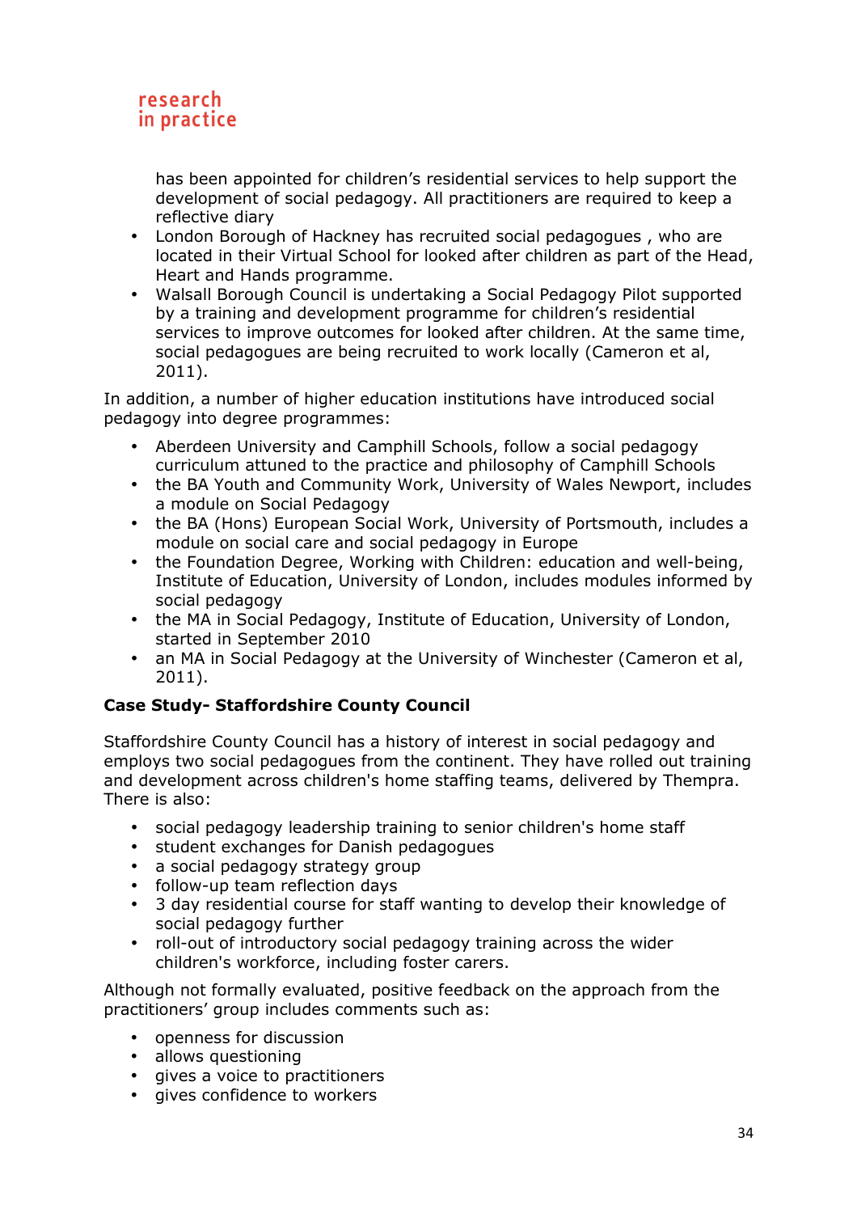has been appointed for children's residential services to help support the development of social pedagogy. All practitioners are required to keep a reflective diary
- London Borough of Hackney has recruited social pedagogues , who are located in their Virtual School for looked after children as part of the Head, Heart and Hands programme.
- Walsall Borough Council is undertaking a Social Pedagogy Pilot supported by a training and development programme for children's residential services to improve outcomes for looked after children. At the same time, social pedagogues are being recruited to work locally (Cameron et al, 2011).

In addition, a number of higher education institutions have introduced social pedagogy into degree programmes:

- Aberdeen University and Camphill Schools, follow a social pedagogy curriculum attuned to the practice and philosophy of Camphill Schools
- the BA Youth and Community Work, University of Wales Newport, includes a module on Social Pedagogy
- the BA (Hons) European Social Work, University of Portsmouth, includes a module on social care and social pedagogy in Europe
- the Foundation Degree, Working with Children: education and well-being, Institute of Education, University of London, includes modules informed by social pedagogy
- the MA in Social Pedagogy, Institute of Education, University of London, started in September 2010
- an MA in Social Pedagogy at the University of Winchester (Cameron et al, 2011).

**Case Study- Staffordshire County Council**

Staffordshire County Council has a history of interest in social pedagogy and employs two social pedagogues from the continent. They have rolled out training and development across children's home staffing teams, delivered by Thempra. There is also:

- social pedagogy leadership training to senior children's home staff
- student exchanges for Danish pedagogues
- a social pedagogy strategy group
- follow-up team reflection days
- 3 day residential course for staff wanting to develop their knowledge of social pedagogy further
- roll-out of introductory social pedagogy training across the wider children's workforce, including foster carers.

Although not formally evaluated, positive feedback on the approach from the practitioners' group includes comments such as:

- openness for discussion
- allows questioning
- gives a voice to practitioners
- gives confidence to workers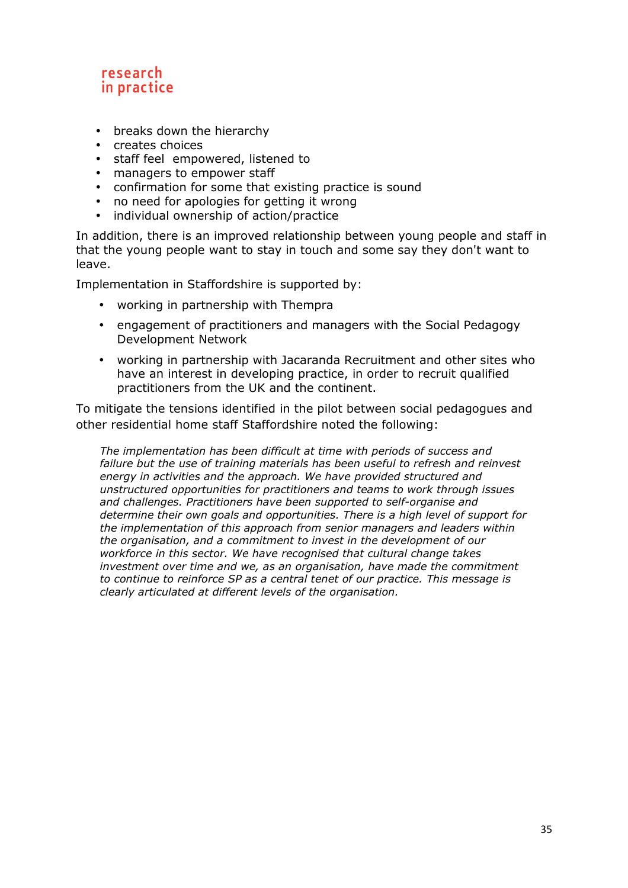- breaks down the hierarchy
- creates choices
- staff feel  empowered, listened to
- managers to empower staff
- confirmation for some that existing practice is sound
- no need for apologies for getting it wrong
- individual ownership of action/practice

In addition, there is an improved relationship between young people and staff in that the young people want to stay in touch and some say they don't want to leave.

Implementation in Staffordshire is supported by:

- working in partnership with Thempra
- engagement of practitioners and managers with the Social Pedagogy Development Network
- working in partnership with Jacaranda Recruitment and other sites who have an interest in developing practice, in order to recruit qualified practitioners from the UK and the continent.

To mitigate the tensions identified in the pilot between social pedagogues and other residential home staff Staffordshire noted the following:

> *The implementation has been difficult at time with periods of success and failure but the use of training materials has been useful to refresh and reinvest energy in activities and the approach. We have provided structured and unstructured opportunities for practitioners and teams to work through issues and challenges. Practitioners have been supported to self-organise and determine their own goals and opportunities. There is a high level of support for the implementation of this approach from senior managers and leaders within the organisation, and a commitment to invest in the development of our workforce in this sector. We have recognised that cultural change takes investment over time and we, as an organisation, have made the commitment to continue to reinforce SP as a central tenet of our practice. This message is clearly articulated at different levels of the organisation.*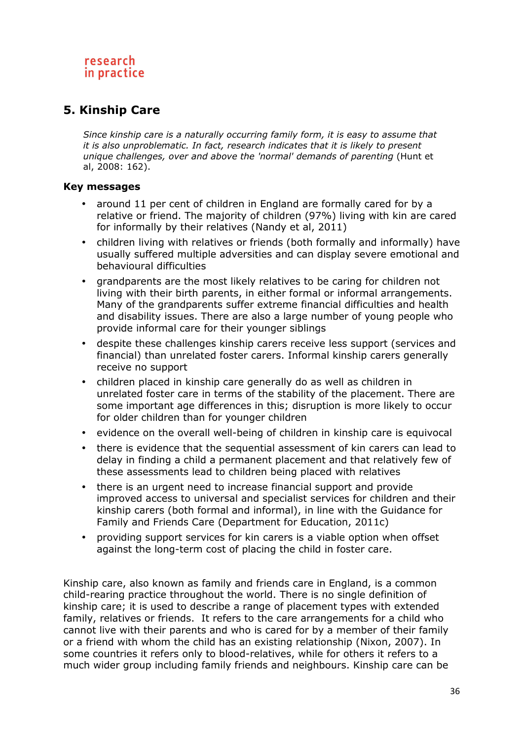## 5. Kinship Care

*Since kinship care is a naturally occurring family form, it is easy to assume that it is also unproblematic. In fact, research indicates that it is likely to present unique challenges, over and above the 'normal' demands of parenting* (Hunt et al, 2008: 162).

### Key messages

- around 11 per cent of children in England are formally cared for by a relative or friend. The majority of children (97%) living with kin are cared for informally by their relatives (Nandy et al, 2011)
- children living with relatives or friends (both formally and informally) have usually suffered multiple adversities and can display severe emotional and behavioural difficulties
- grandparents are the most likely relatives to be caring for children not living with their birth parents, in either formal or informal arrangements. Many of the grandparents suffer extreme financial difficulties and health and disability issues. There are also a large number of young people who provide informal care for their younger siblings
- despite these challenges kinship carers receive less support (services and financial) than unrelated foster carers. Informal kinship carers generally receive no support
- children placed in kinship care generally do as well as children in unrelated foster care in terms of the stability of the placement. There are some important age differences in this; disruption is more likely to occur for older children than for younger children
- evidence on the overall well-being of children in kinship care is equivocal
- there is evidence that the sequential assessment of kin carers can lead to delay in finding a child a permanent placement and that relatively few of these assessments lead to children being placed with relatives
- there is an urgent need to increase financial support and provide improved access to universal and specialist services for children and their kinship carers (both formal and informal), in line with the Guidance for Family and Friends Care (Department for Education, 2011c)
- providing support services for kin carers is a viable option when offset against the long-term cost of placing the child in foster care.

Kinship care, also known as family and friends care in England, is a common child-rearing practice throughout the world. There is no single definition of kinship care; it is used to describe a range of placement types with extended family, relatives or friends. It refers to the care arrangements for a child who cannot live with their parents and who is cared for by a member of their family or a friend with whom the child has an existing relationship (Nixon, 2007). In some countries it refers only to blood-relatives, while for others it refers to a much wider group including family friends and neighbours. Kinship care can be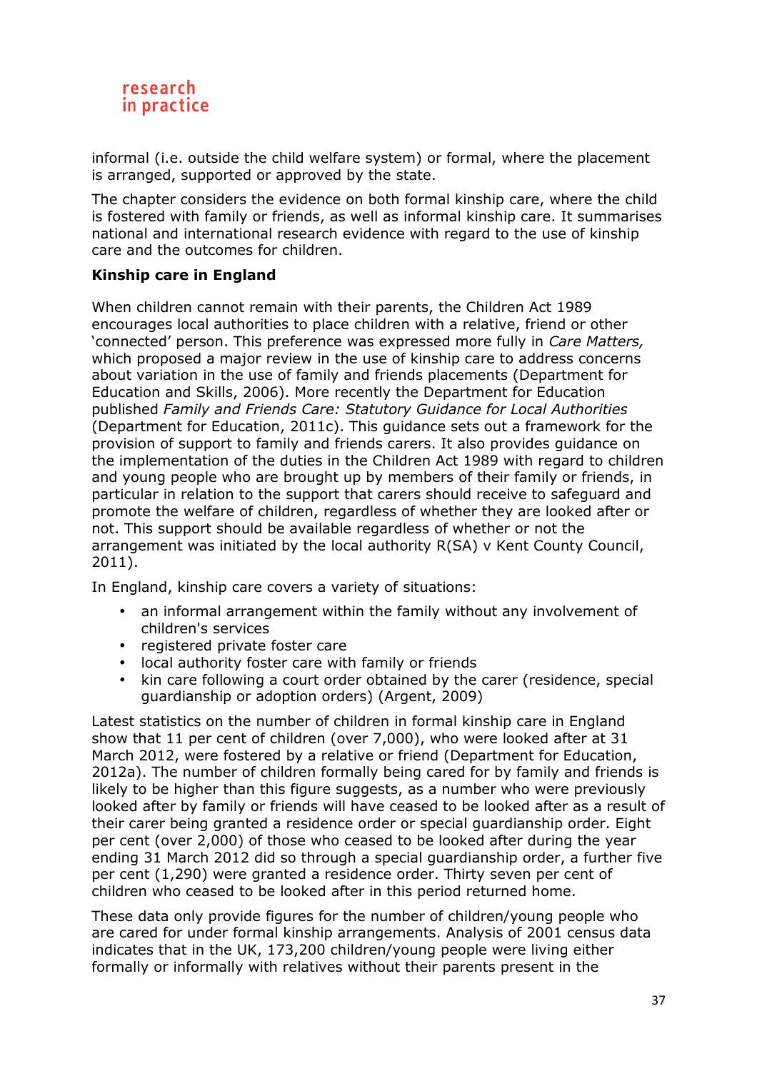informal (i.e. outside the child welfare system) or formal, where the placement is arranged, supported or approved by the state.

The chapter considers the evidence on both formal kinship care, where the child is fostered with family or friends, as well as informal kinship care. It summarises national and international research evidence with regard to the use of kinship care and the outcomes for children.

**Kinship care in England**

When children cannot remain with their parents, the Children Act 1989 encourages local authorities to place children with a relative, friend or other 'connected' person. This preference was expressed more fully in *Care Matters,* which proposed a major review in the use of kinship care to address concerns about variation in the use of family and friends placements (Department for Education and Skills, 2006). More recently the Department for Education published *Family and Friends Care: Statutory Guidance for Local Authorities* (Department for Education, 2011c). This guidance sets out a framework for the provision of support to family and friends carers. It also provides guidance on the implementation of the duties in the Children Act 1989 with regard to children and young people who are brought up by members of their family or friends, in particular in relation to the support that carers should receive to safeguard and promote the welfare of children, regardless of whether they are looked after or not. This support should be available regardless of whether or not the arrangement was initiated by the local authority R(SA) v Kent County Council, 2011).

In England, kinship care covers a variety of situations:

- an informal arrangement within the family without any involvement of children's services
- registered private foster care
- local authority foster care with family or friends
- kin care following a court order obtained by the carer (residence, special guardianship or adoption orders) (Argent, 2009)

Latest statistics on the number of children in formal kinship care in England show that 11 per cent of children (over 7,000), who were looked after at 31 March 2012, were fostered by a relative or friend (Department for Education, 2012a). The number of children formally being cared for by family and friends is likely to be higher than this figure suggests, as a number who were previously looked after by family or friends will have ceased to be looked after as a result of their carer being granted a residence order or special guardianship order. Eight per cent (over 2,000) of those who ceased to be looked after during the year ending 31 March 2012 did so through a special guardianship order, a further five per cent (1,290) were granted a residence order. Thirty seven per cent of children who ceased to be looked after in this period returned home.

These data only provide figures for the number of children/young people who are cared for under formal kinship arrangements. Analysis of 2001 census data indicates that in the UK, 173,200 children/young people were living either formally or informally with relatives without their parents present in the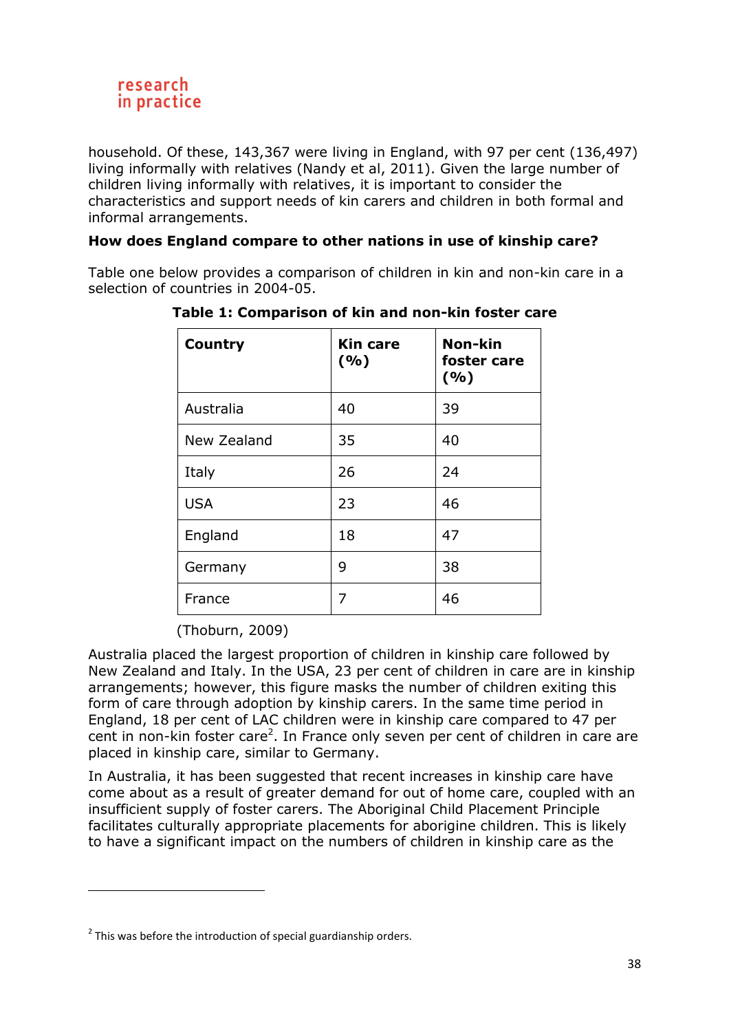household. Of these, 143,367 were living in England, with 97 per cent (136,497) living informally with relatives (Nandy et al, 2011). Given the large number of children living informally with relatives, it is important to consider the characteristics and support needs of kin carers and children in both formal and informal arrangements.

**How does England compare to other nations in use of kinship care?**

Table one below provides a comparison of children in kin and non-kin care in a selection of countries in 2004-05.

**Table 1: Comparison of kin and non-kin foster care**

| Country | Kin care (%) | Non-kin foster care (%) |
|---|---|---|
| Australia | 40 | 39 |
| New Zealand | 35 | 40 |
| Italy | 26 | 24 |
| USA | 23 | 46 |
| England | 18 | 47 |
| Germany | 9 | 38 |
| France | 7 | 46 |

(Thoburn, 2009)

Australia placed the largest proportion of children in kinship care followed by New Zealand and Italy. In the USA, 23 per cent of children in care are in kinship arrangements; however, this figure masks the number of children exiting this form of care through adoption by kinship carers. In the same time period in England, 18 per cent of LAC children were in kinship care compared to 47 per cent in non-kin foster care[2]. In France only seven per cent of children in care are placed in kinship care, similar to Germany.

In Australia, it has been suggested that recent increases in kinship care have come about as a result of greater demand for out of home care, coupled with an insufficient supply of foster carers. The Aboriginal Child Placement Principle facilitates culturally appropriate placements for aborigine children. This is likely to have a significant impact on the numbers of children in kinship care as the

[2] This was before the introduction of special guardianship orders.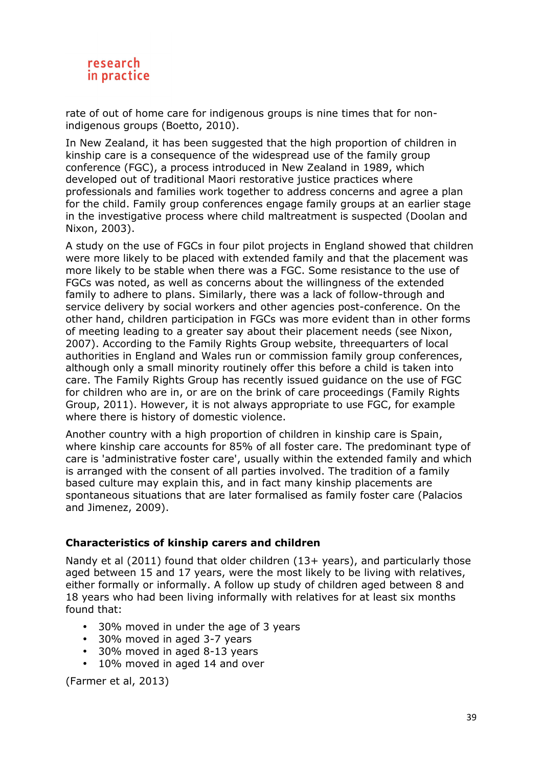rate of out of home care for indigenous groups is nine times that for non-indigenous groups (Boetto, 2010).

In New Zealand, it has been suggested that the high proportion of children in kinship care is a consequence of the widespread use of the family group conference (FGC), a process introduced in New Zealand in 1989, which developed out of traditional Maori restorative justice practices where professionals and families work together to address concerns and agree a plan for the child. Family group conferences engage family groups at an earlier stage in the investigative process where child maltreatment is suspected (Doolan and Nixon, 2003).

A study on the use of FGCs in four pilot projects in England showed that children were more likely to be placed with extended family and that the placement was more likely to be stable when there was a FGC. Some resistance to the use of FGCs was noted, as well as concerns about the willingness of the extended family to adhere to plans. Similarly, there was a lack of follow-through and service delivery by social workers and other agencies post-conference. On the other hand, children participation in FGCs was more evident than in other forms of meeting leading to a greater say about their placement needs (see Nixon, 2007). According to the Family Rights Group website, threequarters of local authorities in England and Wales run or commission family group conferences, although only a small minority routinely offer this before a child is taken into care. The Family Rights Group has recently issued guidance on the use of FGC for children who are in, or are on the brink of care proceedings (Family Rights Group, 2011). However, it is not always appropriate to use FGC, for example where there is history of domestic violence.

Another country with a high proportion of children in kinship care is Spain, where kinship care accounts for 85% of all foster care. The predominant type of care is 'administrative foster care', usually within the extended family and which is arranged with the consent of all parties involved. The tradition of a family based culture may explain this, and in fact many kinship placements are spontaneous situations that are later formalised as family foster care (Palacios and Jimenez, 2009).

## Characteristics of kinship carers and children

Nandy et al (2011) found that older children (13+ years), and particularly those aged between 15 and 17 years, were the most likely to be living with relatives, either formally or informally. A follow up study of children aged between 8 and 18 years who had been living informally with relatives for at least six months found that:

- 30% moved in under the age of 3 years
- 30% moved in aged 3-7 years
- 30% moved in aged 8-13 years
- 10% moved in aged 14 and over

(Farmer et al, 2013)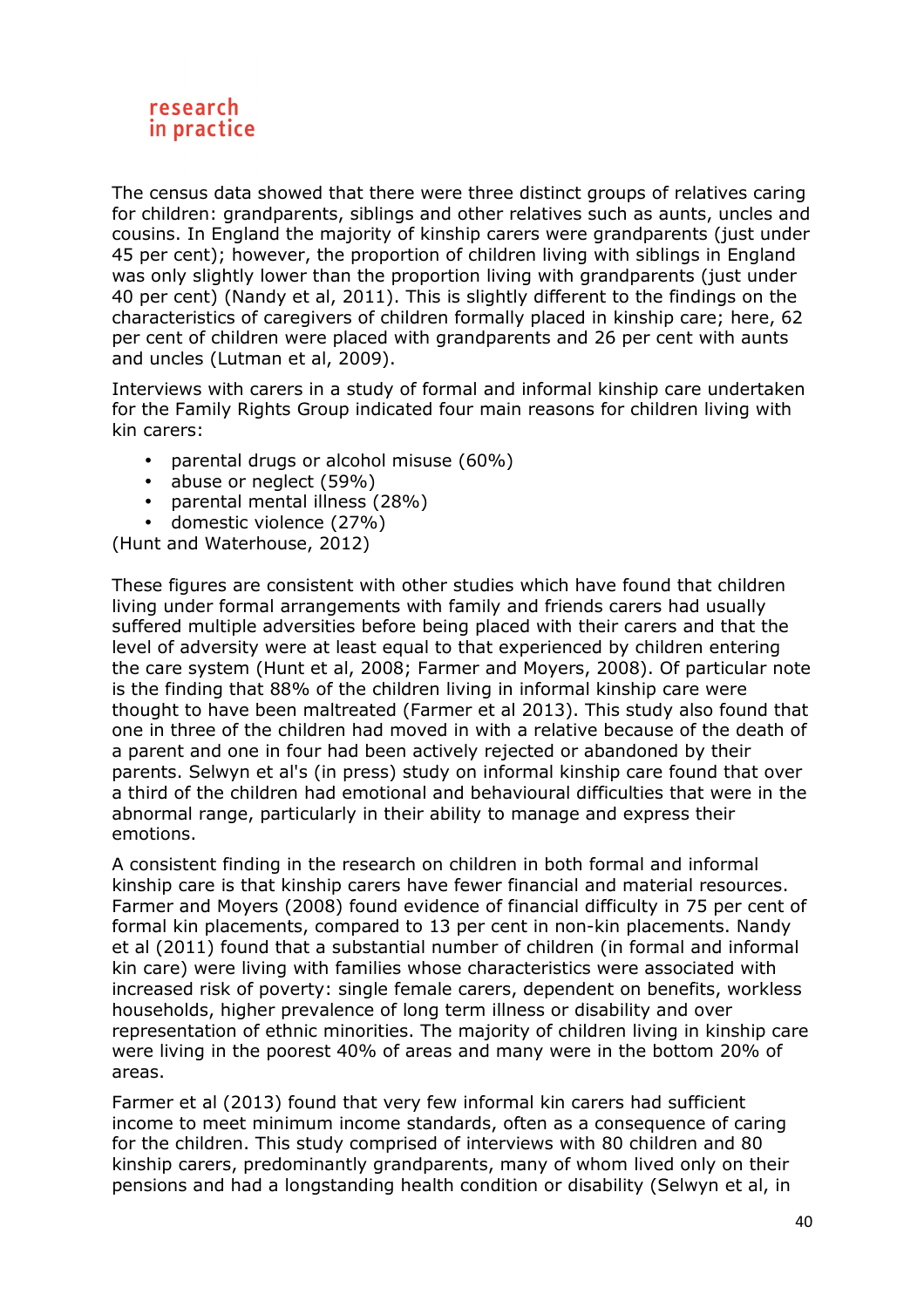The census data showed that there were three distinct groups of relatives caring for children: grandparents, siblings and other relatives such as aunts, uncles and cousins. In England the majority of kinship carers were grandparents (just under 45 per cent); however, the proportion of children living with siblings in England was only slightly lower than the proportion living with grandparents (just under 40 per cent) (Nandy et al, 2011). This is slightly different to the findings on the characteristics of caregivers of children formally placed in kinship care; here, 62 per cent of children were placed with grandparents and 26 per cent with aunts and uncles (Lutman et al, 2009).

Interviews with carers in a study of formal and informal kinship care undertaken for the Family Rights Group indicated four main reasons for children living with kin carers:

- parental drugs or alcohol misuse (60%)
- abuse or neglect (59%)
- parental mental illness (28%)
- domestic violence (27%)

(Hunt and Waterhouse, 2012)

These figures are consistent with other studies which have found that children living under formal arrangements with family and friends carers had usually suffered multiple adversities before being placed with their carers and that the level of adversity were at least equal to that experienced by children entering the care system (Hunt et al, 2008; Farmer and Moyers, 2008). Of particular note is the finding that 88% of the children living in informal kinship care were thought to have been maltreated (Farmer et al 2013). This study also found that one in three of the children had moved in with a relative because of the death of a parent and one in four had been actively rejected or abandoned by their parents. Selwyn et al's (in press) study on informal kinship care found that over a third of the children had emotional and behavioural difficulties that were in the abnormal range, particularly in their ability to manage and express their emotions.

A consistent finding in the research on children in both formal and informal kinship care is that kinship carers have fewer financial and material resources. Farmer and Moyers (2008) found evidence of financial difficulty in 75 per cent of formal kin placements, compared to 13 per cent in non-kin placements. Nandy et al (2011) found that a substantial number of children (in formal and informal kin care) were living with families whose characteristics were associated with increased risk of poverty: single female carers, dependent on benefits, workless households, higher prevalence of long term illness or disability and over representation of ethnic minorities. The majority of children living in kinship care were living in the poorest 40% of areas and many were in the bottom 20% of areas.

Farmer et al (2013) found that very few informal kin carers had sufficient income to meet minimum income standards, often as a consequence of caring for the children. This study comprised of interviews with 80 children and 80 kinship carers, predominantly grandparents, many of whom lived only on their pensions and had a longstanding health condition or disability (Selwyn et al, in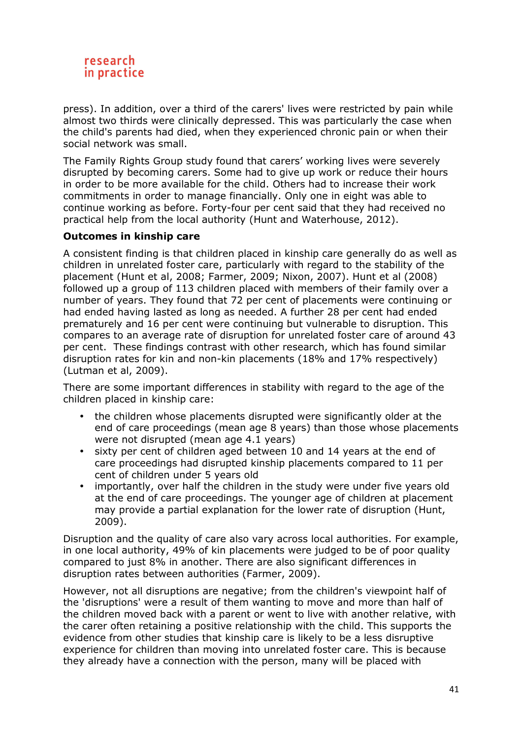press). In addition, over a third of the carers' lives were restricted by pain while almost two thirds were clinically depressed. This was particularly the case when the child's parents had died, when they experienced chronic pain or when their social network was small.

The Family Rights Group study found that carers' working lives were severely disrupted by becoming carers. Some had to give up work or reduce their hours in order to be more available for the child. Others had to increase their work commitments in order to manage financially. Only one in eight was able to continue working as before. Forty-four per cent said that they had received no practical help from the local authority (Hunt and Waterhouse, 2012).

**Outcomes in kinship care**

A consistent finding is that children placed in kinship care generally do as well as children in unrelated foster care, particularly with regard to the stability of the placement (Hunt et al, 2008; Farmer, 2009; Nixon, 2007). Hunt et al (2008) followed up a group of 113 children placed with members of their family over a number of years. They found that 72 per cent of placements were continuing or had ended having lasted as long as needed. A further 28 per cent had ended prematurely and 16 per cent were continuing but vulnerable to disruption. This compares to an average rate of disruption for unrelated foster care of around 43 per cent. These findings contrast with other research, which has found similar disruption rates for kin and non-kin placements (18% and 17% respectively) (Lutman et al, 2009).

There are some important differences in stability with regard to the age of the children placed in kinship care:

- the children whose placements disrupted were significantly older at the end of care proceedings (mean age 8 years) than those whose placements were not disrupted (mean age 4.1 years)
- sixty per cent of children aged between 10 and 14 years at the end of care proceedings had disrupted kinship placements compared to 11 per cent of children under 5 years old
- importantly, over half the children in the study were under five years old at the end of care proceedings. The younger age of children at placement may provide a partial explanation for the lower rate of disruption (Hunt, 2009).

Disruption and the quality of care also vary across local authorities. For example, in one local authority, 49% of kin placements were judged to be of poor quality compared to just 8% in another. There are also significant differences in disruption rates between authorities (Farmer, 2009).

However, not all disruptions are negative; from the children's viewpoint half of the 'disruptions' were a result of them wanting to move and more than half of the children moved back with a parent or went to live with another relative, with the carer often retaining a positive relationship with the child. This supports the evidence from other studies that kinship care is likely to be a less disruptive experience for children than moving into unrelated foster care. This is because they already have a connection with the person, many will be placed with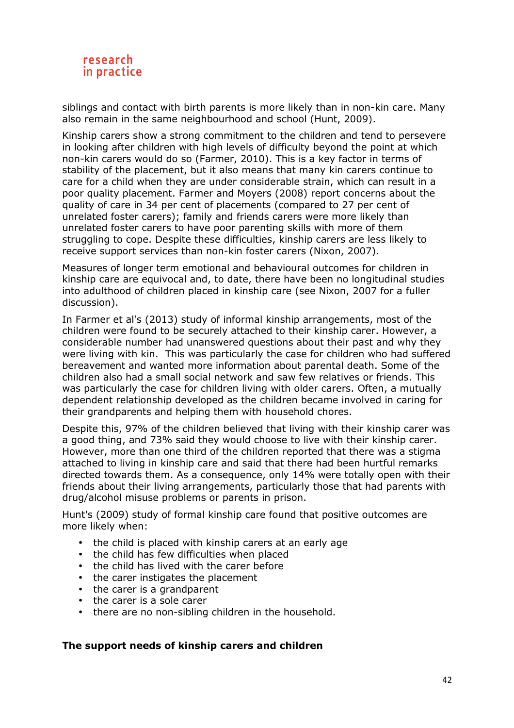siblings and contact with birth parents is more likely than in non-kin care. Many also remain in the same neighbourhood and school (Hunt, 2009).

Kinship carers show a strong commitment to the children and tend to persevere in looking after children with high levels of difficulty beyond the point at which non-kin carers would do so (Farmer, 2010). This is a key factor in terms of stability of the placement, but it also means that many kin carers continue to care for a child when they are under considerable strain, which can result in a poor quality placement. Farmer and Moyers (2008) report concerns about the quality of care in 34 per cent of placements (compared to 27 per cent of unrelated foster carers); family and friends carers were more likely than unrelated foster carers to have poor parenting skills with more of them struggling to cope. Despite these difficulties, kinship carers are less likely to receive support services than non-kin foster carers (Nixon, 2007).

Measures of longer term emotional and behavioural outcomes for children in kinship care are equivocal and, to date, there have been no longitudinal studies into adulthood of children placed in kinship care (see Nixon, 2007 for a fuller discussion).

In Farmer et al's (2013) study of informal kinship arrangements, most of the children were found to be securely attached to their kinship carer. However, a considerable number had unanswered questions about their past and why they were living with kin. This was particularly the case for children who had suffered bereavement and wanted more information about parental death. Some of the children also had a small social network and saw few relatives or friends. This was particularly the case for children living with older carers. Often, a mutually dependent relationship developed as the children became involved in caring for their grandparents and helping them with household chores.

Despite this, 97% of the children believed that living with their kinship carer was a good thing, and 73% said they would choose to live with their kinship carer. However, more than one third of the children reported that there was a stigma attached to living in kinship care and said that there had been hurtful remarks directed towards them. As a consequence, only 14% were totally open with their friends about their living arrangements, particularly those that had parents with drug/alcohol misuse problems or parents in prison.

Hunt's (2009) study of formal kinship care found that positive outcomes are more likely when:

- the child is placed with kinship carers at an early age
- the child has few difficulties when placed
- the child has lived with the carer before
- the carer instigates the placement
- the carer is a grandparent
- the carer is a sole carer
- there are no non-sibling children in the household.

**The support needs of kinship carers and children**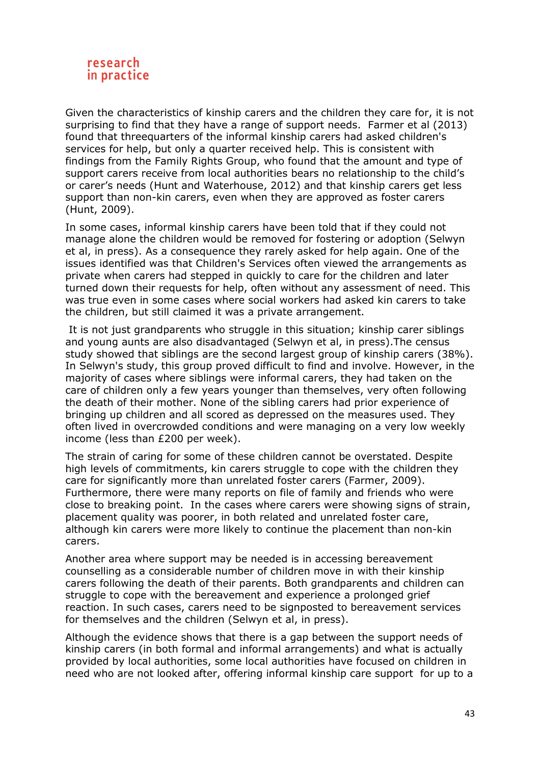Given the characteristics of kinship carers and the children they care for, it is not surprising to find that they have a range of support needs. Farmer et al (2013) found that threequarters of the informal kinship carers had asked children's services for help, but only a quarter received help. This is consistent with findings from the Family Rights Group, who found that the amount and type of support carers receive from local authorities bears no relationship to the child's or carer's needs (Hunt and Waterhouse, 2012) and that kinship carers get less support than non-kin carers, even when they are approved as foster carers (Hunt, 2009).

In some cases, informal kinship carers have been told that if they could not manage alone the children would be removed for fostering or adoption (Selwyn et al, in press). As a consequence they rarely asked for help again. One of the issues identified was that Children's Services often viewed the arrangements as private when carers had stepped in quickly to care for the children and later turned down their requests for help, often without any assessment of need. This was true even in some cases where social workers had asked kin carers to take the children, but still claimed it was a private arrangement.

It is not just grandparents who struggle in this situation; kinship carer siblings and young aunts are also disadvantaged (Selwyn et al, in press).The census study showed that siblings are the second largest group of kinship carers (38%). In Selwyn's study, this group proved difficult to find and involve. However, in the majority of cases where siblings were informal carers, they had taken on the care of children only a few years younger than themselves, very often following the death of their mother. None of the sibling carers had prior experience of bringing up children and all scored as depressed on the measures used. They often lived in overcrowded conditions and were managing on a very low weekly income (less than £200 per week).

The strain of caring for some of these children cannot be overstated. Despite high levels of commitments, kin carers struggle to cope with the children they care for significantly more than unrelated foster carers (Farmer, 2009). Furthermore, there were many reports on file of family and friends who were close to breaking point. In the cases where carers were showing signs of strain, placement quality was poorer, in both related and unrelated foster care, although kin carers were more likely to continue the placement than non-kin carers.

Another area where support may be needed is in accessing bereavement counselling as a considerable number of children move in with their kinship carers following the death of their parents. Both grandparents and children can struggle to cope with the bereavement and experience a prolonged grief reaction. In such cases, carers need to be signposted to bereavement services for themselves and the children (Selwyn et al, in press).

Although the evidence shows that there is a gap between the support needs of kinship carers (in both formal and informal arrangements) and what is actually provided by local authorities, some local authorities have focused on children in need who are not looked after, offering informal kinship care support for up to a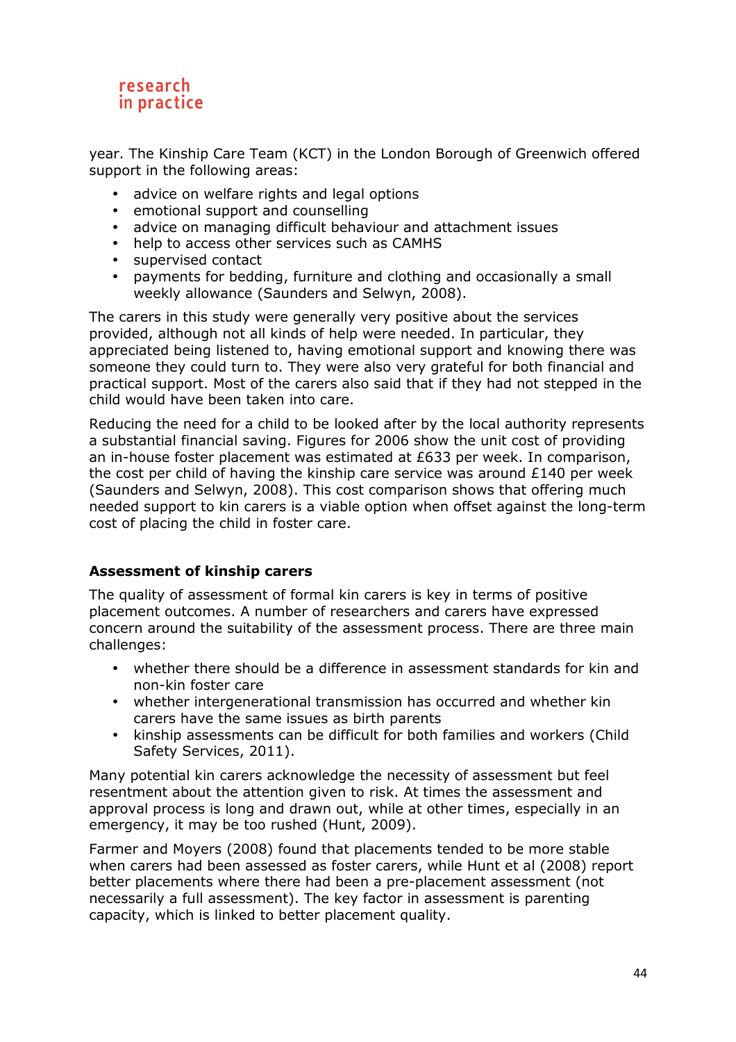year. The Kinship Care Team (KCT) in the London Borough of Greenwich offered support in the following areas:

- advice on welfare rights and legal options
- emotional support and counselling
- advice on managing difficult behaviour and attachment issues
- help to access other services such as CAMHS
- supervised contact
- payments for bedding, furniture and clothing and occasionally a small weekly allowance (Saunders and Selwyn, 2008).

The carers in this study were generally very positive about the services provided, although not all kinds of help were needed. In particular, they appreciated being listened to, having emotional support and knowing there was someone they could turn to. They were also very grateful for both financial and practical support. Most of the carers also said that if they had not stepped in the child would have been taken into care.

Reducing the need for a child to be looked after by the local authority represents a substantial financial saving. Figures for 2006 show the unit cost of providing an in-house foster placement was estimated at £633 per week. In comparison, the cost per child of having the kinship care service was around £140 per week (Saunders and Selwyn, 2008). This cost comparison shows that offering much needed support to kin carers is a viable option when offset against the long-term cost of placing the child in foster care.

**Assessment of kinship carers**

The quality of assessment of formal kin carers is key in terms of positive placement outcomes. A number of researchers and carers have expressed concern around the suitability of the assessment process. There are three main challenges:

- whether there should be a difference in assessment standards for kin and non-kin foster care
- whether intergenerational transmission has occurred and whether kin carers have the same issues as birth parents
- kinship assessments can be difficult for both families and workers (Child Safety Services, 2011).

Many potential kin carers acknowledge the necessity of assessment but feel resentment about the attention given to risk. At times the assessment and approval process is long and drawn out, while at other times, especially in an emergency, it may be too rushed (Hunt, 2009).

Farmer and Moyers (2008) found that placements tended to be more stable when carers had been assessed as foster carers, while Hunt et al (2008) report better placements where there had been a pre-placement assessment (not necessarily a full assessment). The key factor in assessment is parenting capacity, which is linked to better placement quality.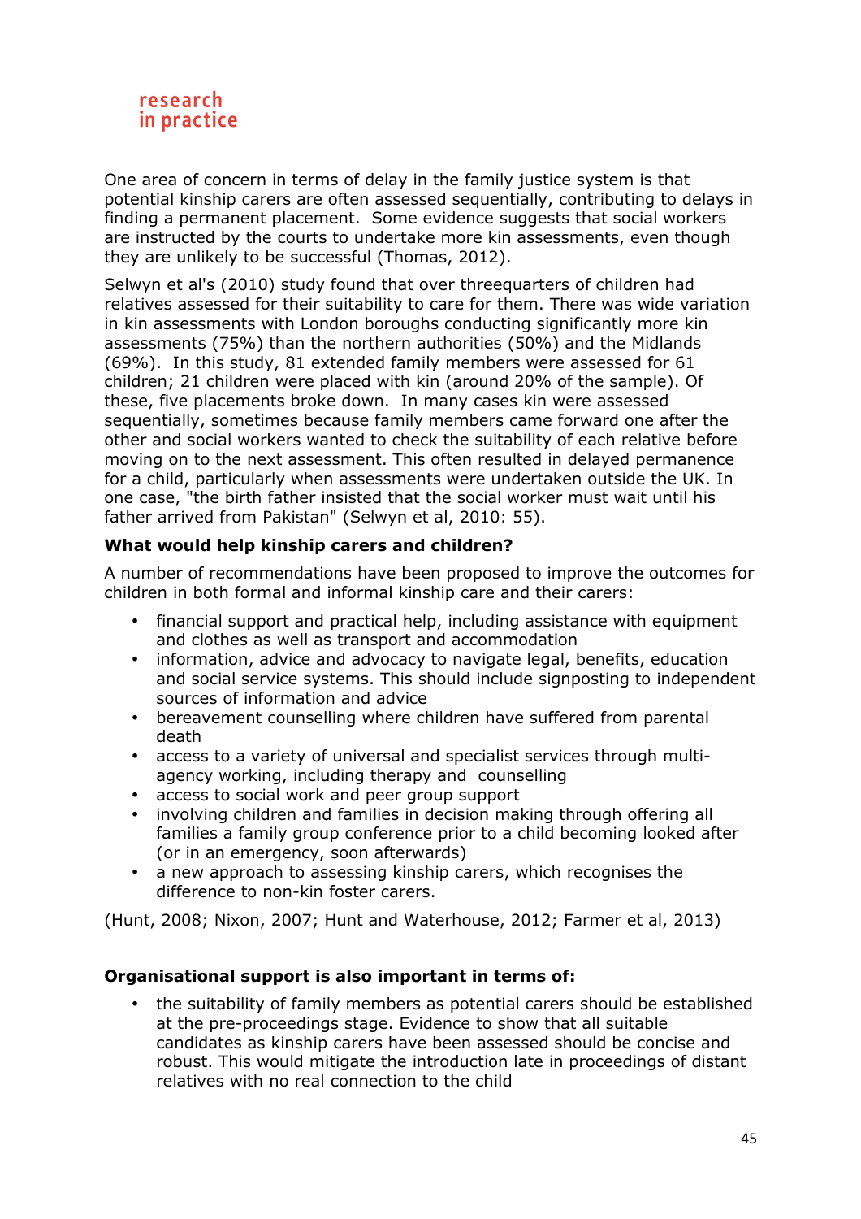One area of concern in terms of delay in the family justice system is that potential kinship carers are often assessed sequentially, contributing to delays in finding a permanent placement. Some evidence suggests that social workers are instructed by the courts to undertake more kin assessments, even though they are unlikely to be successful (Thomas, 2012).

Selwyn et al's (2010) study found that over threequarters of children had relatives assessed for their suitability to care for them. There was wide variation in kin assessments with London boroughs conducting significantly more kin assessments (75%) than the northern authorities (50%) and the Midlands (69%). In this study, 81 extended family members were assessed for 61 children; 21 children were placed with kin (around 20% of the sample). Of these, five placements broke down. In many cases kin were assessed sequentially, sometimes because family members came forward one after the other and social workers wanted to check the suitability of each relative before moving on to the next assessment. This often resulted in delayed permanence for a child, particularly when assessments were undertaken outside the UK. In one case, "the birth father insisted that the social worker must wait until his father arrived from Pakistan" (Selwyn et al, 2010: 55).

**What would help kinship carers and children?**

A number of recommendations have been proposed to improve the outcomes for children in both formal and informal kinship care and their carers:

- financial support and practical help, including assistance with equipment and clothes as well as transport and accommodation
- information, advice and advocacy to navigate legal, benefits, education and social service systems. This should include signposting to independent sources of information and advice
- bereavement counselling where children have suffered from parental death
- access to a variety of universal and specialist services through multi-agency working, including therapy and counselling
- access to social work and peer group support
- involving children and families in decision making through offering all families a family group conference prior to a child becoming looked after (or in an emergency, soon afterwards)
- a new approach to assessing kinship carers, which recognises the difference to non-kin foster carers.

(Hunt, 2008; Nixon, 2007; Hunt and Waterhouse, 2012; Farmer et al, 2013)

**Organisational support is also important in terms of:**

- the suitability of family members as potential carers should be established at the pre-proceedings stage. Evidence to show that all suitable candidates as kinship carers have been assessed should be concise and robust. This would mitigate the introduction late in proceedings of distant relatives with no real connection to the child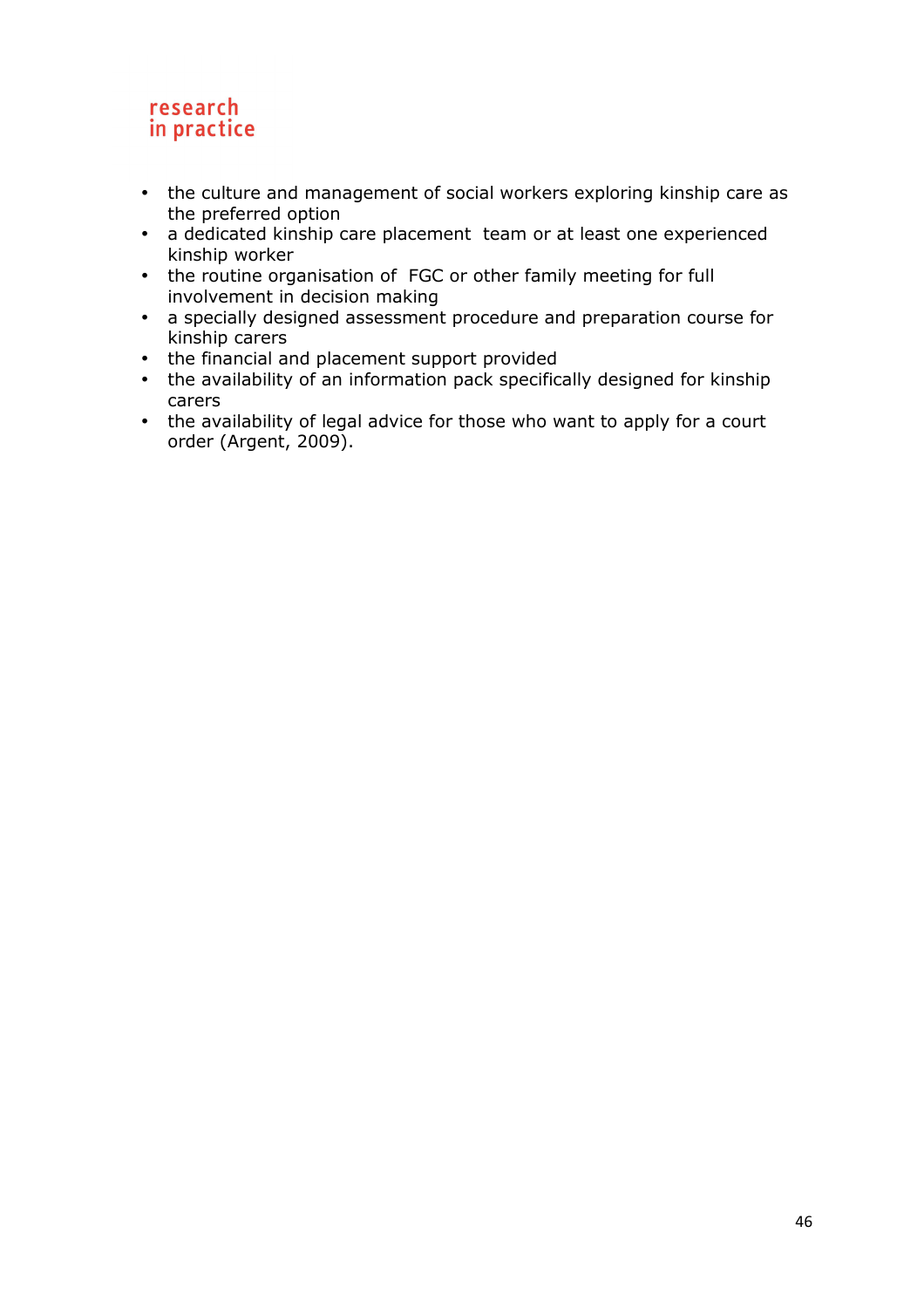- the culture and management of social workers exploring kinship care as the preferred option
- a dedicated kinship care placement team or at least one experienced kinship worker
- the routine organisation of FGC or other family meeting for full involvement in decision making
- a specially designed assessment procedure and preparation course for kinship carers
- the financial and placement support provided
- the availability of an information pack specifically designed for kinship carers
- the availability of legal advice for those who want to apply for a court order (Argent, 2009).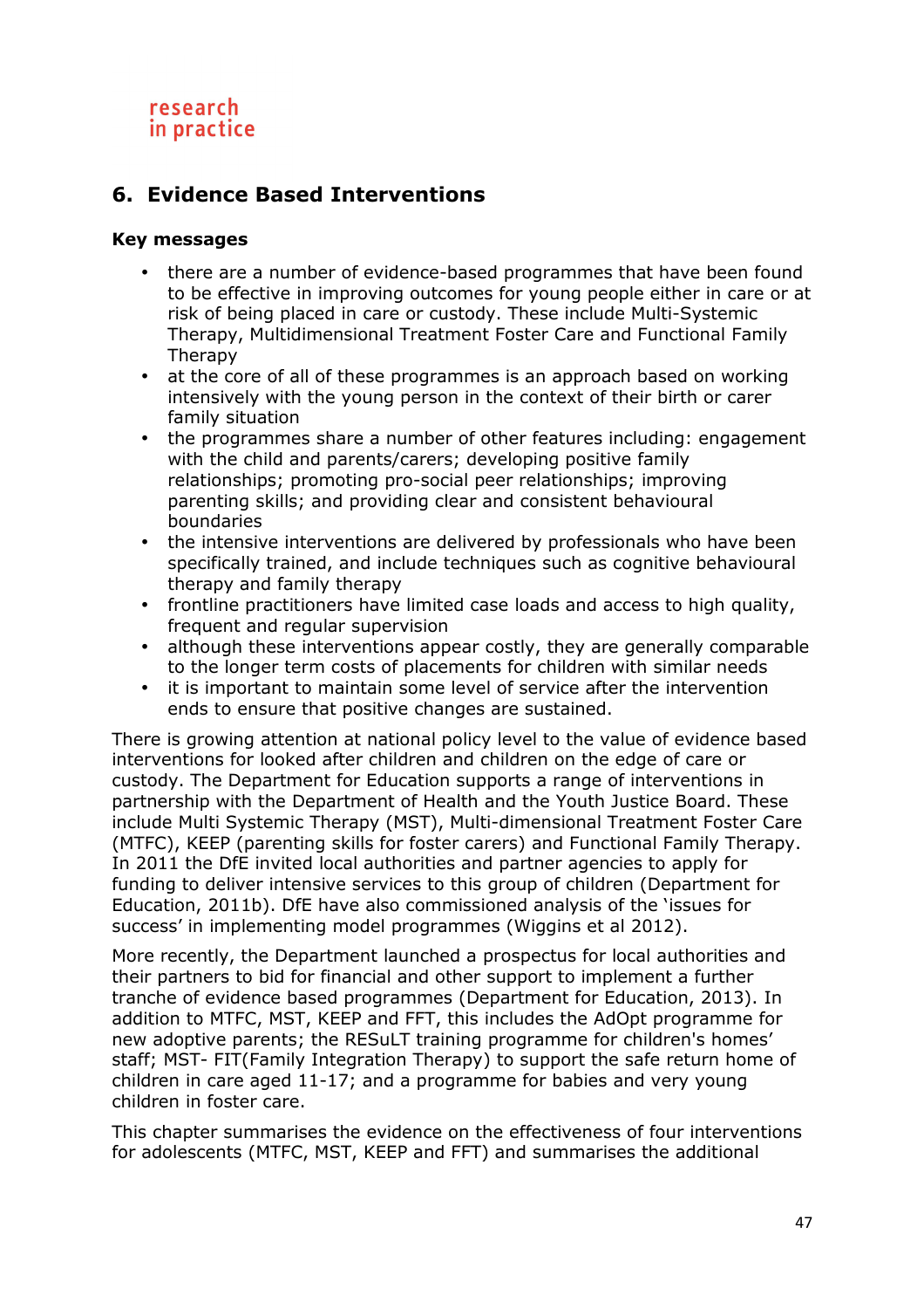## 6. Evidence Based Interventions

**Key messages**

- there are a number of evidence-based programmes that have been found to be effective in improving outcomes for young people either in care or at risk of being placed in care or custody. These include Multi-Systemic Therapy, Multidimensional Treatment Foster Care and Functional Family Therapy
- at the core of all of these programmes is an approach based on working intensively with the young person in the context of their birth or carer family situation
- the programmes share a number of other features including: engagement with the child and parents/carers; developing positive family relationships; promoting pro-social peer relationships; improving parenting skills; and providing clear and consistent behavioural boundaries
- the intensive interventions are delivered by professionals who have been specifically trained, and include techniques such as cognitive behavioural therapy and family therapy
- frontline practitioners have limited case loads and access to high quality, frequent and regular supervision
- although these interventions appear costly, they are generally comparable to the longer term costs of placements for children with similar needs
- it is important to maintain some level of service after the intervention ends to ensure that positive changes are sustained.

There is growing attention at national policy level to the value of evidence based interventions for looked after children and children on the edge of care or custody. The Department for Education supports a range of interventions in partnership with the Department of Health and the Youth Justice Board. These include Multi Systemic Therapy (MST), Multi-dimensional Treatment Foster Care (MTFC), KEEP (parenting skills for foster carers) and Functional Family Therapy. In 2011 the DfE invited local authorities and partner agencies to apply for funding to deliver intensive services to this group of children (Department for Education, 2011b). DfE have also commissioned analysis of the 'issues for success' in implementing model programmes (Wiggins et al 2012).

More recently, the Department launched a prospectus for local authorities and their partners to bid for financial and other support to implement a further tranche of evidence based programmes (Department for Education, 2013). In addition to MTFC, MST, KEEP and FFT, this includes the AdOpt programme for new adoptive parents; the RESuLT training programme for children's homes' staff; MST- FIT(Family Integration Therapy) to support the safe return home of children in care aged 11-17; and a programme for babies and very young children in foster care.

This chapter summarises the evidence on the effectiveness of four interventions for adolescents (MTFC, MST, KEEP and FFT) and summarises the additional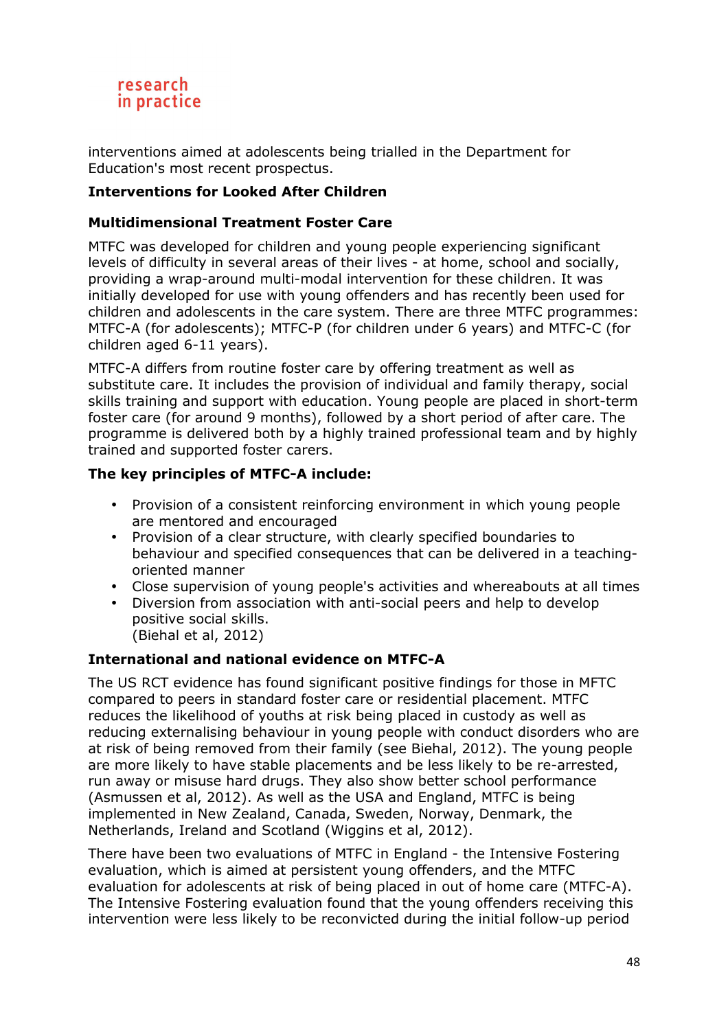interventions aimed at adolescents being trialled in the Department for Education's most recent prospectus.

**Interventions for Looked After Children**

**Multidimensional Treatment Foster Care**

MTFC was developed for children and young people experiencing significant levels of difficulty in several areas of their lives - at home, school and socially, providing a wrap-around multi-modal intervention for these children. It was initially developed for use with young offenders and has recently been used for children and adolescents in the care system. There are three MTFC programmes: MTFC-A (for adolescents); MTFC-P (for children under 6 years) and MTFC-C (for children aged 6-11 years).

MTFC-A differs from routine foster care by offering treatment as well as substitute care. It includes the provision of individual and family therapy, social skills training and support with education. Young people are placed in short-term foster care (for around 9 months), followed by a short period of after care. The programme is delivered both by a highly trained professional team and by highly trained and supported foster carers.

**The key principles of MTFC-A include:**

- Provision of a consistent reinforcing environment in which young people are mentored and encouraged
- Provision of a clear structure, with clearly specified boundaries to behaviour and specified consequences that can be delivered in a teaching-oriented manner
- Close supervision of young people's activities and whereabouts at all times
- Diversion from association with anti-social peers and help to develop positive social skills.
  (Biehal et al, 2012)

**International and national evidence on MTFC-A**

The US RCT evidence has found significant positive findings for those in MFTC compared to peers in standard foster care or residential placement. MTFC reduces the likelihood of youths at risk being placed in custody as well as reducing externalising behaviour in young people with conduct disorders who are at risk of being removed from their family (see Biehal, 2012). The young people are more likely to have stable placements and be less likely to be re-arrested, run away or misuse hard drugs. They also show better school performance (Asmussen et al, 2012). As well as the USA and England, MTFC is being implemented in New Zealand, Canada, Sweden, Norway, Denmark, the Netherlands, Ireland and Scotland (Wiggins et al, 2012).

There have been two evaluations of MTFC in England - the Intensive Fostering evaluation, which is aimed at persistent young offenders, and the MTFC evaluation for adolescents at risk of being placed in out of home care (MTFC-A). The Intensive Fostering evaluation found that the young offenders receiving this intervention were less likely to be reconvicted during the initial follow-up period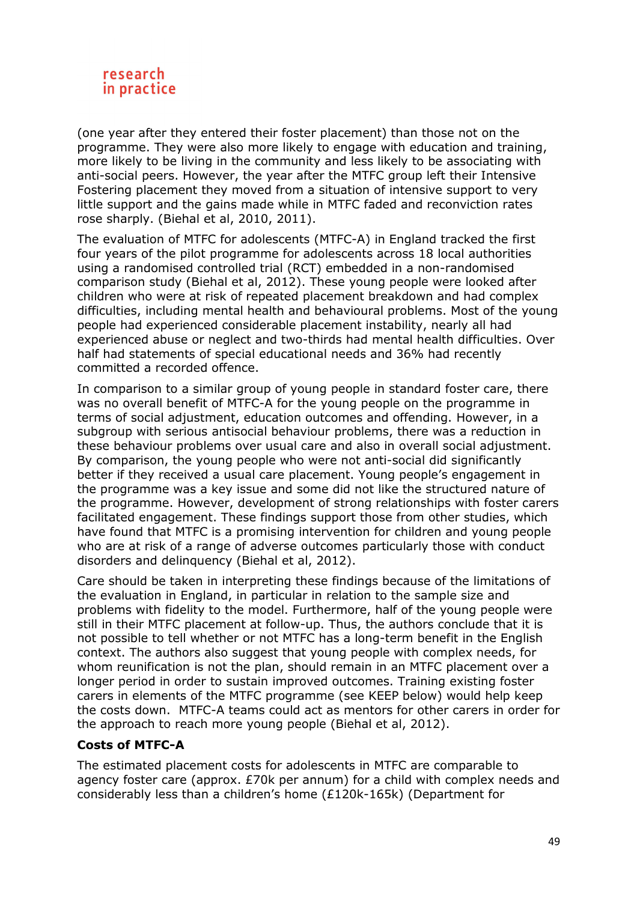(one year after they entered their foster placement) than those not on the programme. They were also more likely to engage with education and training, more likely to be living in the community and less likely to be associating with anti-social peers. However, the year after the MTFC group left their Intensive Fostering placement they moved from a situation of intensive support to very little support and the gains made while in MTFC faded and reconviction rates rose sharply. (Biehal et al, 2010, 2011).

The evaluation of MTFC for adolescents (MTFC-A) in England tracked the first four years of the pilot programme for adolescents across 18 local authorities using a randomised controlled trial (RCT) embedded in a non-randomised comparison study (Biehal et al, 2012). These young people were looked after children who were at risk of repeated placement breakdown and had complex difficulties, including mental health and behavioural problems. Most of the young people had experienced considerable placement instability, nearly all had experienced abuse or neglect and two-thirds had mental health difficulties. Over half had statements of special educational needs and 36% had recently committed a recorded offence.

In comparison to a similar group of young people in standard foster care, there was no overall benefit of MTFC-A for the young people on the programme in terms of social adjustment, education outcomes and offending. However, in a subgroup with serious antisocial behaviour problems, there was a reduction in these behaviour problems over usual care and also in overall social adjustment. By comparison, the young people who were not anti-social did significantly better if they received a usual care placement. Young people's engagement in the programme was a key issue and some did not like the structured nature of the programme. However, development of strong relationships with foster carers facilitated engagement. These findings support those from other studies, which have found that MTFC is a promising intervention for children and young people who are at risk of a range of adverse outcomes particularly those with conduct disorders and delinquency (Biehal et al, 2012).

Care should be taken in interpreting these findings because of the limitations of the evaluation in England, in particular in relation to the sample size and problems with fidelity to the model. Furthermore, half of the young people were still in their MTFC placement at follow-up. Thus, the authors conclude that it is not possible to tell whether or not MTFC has a long-term benefit in the English context. The authors also suggest that young people with complex needs, for whom reunification is not the plan, should remain in an MTFC placement over a longer period in order to sustain improved outcomes. Training existing foster carers in elements of the MTFC programme (see KEEP below) would help keep the costs down. MTFC-A teams could act as mentors for other carers in order for the approach to reach more young people (Biehal et al, 2012).

**Costs of MTFC-A**

The estimated placement costs for adolescents in MTFC are comparable to agency foster care (approx. £70k per annum) for a child with complex needs and considerably less than a children's home (£120k-165k) (Department for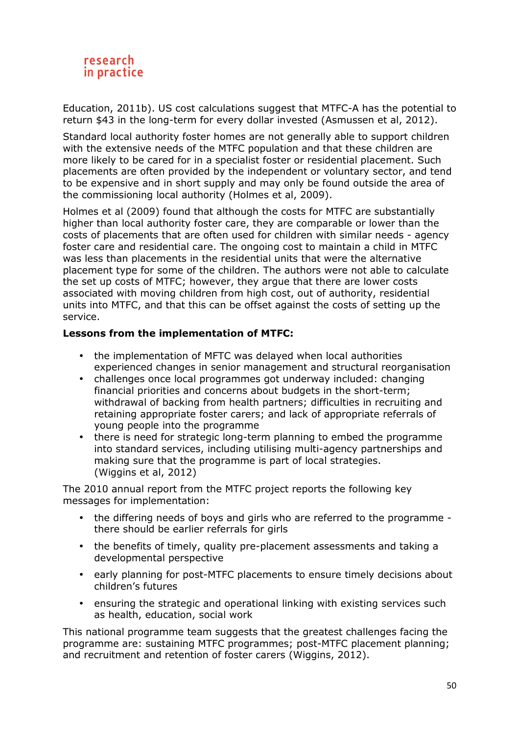Education, 2011b). US cost calculations suggest that MTFC-A has the potential to return $43 in the long-term for every dollar invested (Asmussen et al, 2012).

Standard local authority foster homes are not generally able to support children with the extensive needs of the MTFC population and that these children are more likely to be cared for in a specialist foster or residential placement. Such placements are often provided by the independent or voluntary sector, and tend to be expensive and in short supply and may only be found outside the area of the commissioning local authority (Holmes et al, 2009).

Holmes et al (2009) found that although the costs for MTFC are substantially higher than local authority foster care, they are comparable or lower than the costs of placements that are often used for children with similar needs - agency foster care and residential care. The ongoing cost to maintain a child in MTFC was less than placements in the residential units that were the alternative placement type for some of the children. The authors were not able to calculate the set up costs of MTFC; however, they argue that there are lower costs associated with moving children from high cost, out of authority, residential units into MTFC, and that this can be offset against the costs of setting up the service.

**Lessons from the implementation of MTFC:**

- the implementation of MFTC was delayed when local authorities experienced changes in senior management and structural reorganisation
- challenges once local programmes got underway included: changing financial priorities and concerns about budgets in the short-term; withdrawal of backing from health partners; difficulties in recruiting and retaining appropriate foster carers; and lack of appropriate referrals of young people into the programme
- there is need for strategic long-term planning to embed the programme into standard services, including utilising multi-agency partnerships and making sure that the programme is part of local strategies. (Wiggins et al, 2012)

The 2010 annual report from the MTFC project reports the following key messages for implementation:

- the differing needs of boys and girls who are referred to the programme - there should be earlier referrals for girls
- the benefits of timely, quality pre-placement assessments and taking a developmental perspective
- early planning for post-MTFC placements to ensure timely decisions about children's futures
- ensuring the strategic and operational linking with existing services such as health, education, social work

This national programme team suggests that the greatest challenges facing the programme are: sustaining MTFC programmes; post-MTFC placement planning; and recruitment and retention of foster carers (Wiggins, 2012).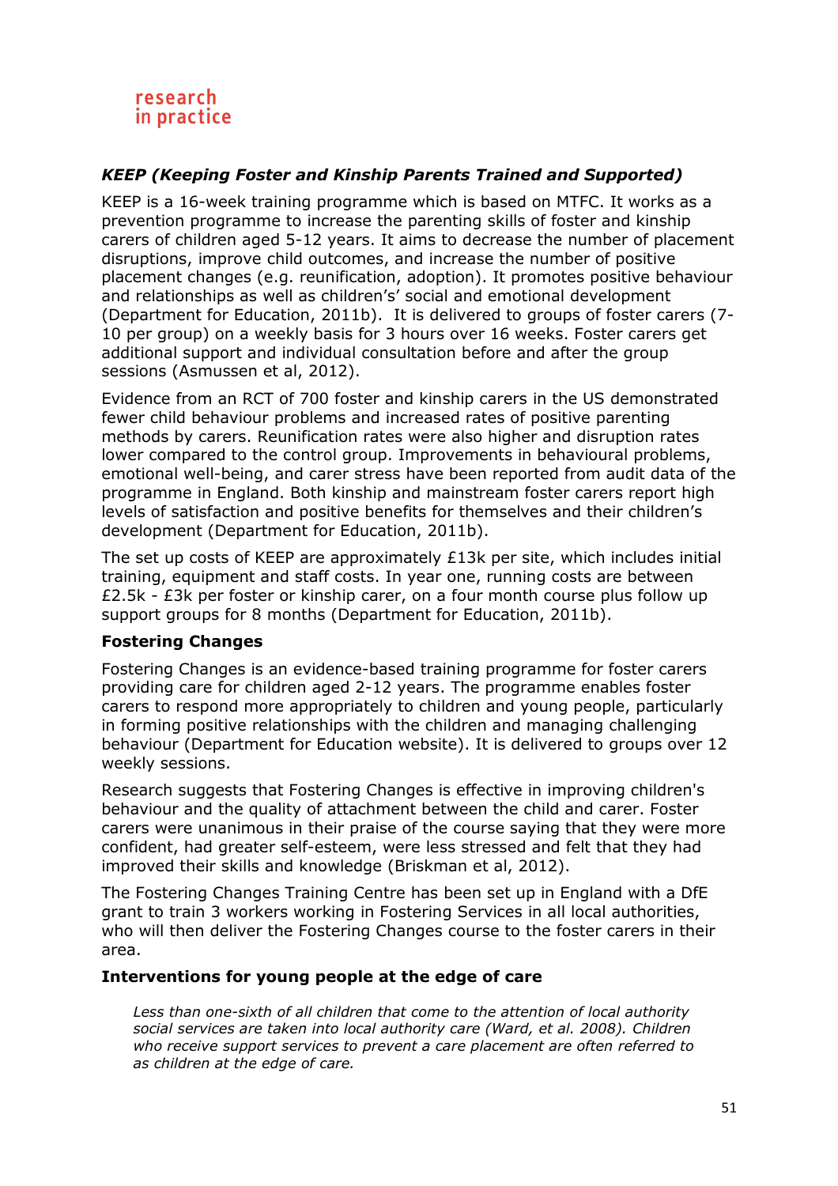### *KEEP (Keeping Foster and Kinship Parents Trained and Supported)*

KEEP is a 16-week training programme which is based on MTFC. It works as a prevention programme to increase the parenting skills of foster and kinship carers of children aged 5-12 years. It aims to decrease the number of placement disruptions, improve child outcomes, and increase the number of positive placement changes (e.g. reunification, adoption). It promotes positive behaviour and relationships as well as childrens' social and emotional development (Department for Education, 2011b). It is delivered to groups of foster carers (7-10 per group) on a weekly basis for 3 hours over 16 weeks. Foster carers get additional support and individual consultation before and after the group sessions (Asmussen et al, 2012).

Evidence from an RCT of 700 foster and kinship carers in the US demonstrated fewer child behaviour problems and increased rates of positive parenting methods by carers. Reunification rates were also higher and disruption rates lower compared to the control group. Improvements in behavioural problems, emotional well-being, and carer stress have been reported from audit data of the programme in England. Both kinship and mainstream foster carers report high levels of satisfaction and positive benefits for themselves and their children's development (Department for Education, 2011b).

The set up costs of KEEP are approximately £13k per site, which includes initial training, equipment and staff costs. In year one, running costs are between £2.5k - £3k per foster or kinship carer, on a four month course plus follow up support groups for 8 months (Department for Education, 2011b).

**Fostering Changes**

Fostering Changes is an evidence-based training programme for foster carers providing care for children aged 2-12 years. The programme enables foster carers to respond more appropriately to children and young people, particularly in forming positive relationships with the children and managing challenging behaviour (Department for Education website). It is delivered to groups over 12 weekly sessions.

Research suggests that Fostering Changes is effective in improving children's behaviour and the quality of attachment between the child and carer. Foster carers were unanimous in their praise of the course saying that they were more confident, had greater self-esteem, were less stressed and felt that they had improved their skills and knowledge (Briskman et al, 2012).

The Fostering Changes Training Centre has been set up in England with a DfE grant to train 3 workers working in Fostering Services in all local authorities, who will then deliver the Fostering Changes course to the foster carers in their area.

**Interventions for young people at the edge of care**

*Less than one-sixth of all children that come to the attention of local authority social services are taken into local authority care (Ward, et al. 2008). Children who receive support services to prevent a care placement are often referred to as children at the edge of care.*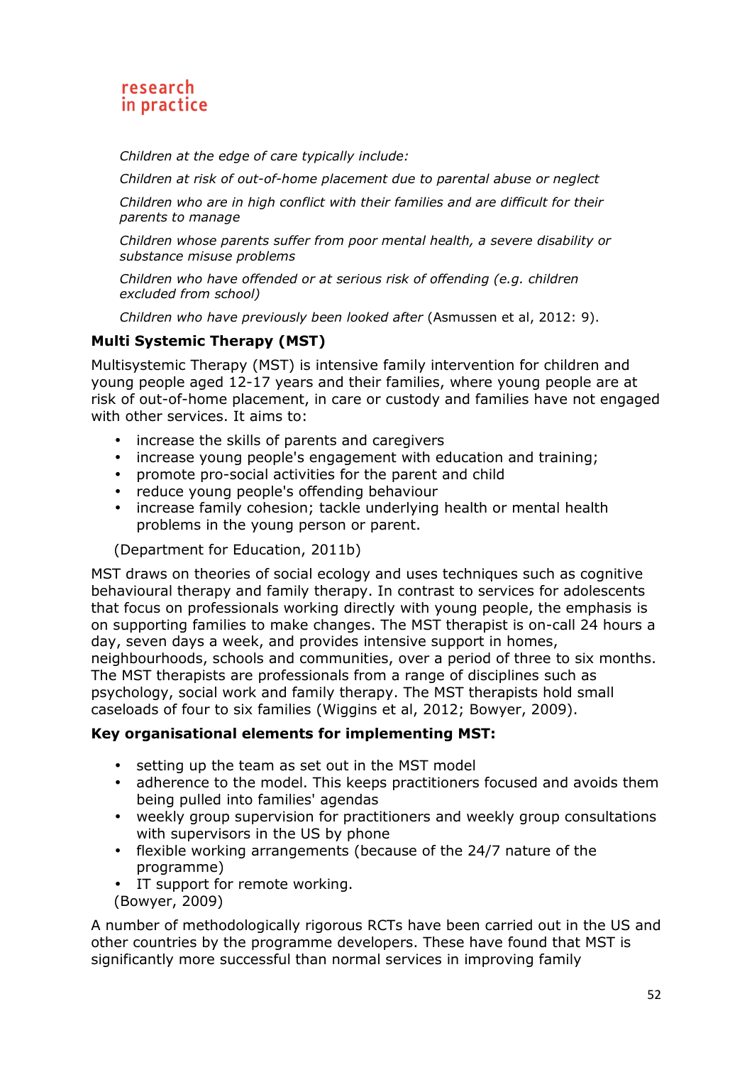*Children at the edge of care typically include:*

*Children at risk of out-of-home placement due to parental abuse or neglect*

*Children who are in high conflict with their families and are difficult for their parents to manage*

*Children whose parents suffer from poor mental health, a severe disability or substance misuse problems*

*Children who have offended or at serious risk of offending (e.g. children excluded from school)*

*Children who have previously been looked after* (Asmussen et al, 2012: 9).

**Multi Systemic Therapy (MST)**

Multisystemic Therapy (MST) is intensive family intervention for children and young people aged 12-17 years and their families, where young people are at risk of out-of-home placement, in care or custody and families have not engaged with other services. It aims to:

- increase the skills of parents and caregivers
- increase young people's engagement with education and training;
- promote pro-social activities for the parent and child
- reduce young people's offending behaviour
- increase family cohesion; tackle underlying health or mental health problems in the young person or parent.

(Department for Education, 2011b)

MST draws on theories of social ecology and uses techniques such as cognitive behavioural therapy and family therapy. In contrast to services for adolescents that focus on professionals working directly with young people, the emphasis is on supporting families to make changes. The MST therapist is on-call 24 hours a day, seven days a week, and provides intensive support in homes, neighbourhoods, schools and communities, over a period of three to six months. The MST therapists are professionals from a range of disciplines such as psychology, social work and family therapy. The MST therapists hold small caseloads of four to six families (Wiggins et al, 2012; Bowyer, 2009).

**Key organisational elements for implementing MST:**

- setting up the team as set out in the MST model
- adherence to the model. This keeps practitioners focused and avoids them being pulled into families' agendas
- weekly group supervision for practitioners and weekly group consultations with supervisors in the US by phone
- flexible working arrangements (because of the 24/7 nature of the programme)
- IT support for remote working.

(Bowyer, 2009)

A number of methodologically rigorous RCTs have been carried out in the US and other countries by the programme developers. These have found that MST is significantly more successful than normal services in improving family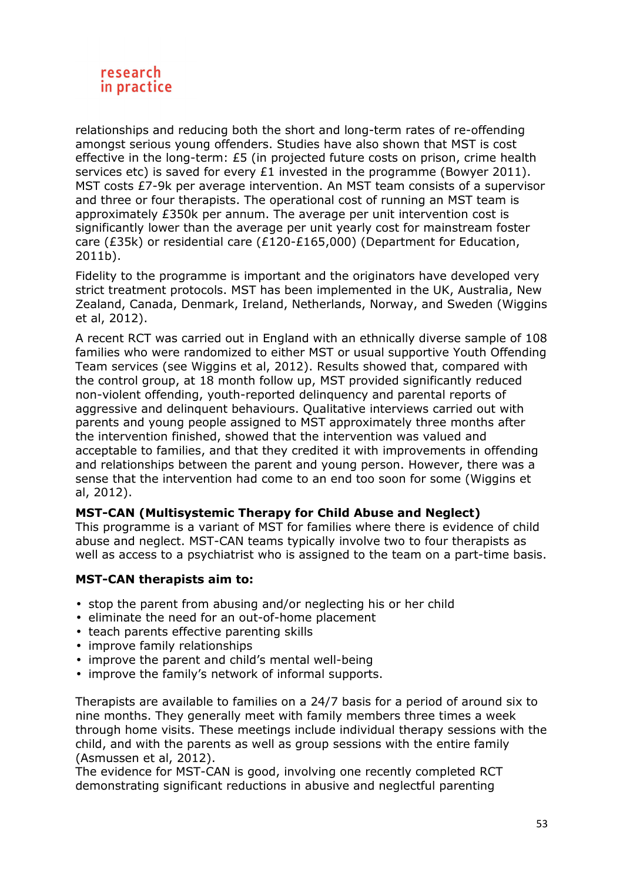relationships and reducing both the short and long-term rates of re-offending amongst serious young offenders. Studies have also shown that MST is cost effective in the long-term: £5 (in projected future costs on prison, crime health services etc) is saved for every £1 invested in the programme (Bowyer 2011). MST costs £7-9k per average intervention. An MST team consists of a supervisor and three or four therapists. The operational cost of running an MST team is approximately £350k per annum. The average per unit intervention cost is significantly lower than the average per unit yearly cost for mainstream foster care (£35k) or residential care (£120-£165,000) (Department for Education, 2011b).

Fidelity to the programme is important and the originators have developed very strict treatment protocols. MST has been implemented in the UK, Australia, New Zealand, Canada, Denmark, Ireland, Netherlands, Norway, and Sweden (Wiggins et al, 2012).

A recent RCT was carried out in England with an ethnically diverse sample of 108 families who were randomized to either MST or usual supportive Youth Offending Team services (see Wiggins et al, 2012). Results showed that, compared with the control group, at 18 month follow up, MST provided significantly reduced non-violent offending, youth-reported delinquency and parental reports of aggressive and delinquent behaviours. Qualitative interviews carried out with parents and young people assigned to MST approximately three months after the intervention finished, showed that the intervention was valued and acceptable to families, and that they credited it with improvements in offending and relationships between the parent and young person. However, there was a sense that the intervention had come to an end too soon for some (Wiggins et al, 2012).

**MST-CAN (Multisystemic Therapy for Child Abuse and Neglect)**
This programme is a variant of MST for families where there is evidence of child abuse and neglect. MST-CAN teams typically involve two to four therapists as well as access to a psychiatrist who is assigned to the team on a part-time basis.

**MST-CAN therapists aim to:**

- stop the parent from abusing and/or neglecting his or her child
- eliminate the need for an out-of-home placement
- teach parents effective parenting skills
- improve family relationships
- improve the parent and child's mental well-being
- improve the family's network of informal supports.

Therapists are available to families on a 24/7 basis for a period of around six to nine months. They generally meet with family members three times a week through home visits. These meetings include individual therapy sessions with the child, and with the parents as well as group sessions with the entire family (Asmussen et al, 2012).
The evidence for MST-CAN is good, involving one recently completed RCT demonstrating significant reductions in abusive and neglectful parenting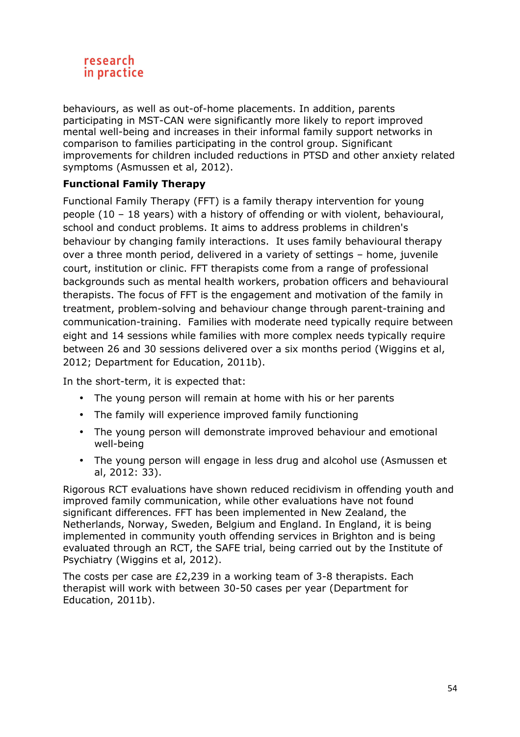behaviours, as well as out-of-home placements. In addition, parents participating in MST-CAN were significantly more likely to report improved mental well-being and increases in their informal family support networks in comparison to families participating in the control group. Significant improvements for children included reductions in PTSD and other anxiety related symptoms (Asmussen et al, 2012).

**Functional Family Therapy**

Functional Family Therapy (FFT) is a family therapy intervention for young people (10 – 18 years) with a history of offending or with violent, behavioural, school and conduct problems. It aims to address problems in children's behaviour by changing family interactions. It uses family behavioural therapy over a three month period, delivered in a variety of settings – home, juvenile court, institution or clinic. FFT therapists come from a range of professional backgrounds such as mental health workers, probation officers and behavioural therapists. The focus of FFT is the engagement and motivation of the family in treatment, problem-solving and behaviour change through parent-training and communication-training. Families with moderate need typically require between eight and 14 sessions while families with more complex needs typically require between 26 and 30 sessions delivered over a six months period (Wiggins et al, 2012; Department for Education, 2011b).

In the short-term, it is expected that:

- The young person will remain at home with his or her parents
- The family will experience improved family functioning
- The young person will demonstrate improved behaviour and emotional well-being
- The young person will engage in less drug and alcohol use (Asmussen et al, 2012: 33).

Rigorous RCT evaluations have shown reduced recidivism in offending youth and improved family communication, while other evaluations have not found significant differences. FFT has been implemented in New Zealand, the Netherlands, Norway, Sweden, Belgium and England. In England, it is being implemented in community youth offending services in Brighton and is being evaluated through an RCT, the SAFE trial, being carried out by the Institute of Psychiatry (Wiggins et al, 2012).

The costs per case are £2,239 in a working team of 3-8 therapists. Each therapist will work with between 30-50 cases per year (Department for Education, 2011b).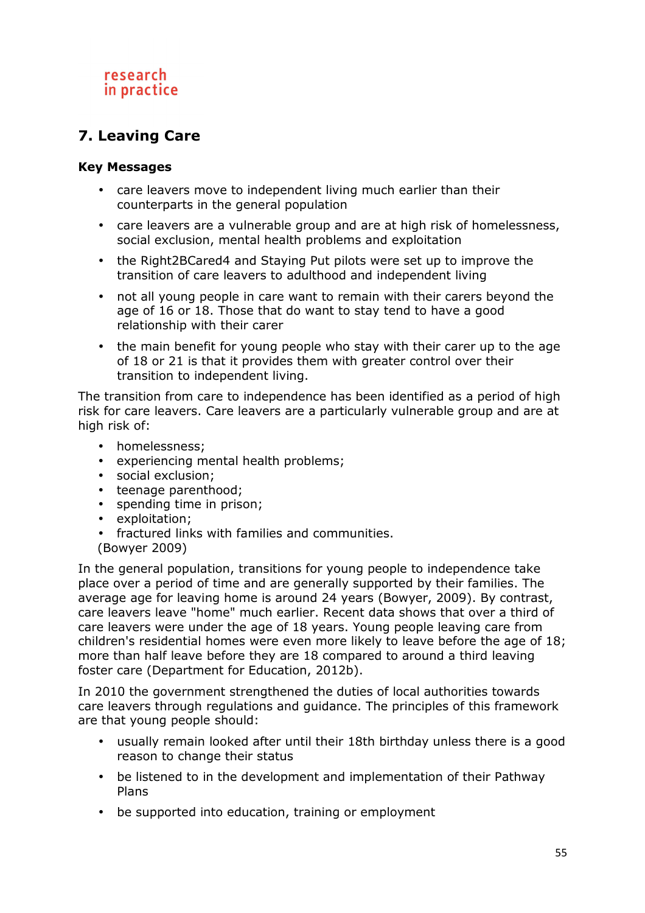# 7. Leaving Care

**Key Messages**

- care leavers move to independent living much earlier than their counterparts in the general population
- care leavers are a vulnerable group and are at high risk of homelessness, social exclusion, mental health problems and exploitation
- the Right2BCared4 and Staying Put pilots were set up to improve the transition of care leavers to adulthood and independent living
- not all young people in care want to remain with their carers beyond the age of 16 or 18. Those that do want to stay tend to have a good relationship with their carer
- the main benefit for young people who stay with their carer up to the age of 18 or 21 is that it provides them with greater control over their transition to independent living.

The transition from care to independence has been identified as a period of high risk for care leavers. Care leavers are a particularly vulnerable group and are at high risk of:

- homelessness;
- experiencing mental health problems;
- social exclusion;
- teenage parenthood;
- spending time in prison;
- exploitation;
- fractured links with families and communities.

(Bowyer 2009)

In the general population, transitions for young people to independence take place over a period of time and are generally supported by their families. The average age for leaving home is around 24 years (Bowyer, 2009). By contrast, care leavers leave "home" much earlier. Recent data shows that over a third of care leavers were under the age of 18 years. Young people leaving care from children's residential homes were even more likely to leave before the age of 18; more than half leave before they are 18 compared to around a third leaving foster care (Department for Education, 2012b).

In 2010 the government strengthened the duties of local authorities towards care leavers through regulations and guidance. The principles of this framework are that young people should:

- usually remain looked after until their 18th birthday unless there is a good reason to change their status
- be listened to in the development and implementation of their Pathway Plans
- be supported into education, training or employment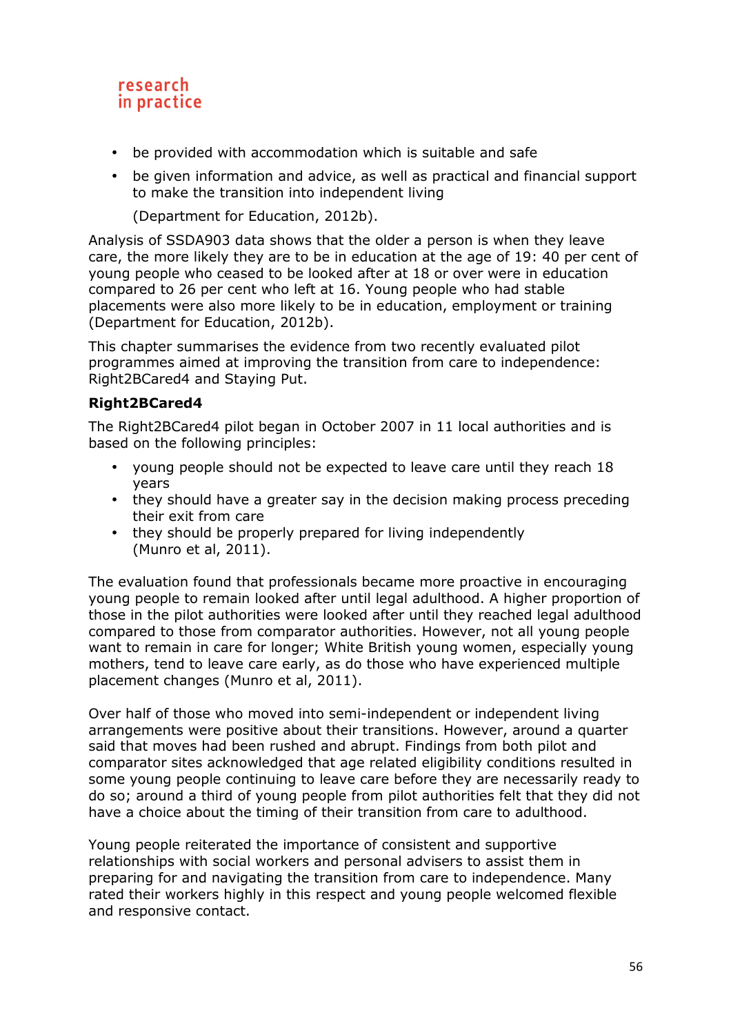- be provided with accommodation which is suitable and safe
- be given information and advice, as well as practical and financial support to make the transition into independent living

  (Department for Education, 2012b).

Analysis of SSDA903 data shows that the older a person is when they leave care, the more likely they are to be in education at the age of 19: 40 per cent of young people who ceased to be looked after at 18 or over were in education compared to 26 per cent who left at 16. Young people who had stable placements were also more likely to be in education, employment or training (Department for Education, 2012b).

This chapter summarises the evidence from two recently evaluated pilot programmes aimed at improving the transition from care to independence: Right2BCared4 and Staying Put.

**Right2BCared4**

The Right2BCared4 pilot began in October 2007 in 11 local authorities and is based on the following principles:

- young people should not be expected to leave care until they reach 18 years
- they should have a greater say in the decision making process preceding their exit from care
- they should be properly prepared for living independently (Munro et al, 2011).

The evaluation found that professionals became more proactive in encouraging young people to remain looked after until legal adulthood. A higher proportion of those in the pilot authorities were looked after until they reached legal adulthood compared to those from comparator authorities. However, not all young people want to remain in care for longer; White British young women, especially young mothers, tend to leave care early, as do those who have experienced multiple placement changes (Munro et al, 2011).

Over half of those who moved into semi-independent or independent living arrangements were positive about their transitions. However, around a quarter said that moves had been rushed and abrupt. Findings from both pilot and comparator sites acknowledged that age related eligibility conditions resulted in some young people continuing to leave care before they are necessarily ready to do so; around a third of young people from pilot authorities felt that they did not have a choice about the timing of their transition from care to adulthood.

Young people reiterated the importance of consistent and supportive relationships with social workers and personal advisers to assist them in preparing for and navigating the transition from care to independence. Many rated their workers highly in this respect and young people welcomed flexible and responsive contact.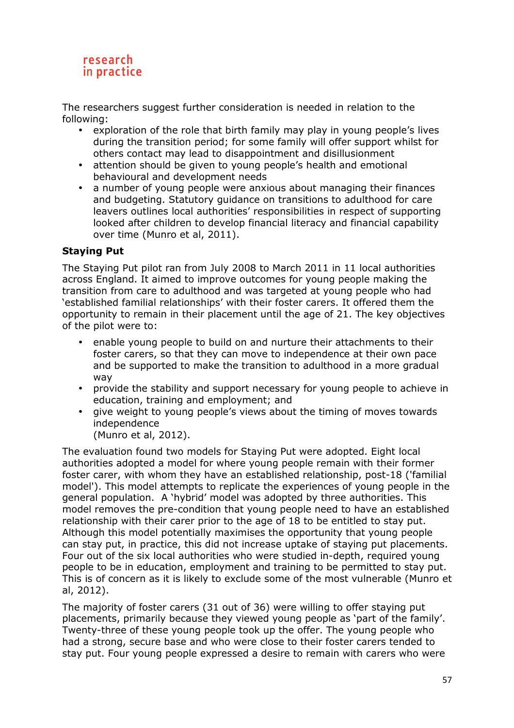The researchers suggest further consideration is needed in relation to the following:

- exploration of the role that birth family may play in young people's lives during the transition period; for some family will offer support whilst for others contact may lead to disappointment and disillusionment
- attention should be given to young people's health and emotional behavioural and development needs
- a number of young people were anxious about managing their finances and budgeting. Statutory guidance on transitions to adulthood for care leavers outlines local authorities' responsibilities in respect of supporting looked after children to develop financial literacy and financial capability over time (Munro et al, 2011).

**Staying Put**

The Staying Put pilot ran from July 2008 to March 2011 in 11 local authorities across England. It aimed to improve outcomes for young people making the transition from care to adulthood and was targeted at young people who had 'established familial relationships' with their foster carers. It offered them the opportunity to remain in their placement until the age of 21. The key objectives of the pilot were to:

- enable young people to build on and nurture their attachments to their foster carers, so that they can move to independence at their own pace and be supported to make the transition to adulthood in a more gradual way
- provide the stability and support necessary for young people to achieve in education, training and employment; and
- give weight to young people's views about the timing of moves towards independence
  (Munro et al, 2012).

The evaluation found two models for Staying Put were adopted. Eight local authorities adopted a model for where young people remain with their former foster carer, with whom they have an established relationship, post-18 ('familial model'). This model attempts to replicate the experiences of young people in the general population. A 'hybrid' model was adopted by three authorities. This model removes the pre-condition that young people need to have an established relationship with their carer prior to the age of 18 to be entitled to stay put. Although this model potentially maximises the opportunity that young people can stay put, in practice, this did not increase uptake of staying put placements. Four out of the six local authorities who were studied in-depth, required young people to be in education, employment and training to be permitted to stay put. This is of concern as it is likely to exclude some of the most vulnerable (Munro et al, 2012).

The majority of foster carers (31 out of 36) were willing to offer staying put placements, primarily because they viewed young people as 'part of the family'. Twenty-three of these young people took up the offer. The young people who had a strong, secure base and who were close to their foster carers tended to stay put. Four young people expressed a desire to remain with carers who were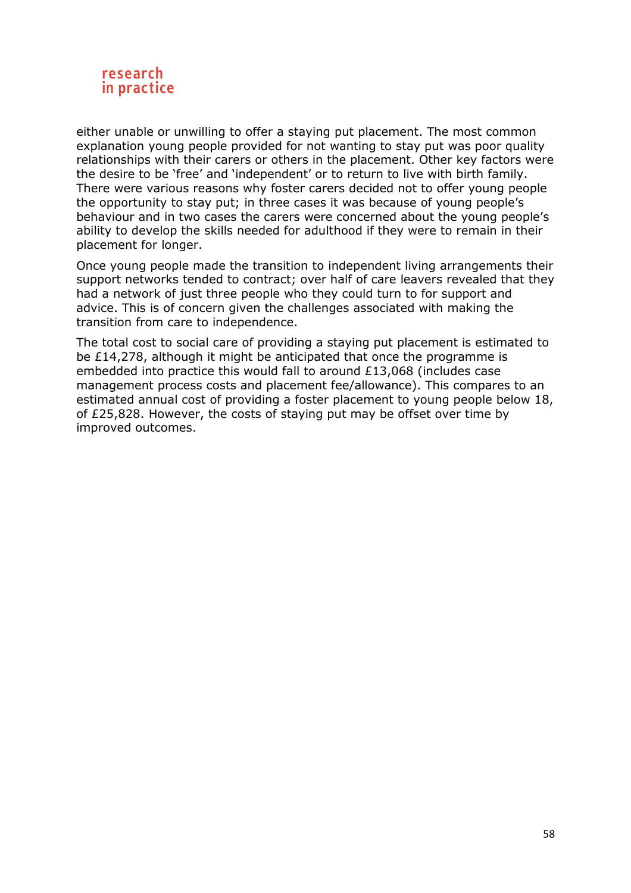either unable or unwilling to offer a staying put placement. The most common explanation young people provided for not wanting to stay put was poor quality relationships with their carers or others in the placement. Other key factors were the desire to be 'free' and 'independent' or to return to live with birth family. There were various reasons why foster carers decided not to offer young people the opportunity to stay put; in three cases it was because of young people's behaviour and in two cases the carers were concerned about the young people's ability to develop the skills needed for adulthood if they were to remain in their placement for longer.

Once young people made the transition to independent living arrangements their support networks tended to contract; over half of care leavers revealed that they had a network of just three people who they could turn to for support and advice. This is of concern given the challenges associated with making the transition from care to independence.

The total cost to social care of providing a staying put placement is estimated to be £14,278, although it might be anticipated that once the programme is embedded into practice this would fall to around £13,068 (includes case management process costs and placement fee/allowance). This compares to an estimated annual cost of providing a foster placement to young people below 18, of £25,828. However, the costs of staying put may be offset over time by improved outcomes.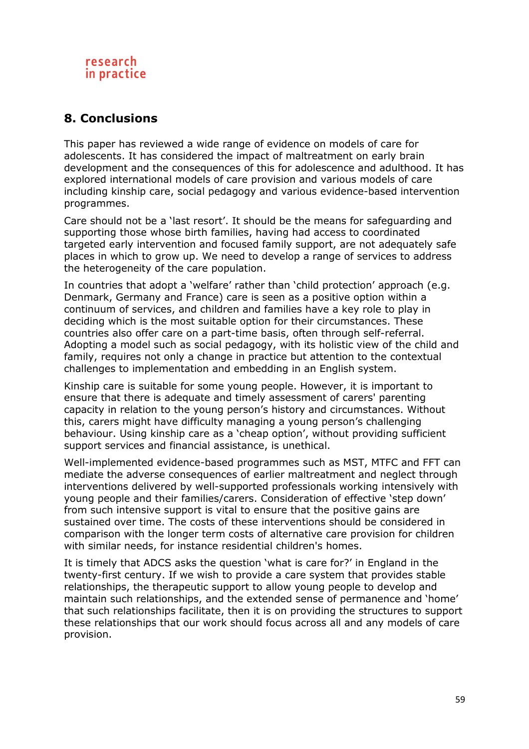## 8. Conclusions

This paper has reviewed a wide range of evidence on models of care for adolescents. It has considered the impact of maltreatment on early brain development and the consequences of this for adolescence and adulthood. It has explored international models of care provision and various models of care including kinship care, social pedagogy and various evidence-based intervention programmes.

Care should not be a 'last resort'. It should be the means for safeguarding and supporting those whose birth families, having had access to coordinated targeted early intervention and focused family support, are not adequately safe places in which to grow up. We need to develop a range of services to address the heterogeneity of the care population.

In countries that adopt a 'welfare' rather than 'child protection' approach (e.g. Denmark, Germany and France) care is seen as a positive option within a continuum of services, and children and families have a key role to play in deciding which is the most suitable option for their circumstances. These countries also offer care on a part-time basis, often through self-referral. Adopting a model such as social pedagogy, with its holistic view of the child and family, requires not only a change in practice but attention to the contextual challenges to implementation and embedding in an English system.

Kinship care is suitable for some young people. However, it is important to ensure that there is adequate and timely assessment of carers' parenting capacity in relation to the young person's history and circumstances. Without this, carers might have difficulty managing a young person's challenging behaviour. Using kinship care as a 'cheap option', without providing sufficient support services and financial assistance, is unethical.

Well-implemented evidence-based programmes such as MST, MTFC and FFT can mediate the adverse consequences of earlier maltreatment and neglect through interventions delivered by well-supported professionals working intensively with young people and their families/carers. Consideration of effective 'step down' from such intensive support is vital to ensure that the positive gains are sustained over time. The costs of these interventions should be considered in comparison with the longer term costs of alternative care provision for children with similar needs, for instance residential children's homes.

It is timely that ADCS asks the question 'what is care for?' in England in the twenty-first century. If we wish to provide a care system that provides stable relationships, the therapeutic support to allow young people to develop and maintain such relationships, and the extended sense of permanence and 'home' that such relationships facilitate, then it is on providing the structures to support these relationships that our work should focus across all and any models of care provision.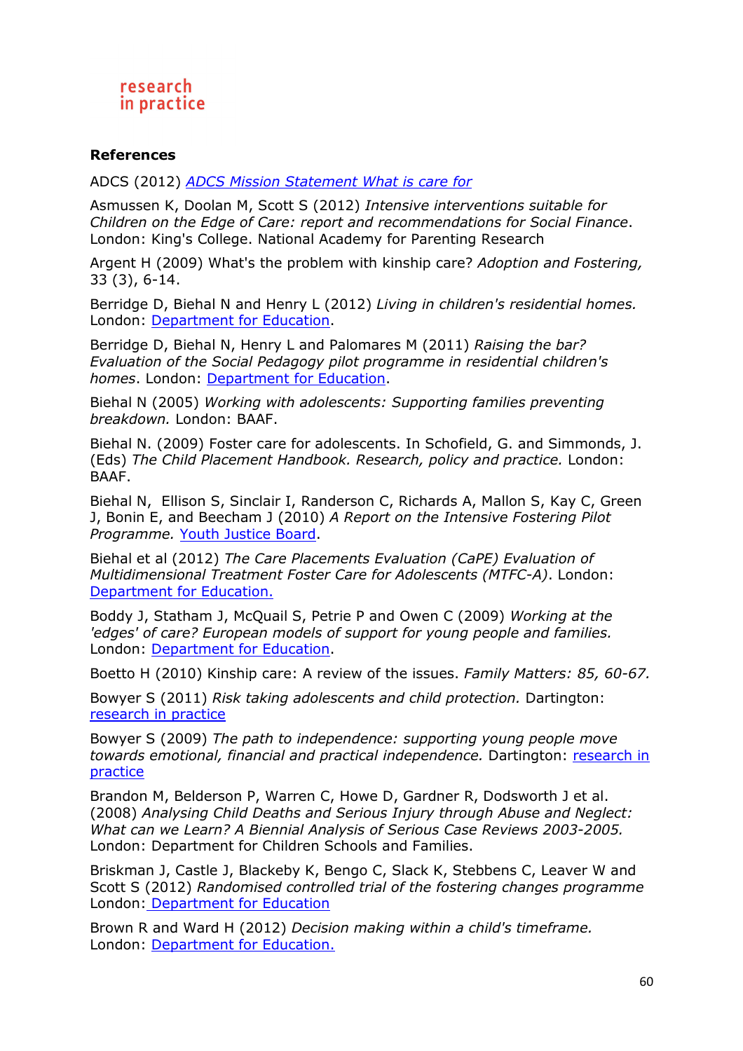research
in practice

**References**

ADCS (2012) *ADCS Mission Statement What is care for*

Asmussen K, Doolan M, Scott S (2012) *Intensive interventions suitable for Children on the Edge of Care: report and recommendations for Social Finance*. London: King's College. National Academy for Parenting Research

Argent H (2009) What's the problem with kinship care? *Adoption and Fostering,* 33 (3), 6-14.

Berridge D, Biehal N and Henry L (2012) *Living in children's residential homes.* London: Department for Education.

Berridge D, Biehal N, Henry L and Palomares M (2011) *Raising the bar? Evaluation of the Social Pedagogy pilot programme in residential children's homes*. London: Department for Education.

Biehal N (2005) *Working with adolescents: Supporting families preventing breakdown.* London: BAAF.

Biehal N. (2009) Foster care for adolescents. In Schofield, G. and Simmonds, J. (Eds) *The Child Placement Handbook. Research, policy and practice.* London: BAAF.

Biehal N, Ellison S, Sinclair I, Randerson C, Richards A, Mallon S, Kay C, Green J, Bonin E, and Beecham J (2010) *A Report on the Intensive Fostering Pilot Programme.* Youth Justice Board.

Biehal et al (2012) *The Care Placements Evaluation (CaPE) Evaluation of Multidimensional Treatment Foster Care for Adolescents (MTFC-A)*. London: Department for Education.

Boddy J, Statham J, McQuail S, Petrie P and Owen C (2009) *Working at the 'edges' of care? European models of support for young people and families.* London: Department for Education.

Boetto H (2010) Kinship care: A review of the issues. *Family Matters: 85, 60-67.*

Bowyer S (2011) *Risk taking adolescents and child protection.* Dartington: research in practice

Bowyer S (2009) *The path to independence: supporting young people move towards emotional, financial and practical independence.* Dartington: research in practice

Brandon M, Belderson P, Warren C, Howe D, Gardner R, Dodsworth J et al. (2008) *Analysing Child Deaths and Serious Injury through Abuse and Neglect: What can we Learn? A Biennial Analysis of Serious Case Reviews 2003-2005.* London: Department for Children Schools and Families.

Briskman J, Castle J, Blackeby K, Bengo C, Slack K, Stebbens C, Leaver W and Scott S (2012) *Randomised controlled trial of the fostering changes programme* London: Department for Education

Brown R and Ward H (2012) *Decision making within a child's timeframe.* London: Department for Education.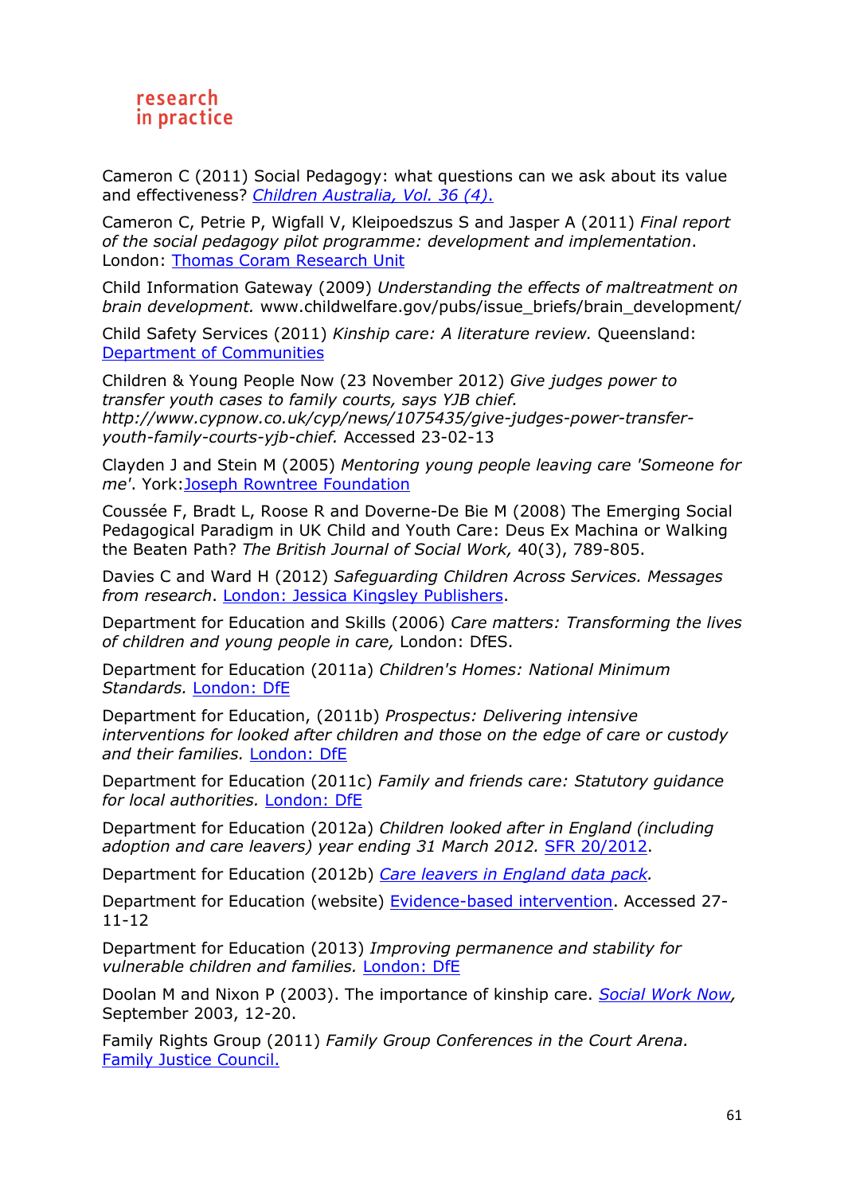Cameron C (2011) Social Pedagogy: what questions can we ask about its value and effectiveness? *Children Australia, Vol. 36 (4).*

Cameron C, Petrie P, Wigfall V, Kleipoedszus S and Jasper A (2011) *Final report of the social pedagogy pilot programme: development and implementation*. London: Thomas Coram Research Unit

Child Information Gateway (2009) *Understanding the effects of maltreatment on brain development.* www.childwelfare.gov/pubs/issue_briefs/brain_development/

Child Safety Services (2011) *Kinship care: A literature review.* Queensland: Department of Communities

Children & Young People Now (23 November 2012) *Give judges power to transfer youth cases to family courts, says YJB chief. http://www.cypnow.co.uk/cyp/news/1075435/give-judges-power-transfer-youth-family-courts-yjb-chief.* Accessed 23-02-13

Clayden J and Stein M (2005) *Mentoring young people leaving care 'Someone for me'*. York:Joseph Rowntree Foundation

Coussée F, Bradt L, Roose R and Doverne-De Bie M (2008) The Emerging Social Pedagogical Paradigm in UK Child and Youth Care: Deus Ex Machina or Walking the Beaten Path? *The British Journal of Social Work,* 40(3), 789-805.

Davies C and Ward H (2012) *Safeguarding Children Across Services. Messages from research*. London: Jessica Kingsley Publishers.

Department for Education and Skills (2006) *Care matters: Transforming the lives of children and young people in care,* London: DfES.

Department for Education (2011a) *Children's Homes: National Minimum Standards.* London: DfE

Department for Education, (2011b) *Prospectus: Delivering intensive interventions for looked after children and those on the edge of care or custody and their families.* London: DfE

Department for Education (2011c) *Family and friends care: Statutory guidance for local authorities.* London: DfE

Department for Education (2012a) *Children looked after in England (including adoption and care leavers) year ending 31 March 2012.* SFR 20/2012.

Department for Education (2012b) *Care leavers in England data pack.*

Department for Education (website) Evidence-based intervention. Accessed 27-11-12

Department for Education (2013) *Improving permanence and stability for vulnerable children and families.* London: DfE

Doolan M and Nixon P (2003). The importance of kinship care. *Social Work Now*, September 2003, 12-20.

Family Rights Group (2011) *Family Group Conferences in the Court Arena.* Family Justice Council.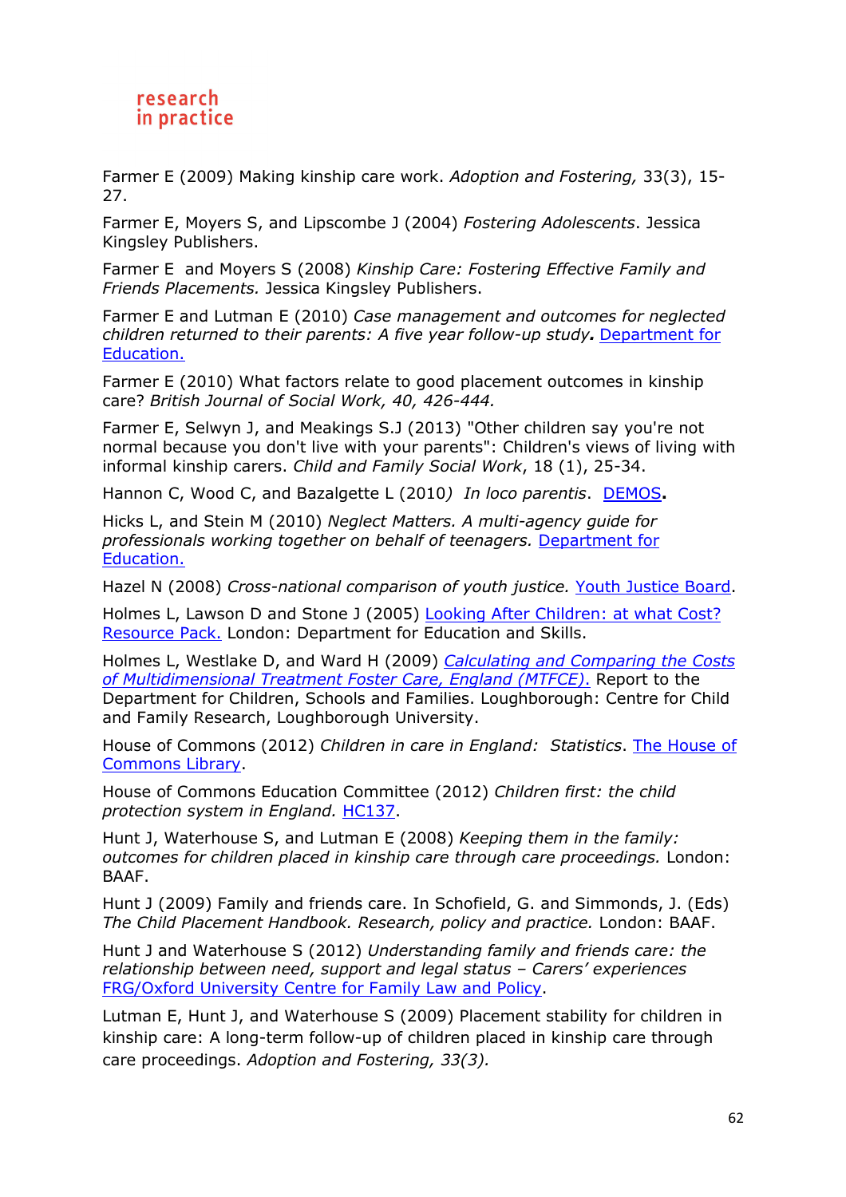Farmer E (2009) Making kinship care work. *Adoption and Fostering,* 33(3), 15-27.

Farmer E, Moyers S, and Lipscombe J (2004) *Fostering Adolescents*. Jessica Kingsley Publishers.

Farmer E and Moyers S (2008) *Kinship Care: Fostering Effective Family and Friends Placements.* Jessica Kingsley Publishers.

Farmer E and Lutman E (2010) *Case management and outcomes for neglected children returned to their parents: A five year follow-up study***.** Department for Education.

Farmer E (2010) What factors relate to good placement outcomes in kinship care? *British Journal of Social Work, 40, 426-444.*

Farmer E, Selwyn J, and Meakings S.J (2013) "Other children say you're not normal because you don't live with your parents": Children's views of living with informal kinship carers. *Child and Family Social Work*, 18 (1), 25-34.

Hannon C, Wood C, and Bazalgette L (2010*) In loco parentis*. DEMOS**.**

Hicks L, and Stein M (2010) *Neglect Matters. A multi-agency guide for professionals working together on behalf of teenagers.* Department for Education.

Hazel N (2008) *Cross-national comparison of youth justice.* Youth Justice Board.

Holmes L, Lawson D and Stone J (2005) Looking After Children: at what Cost? Resource Pack. London: Department for Education and Skills.

Holmes L, Westlake D, and Ward H (2009) *Calculating and Comparing the Costs of Multidimensional Treatment Foster Care, England (MTFCE).* Report to the Department for Children, Schools and Families. Loughborough: Centre for Child and Family Research, Loughborough University.

House of Commons (2012) *Children in care in England: Statistics*. The House of Commons Library.

House of Commons Education Committee (2012) *Children first: the child protection system in England.* HC137.

Hunt J, Waterhouse S, and Lutman E (2008) *Keeping them in the family: outcomes for children placed in kinship care through care proceedings.* London: BAAF.

Hunt J (2009) Family and friends care. In Schofield, G. and Simmonds, J. (Eds) *The Child Placement Handbook. Research, policy and practice.* London: BAAF.

Hunt J and Waterhouse S (2012) *Understanding family and friends care: the relationship between need, support and legal status – Carers' experiences* FRG/Oxford University Centre for Family Law and Policy.

Lutman E, Hunt J, and Waterhouse S (2009) Placement stability for children in kinship care: A long-term follow-up of children placed in kinship care through care proceedings. *Adoption and Fostering, 33(3).*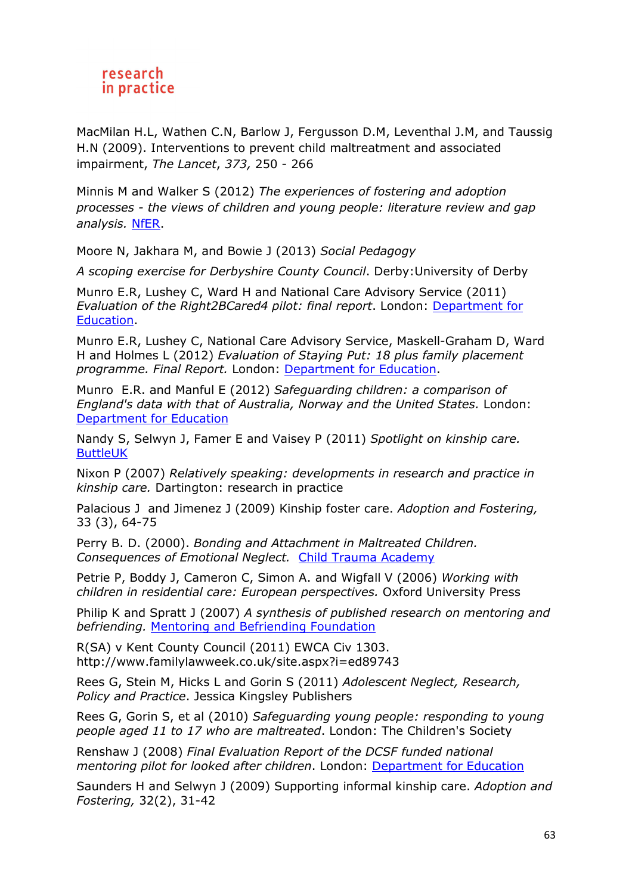MacMilan H.L, Wathen C.N, Barlow J, Fergusson D.M, Leventhal J.M, and Taussig H.N (2009). Interventions to prevent child maltreatment and associated impairment, *The Lancet*, *373,* 250 - 266

Minnis M and Walker S (2012) *The experiences of fostering and adoption processes - the views of children and young people: literature review and gap analysis.* NfER.

Moore N, Jakhara M, and Bowie J (2013) *Social Pedagogy*

*A scoping exercise for Derbyshire County Council*. Derby:University of Derby

Munro E.R, Lushey C, Ward H and National Care Advisory Service (2011) *Evaluation of the Right2BCared4 pilot: final report*. London: Department for Education.

Munro E.R, Lushey C, National Care Advisory Service, Maskell-Graham D, Ward H and Holmes L (2012) *Evaluation of Staying Put: 18 plus family placement programme. Final Report.* London: Department for Education.

Munro E.R. and Manful E (2012) *Safeguarding children: a comparison of England's data with that of Australia, Norway and the United States.* London: Department for Education

Nandy S, Selwyn J, Famer E and Vaisey P (2011) *Spotlight on kinship care.* ButtleUK

Nixon P (2007) *Relatively speaking: developments in research and practice in kinship care.* Dartington: research in practice

Palacious J and Jimenez J (2009) Kinship foster care. *Adoption and Fostering,* 33 (3), 64-75

Perry B. D. (2000). *Bonding and Attachment in Maltreated Children. Consequences of Emotional Neglect.* Child Trauma Academy

Petrie P, Boddy J, Cameron C, Simon A. and Wigfall V (2006) *Working with children in residential care: European perspectives.* Oxford University Press

Philip K and Spratt J (2007) *A synthesis of published research on mentoring and befriending.* Mentoring and Befriending Foundation

R(SA) v Kent County Council (2011) EWCA Civ 1303. http://www.familylawweek.co.uk/site.aspx?i=ed89743

Rees G, Stein M, Hicks L and Gorin S (2011) *Adolescent Neglect, Research, Policy and Practice*. Jessica Kingsley Publishers

Rees G, Gorin S, et al (2010) *Safeguarding young people: responding to young people aged 11 to 17 who are maltreated*. London: The Children's Society

Renshaw J (2008) *Final Evaluation Report of the DCSF funded national mentoring pilot for looked after children*. London: Department for Education

Saunders H and Selwyn J (2009) Supporting informal kinship care. *Adoption and Fostering,* 32(2), 31-42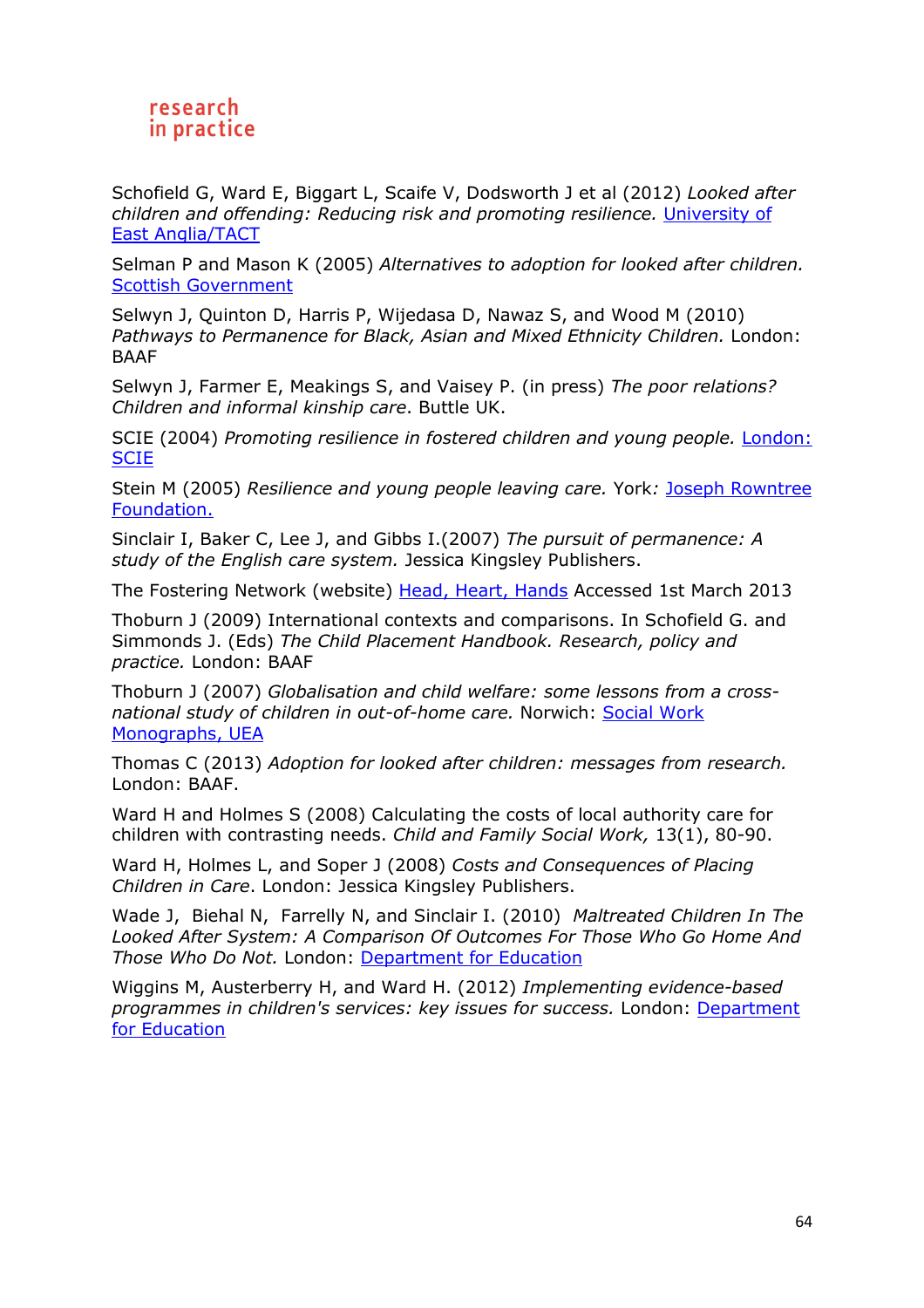Schofield G, Ward E, Biggart L, Scaife V, Dodsworth J et al (2012) *Looked after children and offending: Reducing risk and promoting resilience.* University of East Anglia/TACT

Selman P and Mason K (2005) *Alternatives to adoption for looked after children.* Scottish Government

Selwyn J, Quinton D, Harris P, Wijedasa D, Nawaz S, and Wood M (2010) *Pathways to Permanence for Black, Asian and Mixed Ethnicity Children.* London: BAAF

Selwyn J, Farmer E, Meakings S, and Vaisey P. (in press) *The poor relations? Children and informal kinship care*. Buttle UK.

SCIE (2004) *Promoting resilience in fostered children and young people.* London: SCIE

Stein M (2005) *Resilience and young people leaving care.* York*:* Joseph Rowntree Foundation.

Sinclair I, Baker C, Lee J, and Gibbs I.(2007) *The pursuit of permanence: A study of the English care system.* Jessica Kingsley Publishers.

The Fostering Network (website) Head, Heart, Hands Accessed 1st March 2013

Thoburn J (2009) International contexts and comparisons. In Schofield G. and Simmonds J. (Eds) *The Child Placement Handbook. Research, policy and practice.* London: BAAF

Thoburn J (2007) *Globalisation and child welfare: some lessons from a cross-national study of children in out-of-home care.* Norwich: Social Work Monographs, UEA

Thomas C (2013) *Adoption for looked after children: messages from research.* London: BAAF.

Ward H and Holmes S (2008) Calculating the costs of local authority care for children with contrasting needs. *Child and Family Social Work,* 13(1), 80-90.

Ward H, Holmes L, and Soper J (2008) *Costs and Consequences of Placing Children in Care*. London: Jessica Kingsley Publishers.

Wade J, Biehal N, Farrelly N, and Sinclair I. (2010) *Maltreated Children In The Looked After System: A Comparison Of Outcomes For Those Who Go Home And Those Who Do Not.* London: Department for Education

Wiggins M, Austerberry H, and Ward H. (2012) *Implementing evidence-based programmes in children's services: key issues for success.* London: Department for Education